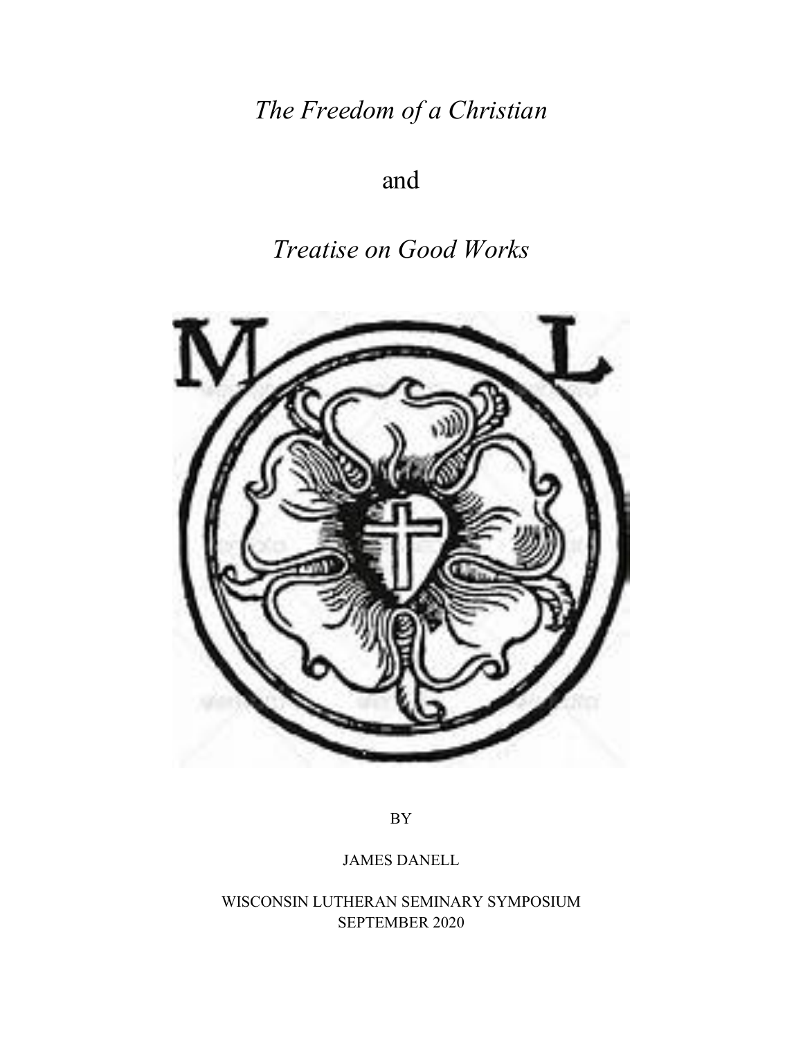# *The Freedom of a Christian*

and

# *Treatise on Good Works*

BY

JAMES DANELL

WISCONSIN LUTHERAN SEMINARY SYMPOSIUM
SEPTEMBER 2020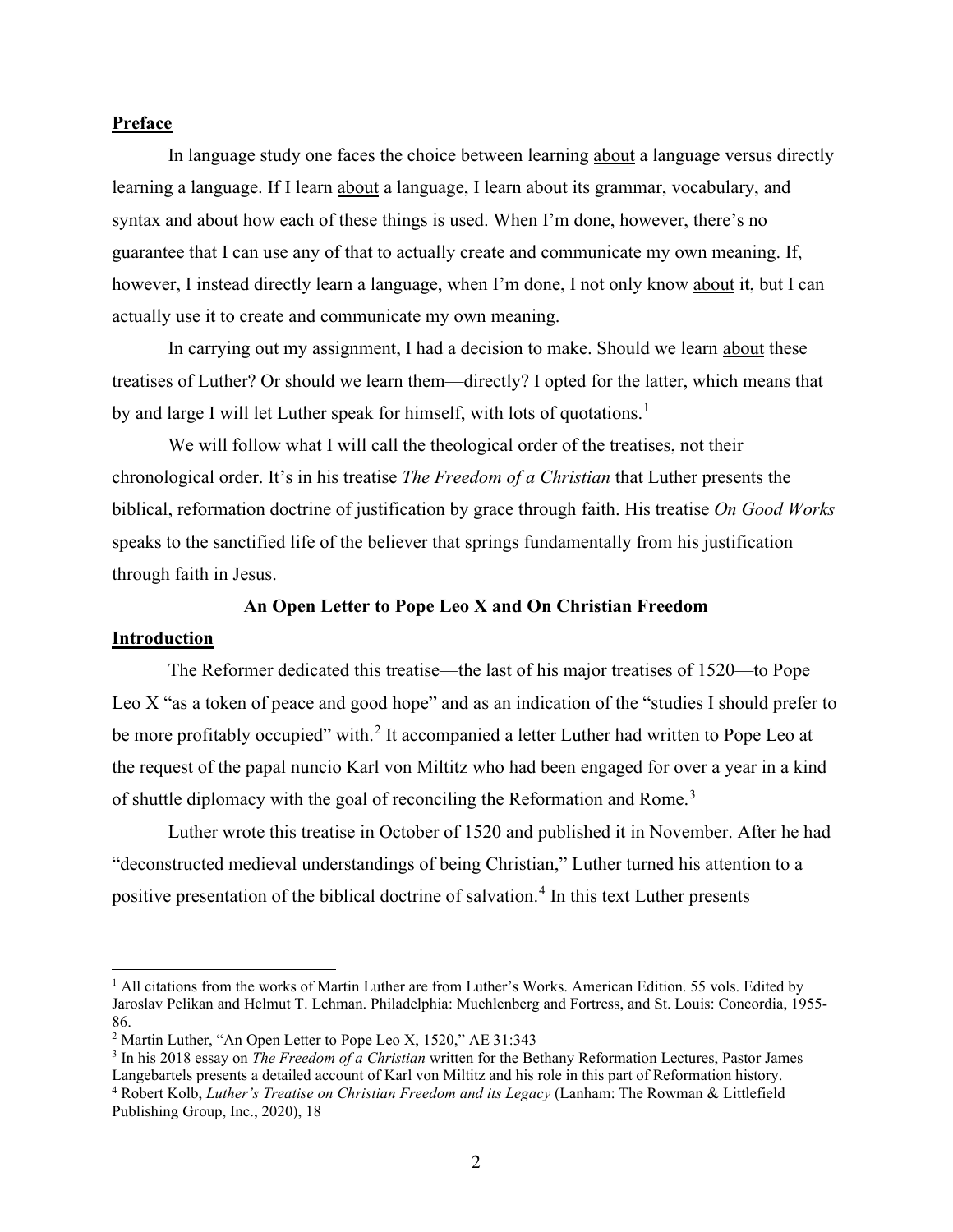## Preface

In language study one faces the choice between learning <u>about</u> a language versus directly learning a language. If I learn <u>about</u> a language, I learn about its grammar, vocabulary, and syntax and about how each of these things is used. When I'm done, however, there's no guarantee that I can use any of that to actually create and communicate my own meaning. If, however, I instead directly learn a language, when I'm done, I not only know <u>about</u> it, but I can actually use it to create and communicate my own meaning.

In carrying out my assignment, I had a decision to make. Should we learn <u>about</u> these treatises of Luther? Or should we learn them—directly? I opted for the latter, which means that by and large I will let Luther speak for himself, with lots of quotations.[1]

We will follow what I will call the theological order of the treatises, not their chronological order. It's in his treatise *The Freedom of a Christian* that Luther presents the biblical, reformation doctrine of justification by grace through faith. His treatise *On Good Works* speaks to the sanctified life of the believer that springs fundamentally from his justification through faith in Jesus.

**An Open Letter to Pope Leo X and On Christian Freedom**

## Introduction

The Reformer dedicated this treatise—the last of his major treatises of 1520—to Pope Leo X "as a token of peace and good hope" and as an indication of the "studies I should prefer to be more profitably occupied" with.[2] It accompanied a letter Luther had written to Pope Leo at the request of the papal nuncio Karl von Miltitz who had been engaged for over a year in a kind of shuttle diplomacy with the goal of reconciling the Reformation and Rome.[3]

Luther wrote this treatise in October of 1520 and published it in November. After he had "deconstructed medieval understandings of being Christian," Luther turned his attention to a positive presentation of the biblical doctrine of salvation.[4] In this text Luther presents

---

[1] All citations from the works of Martin Luther are from Luther's Works. American Edition. 55 vols. Edited by Jaroslav Pelikan and Helmut T. Lehman. Philadelphia: Muehlenberg and Fortress, and St. Louis: Concordia, 1955-86.

[2] Martin Luther, "An Open Letter to Pope Leo X, 1520," AE 31:343

[3] In his 2018 essay on *The Freedom of a Christian* written for the Bethany Reformation Lectures, Pastor James Langebartels presents a detailed account of Karl von Miltitz and his role in this part of Reformation history.

[4] Robert Kolb, *Luther's Treatise on Christian Freedom and its Legacy* (Lanham: The Rowman & Littlefield Publishing Group, Inc., 2020), 18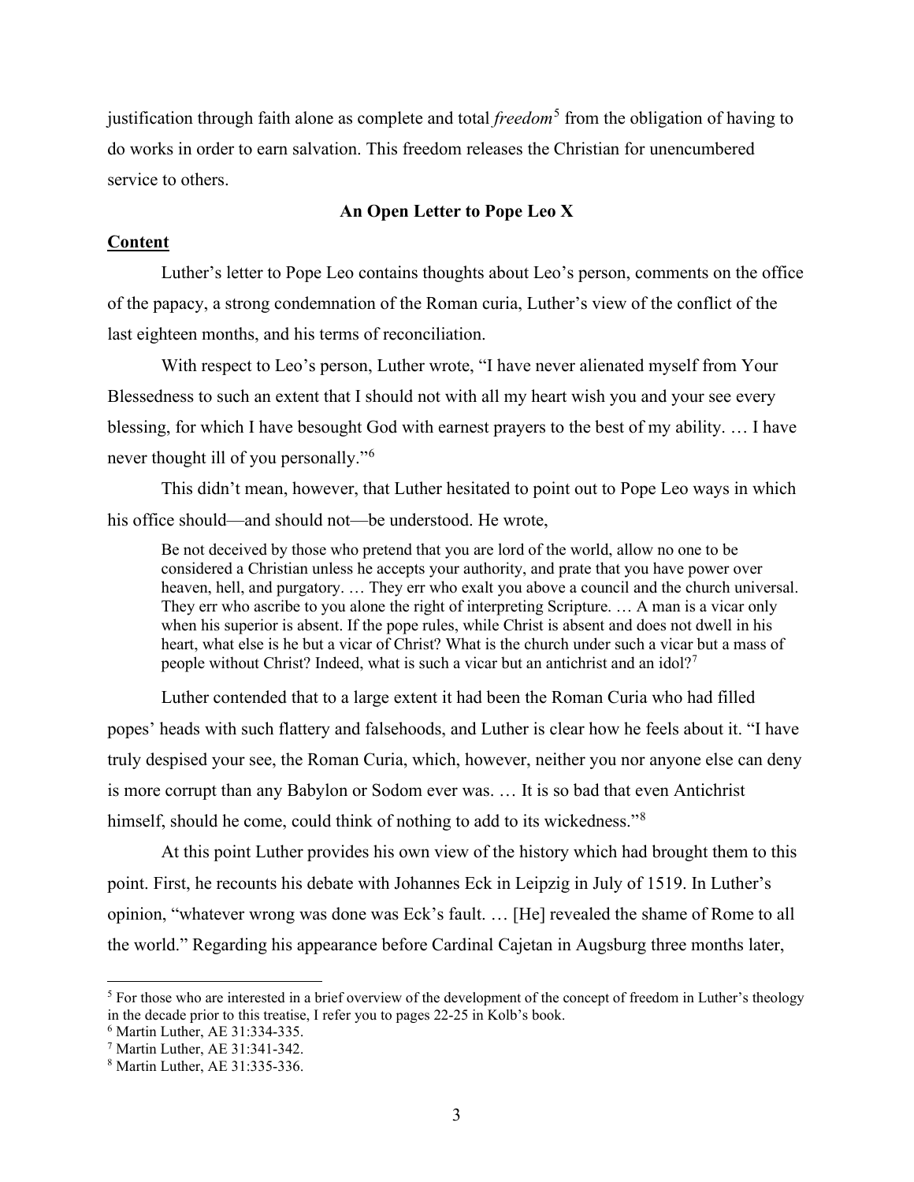justification through faith alone as complete and total *freedom*[5] from the obligation of having to do works in order to earn salvation. This freedom releases the Christian for unencumbered service to others.

## An Open Letter to Pope Leo X

### Content

Luther's letter to Pope Leo contains thoughts about Leo's person, comments on the office of the papacy, a strong condemnation of the Roman curia, Luther's view of the conflict of the last eighteen months, and his terms of reconciliation.

With respect to Leo's person, Luther wrote, "I have never alienated myself from Your Blessedness to such an extent that I should not with all my heart wish you and your see every blessing, for which I have besought God with earnest prayers to the best of my ability. … I have never thought ill of you personally."[6]

This didn't mean, however, that Luther hesitated to point out to Pope Leo ways in which his office should—and should not—be understood. He wrote,

> Be not deceived by those who pretend that you are lord of the world, allow no one to be considered a Christian unless he accepts your authority, and prate that you have power over heaven, hell, and purgatory. … They err who exalt you above a council and the church universal. They err who ascribe to you alone the right of interpreting Scripture. … A man is a vicar only when his superior is absent. If the pope rules, while Christ is absent and does not dwell in his heart, what else is he but a vicar of Christ? What is the church under such a vicar but a mass of people without Christ? Indeed, what is such a vicar but an antichrist and an idol?[7]

Luther contended that to a large extent it had been the Roman Curia who had filled popes' heads with such flattery and falsehoods, and Luther is clear how he feels about it. "I have truly despised your see, the Roman Curia, which, however, neither you nor anyone else can deny is more corrupt than any Babylon or Sodom ever was. … It is so bad that even Antichrist himself, should he come, could think of nothing to add to its wickedness."[8]

At this point Luther provides his own view of the history which had brought them to this point. First, he recounts his debate with Johannes Eck in Leipzig in July of 1519. In Luther's opinion, "whatever wrong was done was Eck's fault. … [He] revealed the shame of Rome to all the world." Regarding his appearance before Cardinal Cajetan in Augsburg three months later,

---

[5] For those who are interested in a brief overview of the development of the concept of freedom in Luther's theology in the decade prior to this treatise, I refer you to pages 22-25 in Kolb's book.

[6] Martin Luther, AE 31:334-335.

[7] Martin Luther, AE 31:341-342.

[8] Martin Luther, AE 31:335-336.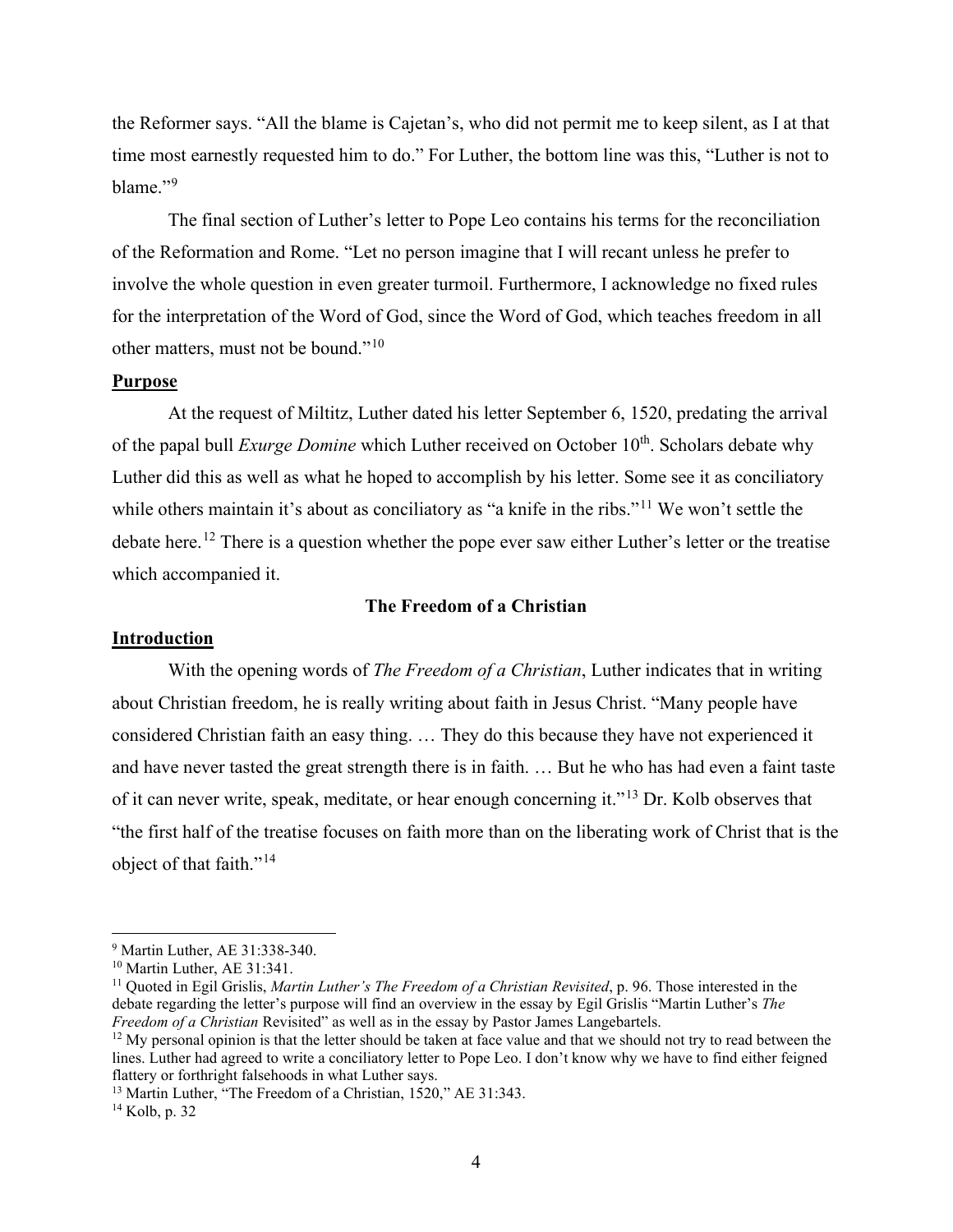the Reformer says. "All the blame is Cajetan's, who did not permit me to keep silent, as I at that time most earnestly requested him to do." For Luther, the bottom line was this, "Luther is not to blame."[9]

The final section of Luther's letter to Pope Leo contains his terms for the reconciliation of the Reformation and Rome. "Let no person imagine that I will recant unless he prefer to involve the whole question in even greater turmoil. Furthermore, I acknowledge no fixed rules for the interpretation of the Word of God, since the Word of God, which teaches freedom in all other matters, must not be bound."[10]

**Purpose**

At the request of Miltitz, Luther dated his letter September 6, 1520, predating the arrival of the papal bull *Exurge Domine* which Luther received on October 10th. Scholars debate why Luther did this as well as what he hoped to accomplish by his letter. Some see it as conciliatory while others maintain it's about as conciliatory as "a knife in the ribs."[11] We won't settle the debate here.[12] There is a question whether the pope ever saw either Luther's letter or the treatise which accompanied it.

## The Freedom of a Christian

**Introduction**

With the opening words of *The Freedom of a Christian*, Luther indicates that in writing about Christian freedom, he is really writing about faith in Jesus Christ. "Many people have considered Christian faith an easy thing. … They do this because they have not experienced it and have never tasted the great strength there is in faith. … But he who has had even a faint taste of it can never write, speak, meditate, or hear enough concerning it."[13] Dr. Kolb observes that "the first half of the treatise focuses on faith more than on the liberating work of Christ that is the object of that faith."[14]

---

[9] Martin Luther, AE 31:338-340.

[10] Martin Luther, AE 31:341.

[11] Quoted in Egil Grislis, *Martin Luther's The Freedom of a Christian Revisited*, p. 96. Those interested in the debate regarding the letter's purpose will find an overview in the essay by Egil Grislis "Martin Luther's *The Freedom of a Christian* Revisited" as well as in the essay by Pastor James Langebartels.

[12] My personal opinion is that the letter should be taken at face value and that we should not try to read between the lines. Luther had agreed to write a conciliatory letter to Pope Leo. I don't know why we have to find either feigned flattery or forthright falsehoods in what Luther says.

[13] Martin Luther, "The Freedom of a Christian, 1520," AE 31:343.

[14] Kolb, p. 32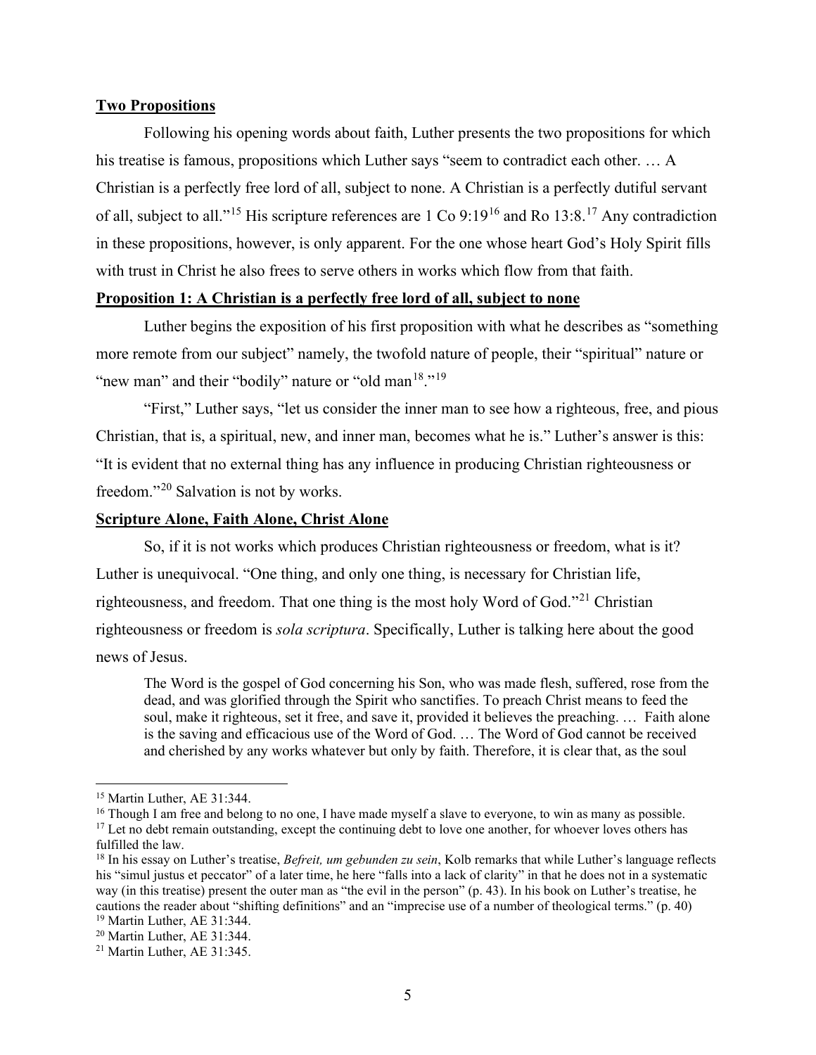**Two Propositions**

Following his opening words about faith, Luther presents the two propositions for which his treatise is famous, propositions which Luther says "seem to contradict each other. … A Christian is a perfectly free lord of all, subject to none. A Christian is a perfectly dutiful servant of all, subject to all."[15] His scripture references are 1 Co 9:19[16] and Ro 13:8.[17] Any contradiction in these propositions, however, is only apparent. For the one whose heart God's Holy Spirit fills with trust in Christ he also frees to serve others in works which flow from that faith.

**Proposition 1: A Christian is a perfectly free lord of all, subject to none**

Luther begins the exposition of his first proposition with what he describes as "something more remote from our subject" namely, the twofold nature of people, their "spiritual" nature or "new man" and their "bodily" nature or "old man[18]."[19]

"First," Luther says, "let us consider the inner man to see how a righteous, free, and pious Christian, that is, a spiritual, new, and inner man, becomes what he is." Luther's answer is this: "It is evident that no external thing has any influence in producing Christian righteousness or freedom."[20] Salvation is not by works.

**Scripture Alone, Faith Alone, Christ Alone**

So, if it is not works which produces Christian righteousness or freedom, what is it? Luther is unequivocal. "One thing, and only one thing, is necessary for Christian life, righteousness, and freedom. That one thing is the most holy Word of God."[21] Christian righteousness or freedom is *sola scriptura*. Specifically, Luther is talking here about the good news of Jesus.

> The Word is the gospel of God concerning his Son, who was made flesh, suffered, rose from the dead, and was glorified through the Spirit who sanctifies. To preach Christ means to feed the soul, make it righteous, set it free, and save it, provided it believes the preaching. … Faith alone is the saving and efficacious use of the Word of God. … The Word of God cannot be received and cherished by any works whatever but only by faith. Therefore, it is clear that, as the soul

---

[15] Martin Luther, AE 31:344.

[16] Though I am free and belong to no one, I have made myself a slave to everyone, to win as many as possible.

[17] Let no debt remain outstanding, except the continuing debt to love one another, for whoever loves others has fulfilled the law.

[18] In his essay on Luther's treatise, *Befreit, um gebunden zu sein*, Kolb remarks that while Luther's language reflects his "simul justus et peccator" of a later time, he here "falls into a lack of clarity" in that he does not in a systematic way (in this treatise) present the outer man as "the evil in the person" (p. 43). In his book on Luther's treatise, he cautions the reader about "shifting definitions" and an "imprecise use of a number of theological terms." (p. 40)

[19] Martin Luther, AE 31:344.

[20] Martin Luther, AE 31:344.

[21] Martin Luther, AE 31:345.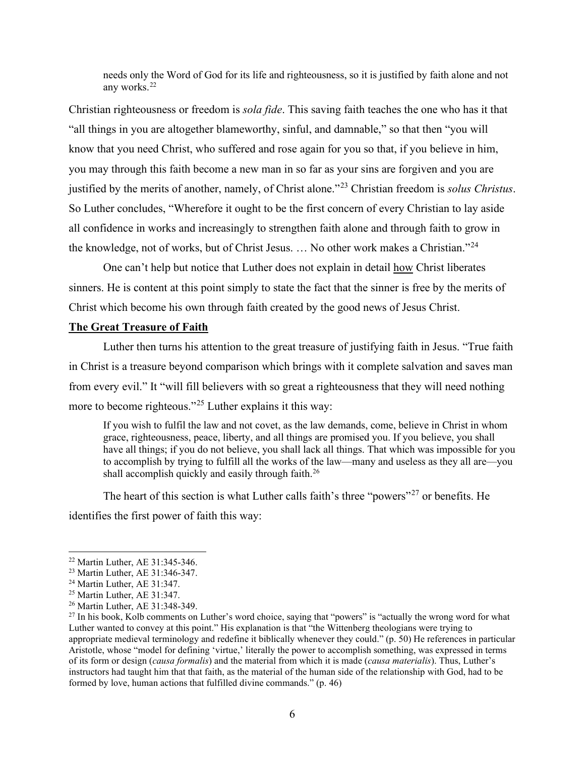> needs only the Word of God for its life and righteousness, so it is justified by faith alone and not any works.[22]

Christian righteousness or freedom is *sola fide*. This saving faith teaches the one who has it that "all things in you are altogether blameworthy, sinful, and damnable," so that then "you will know that you need Christ, who suffered and rose again for you so that, if you believe in him, you may through this faith become a new man in so far as your sins are forgiven and you are justified by the merits of another, namely, of Christ alone."[23] Christian freedom is *solus Christus*. So Luther concludes, "Wherefore it ought to be the first concern of every Christian to lay aside all confidence in works and increasingly to strengthen faith alone and through faith to grow in the knowledge, not of works, but of Christ Jesus. … No other work makes a Christian."[24]

One can't help but notice that Luther does not explain in detail <u>how</u> Christ liberates sinners. He is content at this point simply to state the fact that the sinner is free by the merits of Christ which become his own through faith created by the good news of Jesus Christ.

**<u>The Great Treasure of Faith</u>**

Luther then turns his attention to the great treasure of justifying faith in Jesus. "True faith in Christ is a treasure beyond comparison which brings with it complete salvation and saves man from every evil." It "will fill believers with so great a righteousness that they will need nothing more to become righteous."[25] Luther explains it this way:

> If you wish to fulfil the law and not covet, as the law demands, come, believe in Christ in whom grace, righteousness, peace, liberty, and all things are promised you. If you believe, you shall have all things; if you do not believe, you shall lack all things. That which was impossible for you to accomplish by trying to fulfill all the works of the law—many and useless as they all are—you shall accomplish quickly and easily through faith.[26]

The heart of this section is what Luther calls faith's three "powers"[27] or benefits. He identifies the first power of faith this way:

---

[22] Martin Luther, AE 31:345-346.

[23] Martin Luther, AE 31:346-347.

[24] Martin Luther, AE 31:347.

[25] Martin Luther, AE 31:347.

[26] Martin Luther, AE 31:348-349.

[27] In his book, Kolb comments on Luther's word choice, saying that "powers" is "actually the wrong word for what Luther wanted to convey at this point." His explanation is that "the Wittenberg theologians were trying to appropriate medieval terminology and redefine it biblically whenever they could." (p. 50) He references in particular Aristotle, whose "model for defining 'virtue,' literally the power to accomplish something, was expressed in terms of its form or design (*causa formalis*) and the material from which it is made (*causa materialis*). Thus, Luther's instructors had taught him that that faith, as the material of the human side of the relationship with God, had to be formed by love, human actions that fulfilled divine commands." (p. 46)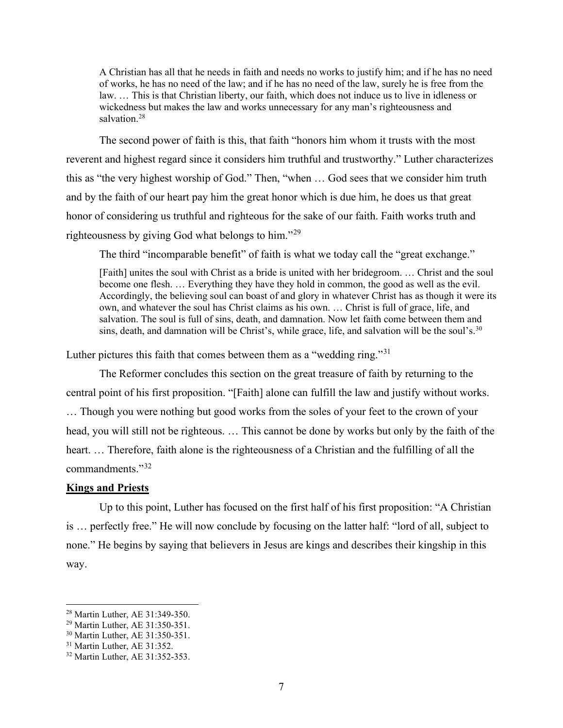> A Christian has all that he needs in faith and needs no works to justify him; and if he has no need of works, he has no need of the law; and if he has no need of the law, surely he is free from the law. … This is that Christian liberty, our faith, which does not induce us to live in idleness or wickedness but makes the law and works unnecessary for any man's righteousness and salvation.[28]

The second power of faith is this, that faith "honors him whom it trusts with the most reverent and highest regard since it considers him truthful and trustworthy." Luther characterizes this as "the very highest worship of God." Then, "when … God sees that we consider him truth and by the faith of our heart pay him the great honor which is due him, he does us that great honor of considering us truthful and righteous for the sake of our faith. Faith works truth and righteousness by giving God what belongs to him."[29]

The third "incomparable benefit" of faith is what we today call the "great exchange."

> [Faith] unites the soul with Christ as a bride is united with her bridegroom. … Christ and the soul become one flesh. … Everything they have they hold in common, the good as well as the evil. Accordingly, the believing soul can boast of and glory in whatever Christ has as though it were its own, and whatever the soul has Christ claims as his own. … Christ is full of grace, life, and salvation. The soul is full of sins, death, and damnation. Now let faith come between them and sins, death, and damnation will be Christ's, while grace, life, and salvation will be the soul's.[30]

Luther pictures this faith that comes between them as a "wedding ring."[31]

The Reformer concludes this section on the great treasure of faith by returning to the central point of his first proposition. "[Faith] alone can fulfill the law and justify without works. … Though you were nothing but good works from the soles of your feet to the crown of your head, you will still not be righteous. … This cannot be done by works but only by the faith of the heart. … Therefore, faith alone is the righteousness of a Christian and the fulfilling of all the commandments."[32]

## Kings and Priests

Up to this point, Luther has focused on the first half of his first proposition: "A Christian is … perfectly free." He will now conclude by focusing on the latter half: "lord of all, subject to none." He begins by saying that believers in Jesus are kings and describes their kingship in this way.

---

[28] Martin Luther, AE 31:349-350.
[29] Martin Luther, AE 31:350-351.
[30] Martin Luther, AE 31:350-351.
[31] Martin Luther, AE 31:352.
[32] Martin Luther, AE 31:352-353.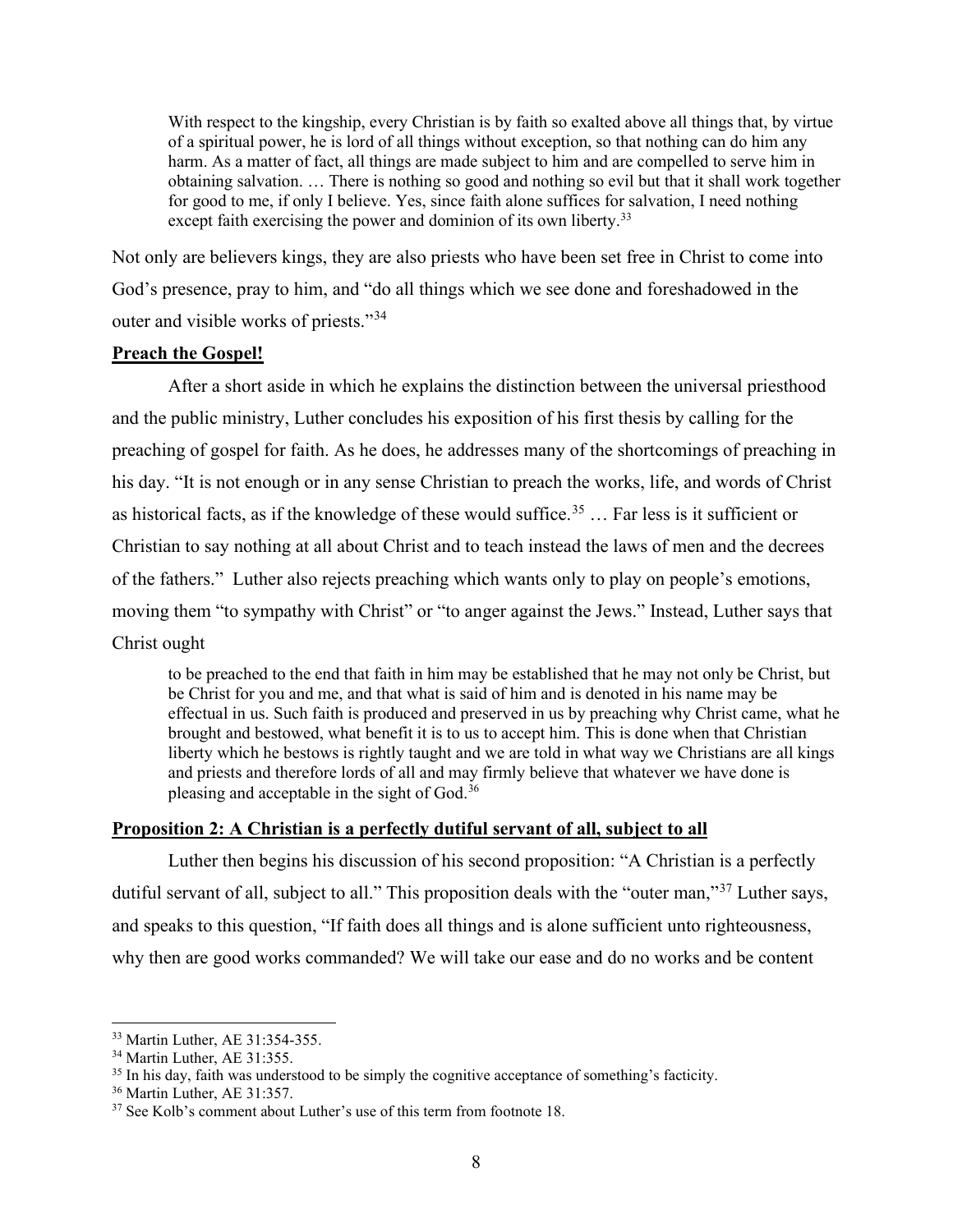> With respect to the kingship, every Christian is by faith so exalted above all things that, by virtue of a spiritual power, he is lord of all things without exception, so that nothing can do him any harm. As a matter of fact, all things are made subject to him and are compelled to serve him in obtaining salvation. … There is nothing so good and nothing so evil but that it shall work together for good to me, if only I believe. Yes, since faith alone suffices for salvation, I need nothing except faith exercising the power and dominion of its own liberty.[33]

Not only are believers kings, they are also priests who have been set free in Christ to come into God's presence, pray to him, and "do all things which we see done and foreshadowed in the outer and visible works of priests."[34]

**Preach the Gospel!**

After a short aside in which he explains the distinction between the universal priesthood and the public ministry, Luther concludes his exposition of his first thesis by calling for the preaching of gospel for faith. As he does, he addresses many of the shortcomings of preaching in his day. "It is not enough or in any sense Christian to preach the works, life, and words of Christ as historical facts, as if the knowledge of these would suffice.[35] … Far less is it sufficient or Christian to say nothing at all about Christ and to teach instead the laws of men and the decrees of the fathers." Luther also rejects preaching which wants only to play on people's emotions, moving them "to sympathy with Christ" or "to anger against the Jews." Instead, Luther says that Christ ought

> to be preached to the end that faith in him may be established that he may not only be Christ, but be Christ for you and me, and that what is said of him and is denoted in his name may be effectual in us. Such faith is produced and preserved in us by preaching why Christ came, what he brought and bestowed, what benefit it is to us to accept him. This is done when that Christian liberty which he bestows is rightly taught and we are told in what way we Christians are all kings and priests and therefore lords of all and may firmly believe that whatever we have done is pleasing and acceptable in the sight of God.[36]

**Proposition 2: A Christian is a perfectly dutiful servant of all, subject to all**

Luther then begins his discussion of his second proposition: "A Christian is a perfectly dutiful servant of all, subject to all." This proposition deals with the "outer man,"[37] Luther says, and speaks to this question, "If faith does all things and is alone sufficient unto righteousness, why then are good works commanded? We will take our ease and do no works and be content

---

[33] Martin Luther, AE 31:354-355.

[34] Martin Luther, AE 31:355.

[35] In his day, faith was understood to be simply the cognitive acceptance of something's facticity.

[36] Martin Luther, AE 31:357.

[37] See Kolb's comment about Luther's use of this term from footnote 18.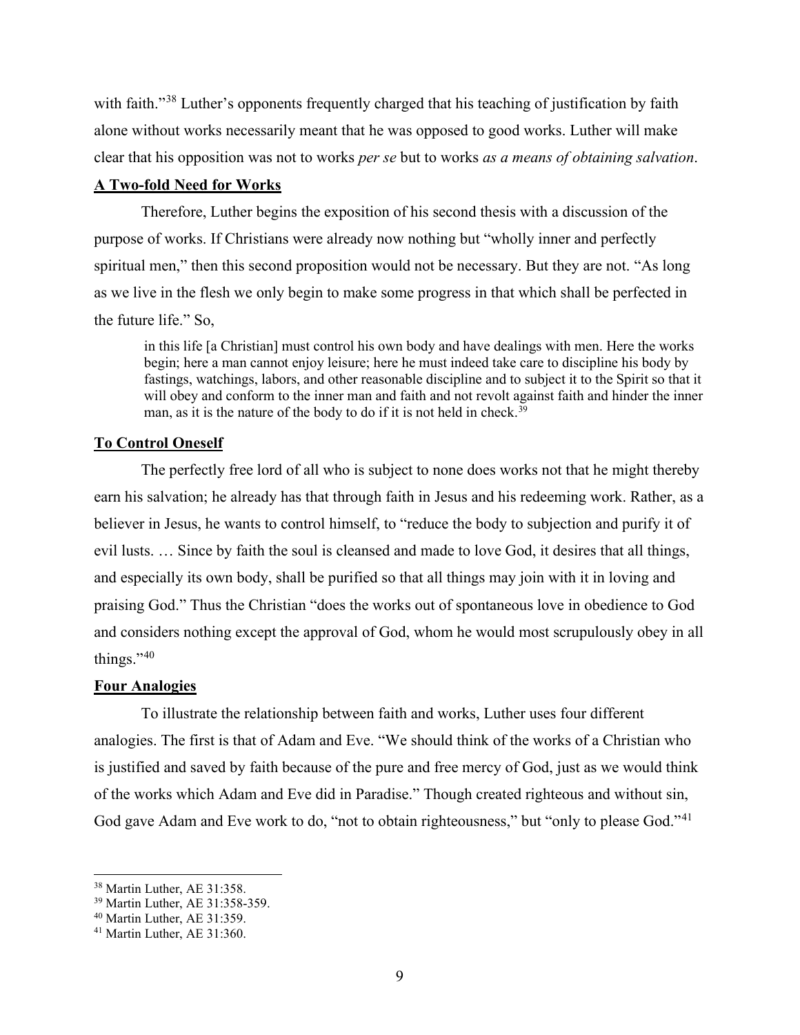with faith."[38] Luther's opponents frequently charged that his teaching of justification by faith alone without works necessarily meant that he was opposed to good works. Luther will make clear that his opposition was not to works *per se* but to works *as a means of obtaining salvation*.

## A Two-fold Need for Works

Therefore, Luther begins the exposition of his second thesis with a discussion of the purpose of works. If Christians were already now nothing but "wholly inner and perfectly spiritual men," then this second proposition would not be necessary. But they are not. "As long as we live in the flesh we only begin to make some progress in that which shall be perfected in the future life." So,

> in this life [a Christian] must control his own body and have dealings with men. Here the works begin; here a man cannot enjoy leisure; here he must indeed take care to discipline his body by fastings, watchings, labors, and other reasonable discipline and to subject it to the Spirit so that it will obey and conform to the inner man and faith and not revolt against faith and hinder the inner man, as it is the nature of the body to do if it is not held in check.[39]

## To Control Oneself

The perfectly free lord of all who is subject to none does works not that he might thereby earn his salvation; he already has that through faith in Jesus and his redeeming work. Rather, as a believer in Jesus, he wants to control himself, to "reduce the body to subjection and purify it of evil lusts. … Since by faith the soul is cleansed and made to love God, it desires that all things, and especially its own body, shall be purified so that all things may join with it in loving and praising God." Thus the Christian "does the works out of spontaneous love in obedience to God and considers nothing except the approval of God, whom he would most scrupulously obey in all things."[40]

## Four Analogies

To illustrate the relationship between faith and works, Luther uses four different analogies. The first is that of Adam and Eve. "We should think of the works of a Christian who is justified and saved by faith because of the pure and free mercy of God, just as we would think of the works which Adam and Eve did in Paradise." Though created righteous and without sin, God gave Adam and Eve work to do, "not to obtain righteousness," but "only to please God."[41]

---

[38] Martin Luther, AE 31:358.
[39] Martin Luther, AE 31:358-359.
[40] Martin Luther, AE 31:359.
[41] Martin Luther, AE 31:360.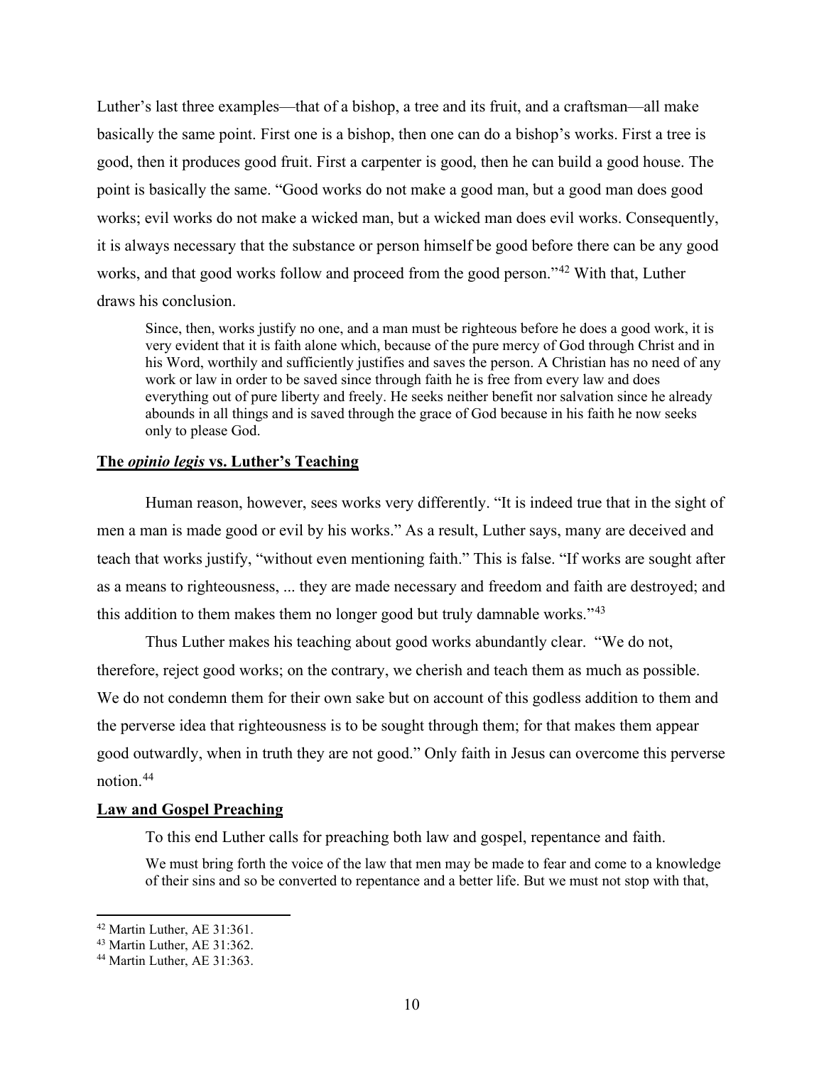Luther's last three examples—that of a bishop, a tree and its fruit, and a craftsman—all make basically the same point. First one is a bishop, then one can do a bishop's works. First a tree is good, then it produces good fruit. First a carpenter is good, then he can build a good house. The point is basically the same. "Good works do not make a good man, but a good man does good works; evil works do not make a wicked man, but a wicked man does evil works. Consequently, it is always necessary that the substance or person himself be good before there can be any good works, and that good works follow and proceed from the good person."[42] With that, Luther draws his conclusion.

> Since, then, works justify no one, and a man must be righteous before he does a good work, it is very evident that it is faith alone which, because of the pure mercy of God through Christ and in his Word, worthily and sufficiently justifies and saves the person. A Christian has no need of any work or law in order to be saved since through faith he is free from every law and does everything out of pure liberty and freely. He seeks neither benefit nor salvation since he already abounds in all things and is saved through the grace of God because in his faith he now seeks only to please God.

## The *opinio legis* vs. Luther's Teaching

Human reason, however, sees works very differently. "It is indeed true that in the sight of men a man is made good or evil by his works." As a result, Luther says, many are deceived and teach that works justify, "without even mentioning faith." This is false. "If works are sought after as a means to righteousness, ... they are made necessary and freedom and faith are destroyed; and this addition to them makes them no longer good but truly damnable works."[43]

Thus Luther makes his teaching about good works abundantly clear. "We do not, therefore, reject good works; on the contrary, we cherish and teach them as much as possible. We do not condemn them for their own sake but on account of this godless addition to them and the perverse idea that righteousness is to be sought through them; for that makes them appear good outwardly, when in truth they are not good." Only faith in Jesus can overcome this perverse notion.[44]

## Law and Gospel Preaching

To this end Luther calls for preaching both law and gospel, repentance and faith.

> We must bring forth the voice of the law that men may be made to fear and come to a knowledge of their sins and so be converted to repentance and a better life. But we must not stop with that,

---

[42] Martin Luther, AE 31:361.

[43] Martin Luther, AE 31:362.

[44] Martin Luther, AE 31:363.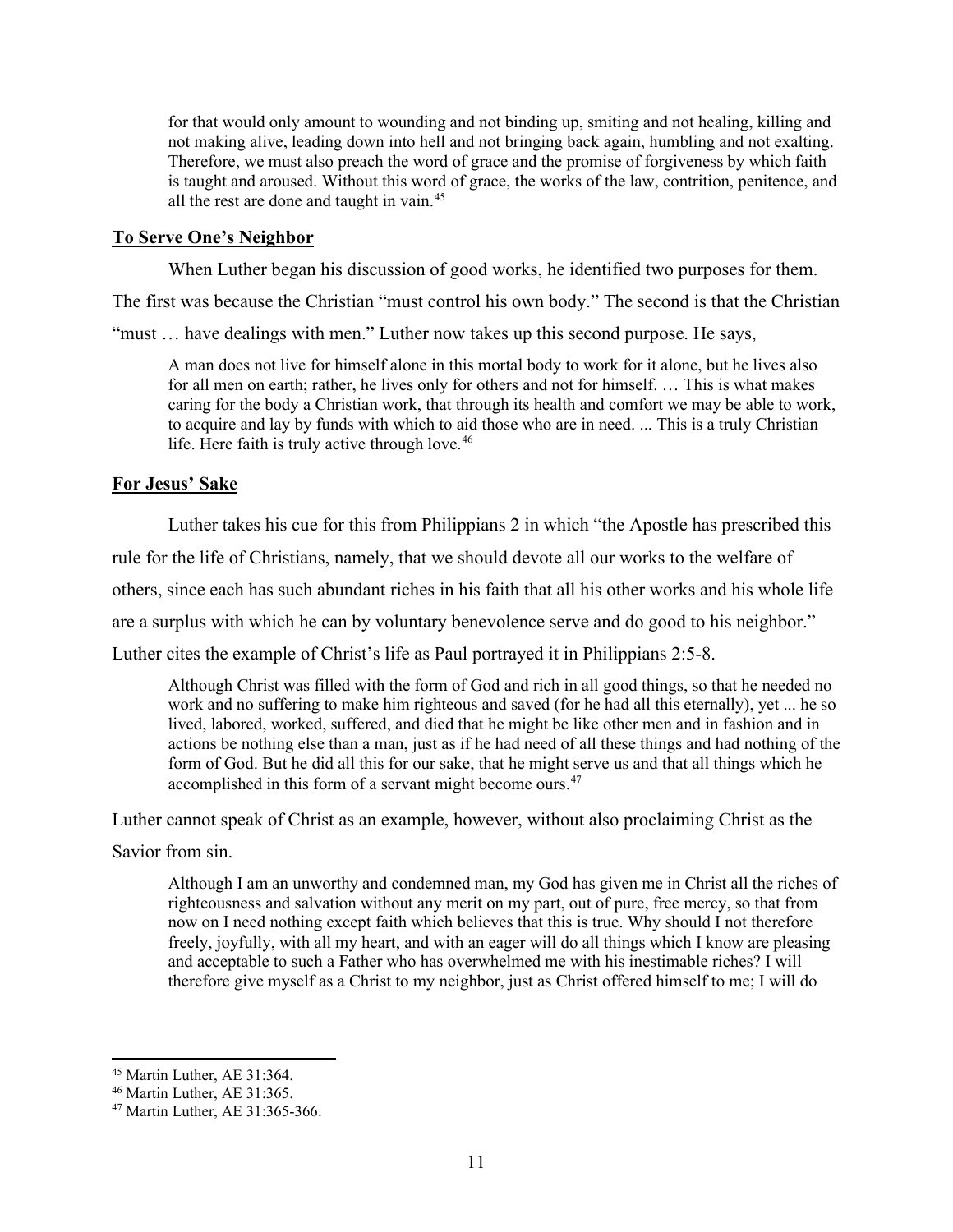> for that would only amount to wounding and not binding up, smiting and not healing, killing and not making alive, leading down into hell and not bringing back again, humbling and not exalting. Therefore, we must also preach the word of grace and the promise of forgiveness by which faith is taught and aroused. Without this word of grace, the works of the law, contrition, penitence, and all the rest are done and taught in vain.[45]

## To Serve One's Neighbor

When Luther began his discussion of good works, he identified two purposes for them. The first was because the Christian "must control his own body." The second is that the Christian "must … have dealings with men." Luther now takes up this second purpose. He says,

> A man does not live for himself alone in this mortal body to work for it alone, but he lives also for all men on earth; rather, he lives only for others and not for himself. … This is what makes caring for the body a Christian work, that through its health and comfort we may be able to work, to acquire and lay by funds with which to aid those who are in need. ... This is a truly Christian life. Here faith is truly active through love.[46]

## For Jesus' Sake

Luther takes his cue for this from Philippians 2 in which "the Apostle has prescribed this rule for the life of Christians, namely, that we should devote all our works to the welfare of others, since each has such abundant riches in his faith that all his other works and his whole life are a surplus with which he can by voluntary benevolence serve and do good to his neighbor." Luther cites the example of Christ's life as Paul portrayed it in Philippians 2:5-8.

> Although Christ was filled with the form of God and rich in all good things, so that he needed no work and no suffering to make him righteous and saved (for he had all this eternally), yet ... he so lived, labored, worked, suffered, and died that he might be like other men and in fashion and in actions be nothing else than a man, just as if he had need of all these things and had nothing of the form of God. But he did all this for our sake, that he might serve us and that all things which he accomplished in this form of a servant might become ours.[47]

Luther cannot speak of Christ as an example, however, without also proclaiming Christ as the Savior from sin.

> Although I am an unworthy and condemned man, my God has given me in Christ all the riches of righteousness and salvation without any merit on my part, out of pure, free mercy, so that from now on I need nothing except faith which believes that this is true. Why should I not therefore freely, joyfully, with all my heart, and with an eager will do all things which I know are pleasing and acceptable to such a Father who has overwhelmed me with his inestimable riches? I will therefore give myself as a Christ to my neighbor, just as Christ offered himself to me; I will do

---

[45] Martin Luther, AE 31:364.

[46] Martin Luther, AE 31:365.

[47] Martin Luther, AE 31:365-366.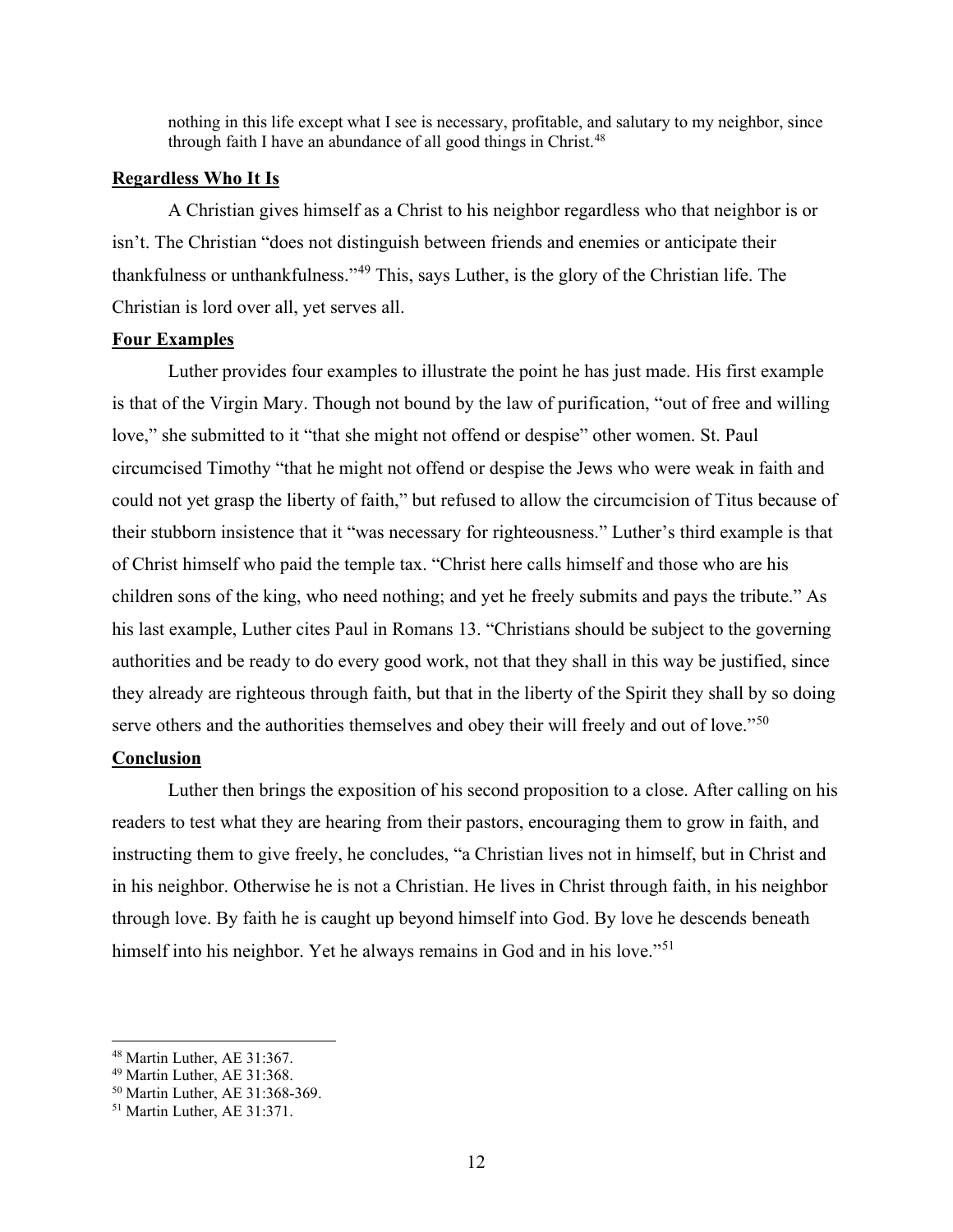> nothing in this life except what I see is necessary, profitable, and salutary to my neighbor, since through faith I have an abundance of all good things in Christ.[48]

### Regardless Who It Is

A Christian gives himself as a Christ to his neighbor regardless who that neighbor is or isn't. The Christian "does not distinguish between friends and enemies or anticipate their thankfulness or unthankfulness."[49] This, says Luther, is the glory of the Christian life. The Christian is lord over all, yet serves all.

### Four Examples

Luther provides four examples to illustrate the point he has just made. His first example is that of the Virgin Mary. Though not bound by the law of purification, "out of free and willing love," she submitted to it "that she might not offend or despise" other women. St. Paul circumcised Timothy "that he might not offend or despise the Jews who were weak in faith and could not yet grasp the liberty of faith," but refused to allow the circumcision of Titus because of their stubborn insistence that it "was necessary for righteousness." Luther's third example is that of Christ himself who paid the temple tax. "Christ here calls himself and those who are his children sons of the king, who need nothing; and yet he freely submits and pays the tribute." As his last example, Luther cites Paul in Romans 13. "Christians should be subject to the governing authorities and be ready to do every good work, not that they shall in this way be justified, since they already are righteous through faith, but that in the liberty of the Spirit they shall by so doing serve others and the authorities themselves and obey their will freely and out of love."[50]

### Conclusion

Luther then brings the exposition of his second proposition to a close. After calling on his readers to test what they are hearing from their pastors, encouraging them to grow in faith, and instructing them to give freely, he concludes, "a Christian lives not in himself, but in Christ and in his neighbor. Otherwise he is not a Christian. He lives in Christ through faith, in his neighbor through love. By faith he is caught up beyond himself into God. By love he descends beneath himself into his neighbor. Yet he always remains in God and in his love."[51]

---

[48] Martin Luther, AE 31:367.
[49] Martin Luther, AE 31:368.
[50] Martin Luther, AE 31:368-369.
[51] Martin Luther, AE 31:371.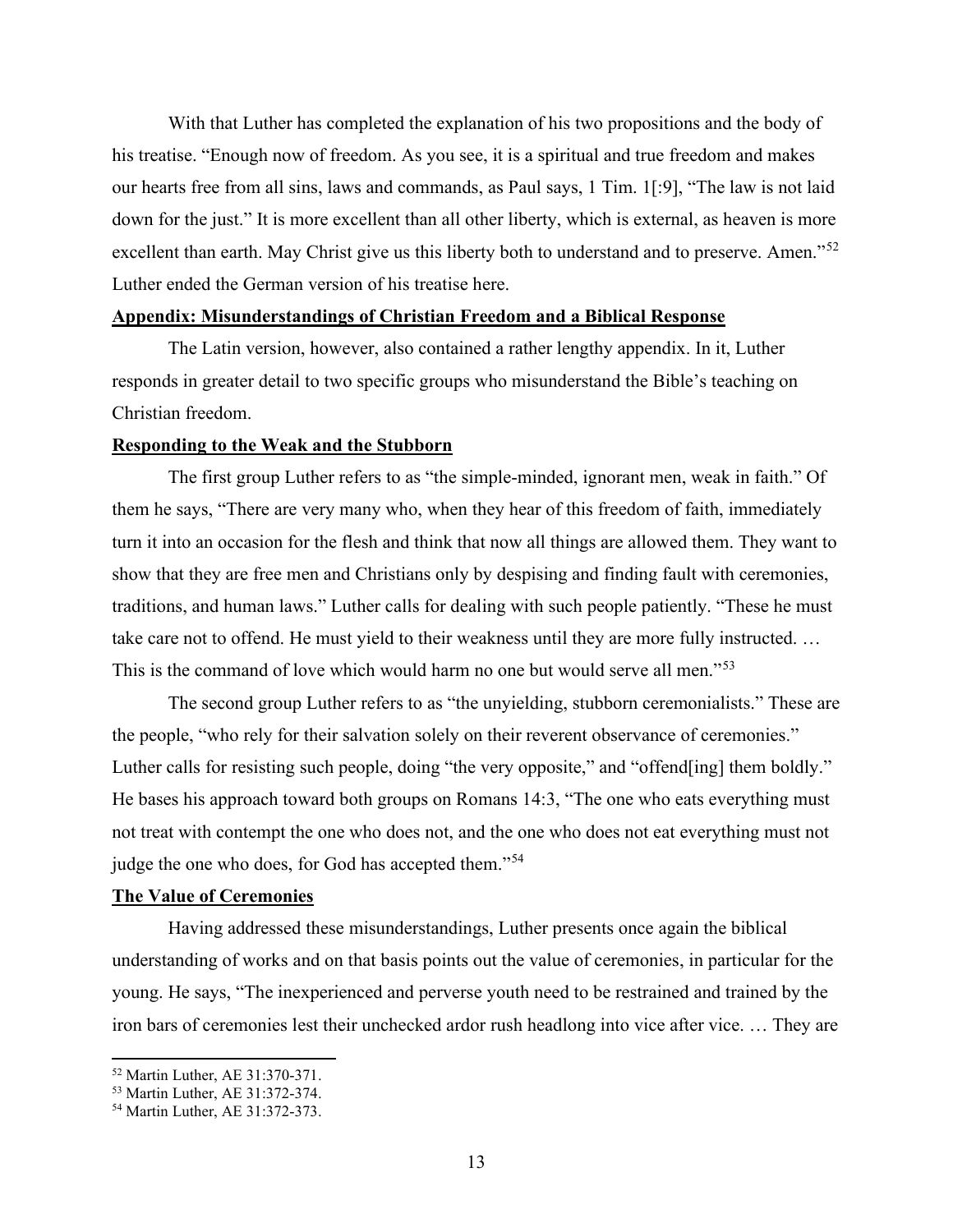With that Luther has completed the explanation of his two propositions and the body of his treatise. "Enough now of freedom. As you see, it is a spiritual and true freedom and makes our hearts free from all sins, laws and commands, as Paul says, 1 Tim. 1[:9], "The law is not laid down for the just." It is more excellent than all other liberty, which is external, as heaven is more excellent than earth. May Christ give us this liberty both to understand and to preserve. Amen."[52] Luther ended the German version of his treatise here.

## Appendix: Misunderstandings of Christian Freedom and a Biblical Response

The Latin version, however, also contained a rather lengthy appendix. In it, Luther responds in greater detail to two specific groups who misunderstand the Bible's teaching on Christian freedom.

## Responding to the Weak and the Stubborn

The first group Luther refers to as "the simple-minded, ignorant men, weak in faith." Of them he says, "There are very many who, when they hear of this freedom of faith, immediately turn it into an occasion for the flesh and think that now all things are allowed them. They want to show that they are free men and Christians only by despising and finding fault with ceremonies, traditions, and human laws." Luther calls for dealing with such people patiently. "These he must take care not to offend. He must yield to their weakness until they are more fully instructed. … This is the command of love which would harm no one but would serve all men."[53]

The second group Luther refers to as "the unyielding, stubborn ceremonialists." These are the people, "who rely for their salvation solely on their reverent observance of ceremonies." Luther calls for resisting such people, doing "the very opposite," and "offend[ing] them boldly." He bases his approach toward both groups on Romans 14:3, "The one who eats everything must not treat with contempt the one who does not, and the one who does not eat everything must not judge the one who does, for God has accepted them."[54]

## The Value of Ceremonies

Having addressed these misunderstandings, Luther presents once again the biblical understanding of works and on that basis points out the value of ceremonies, in particular for the young. He says, "The inexperienced and perverse youth need to be restrained and trained by the iron bars of ceremonies lest their unchecked ardor rush headlong into vice after vice. … They are

---

[52] Martin Luther, AE 31:370-371.

[53] Martin Luther, AE 31:372-374.

[54] Martin Luther, AE 31:372-373.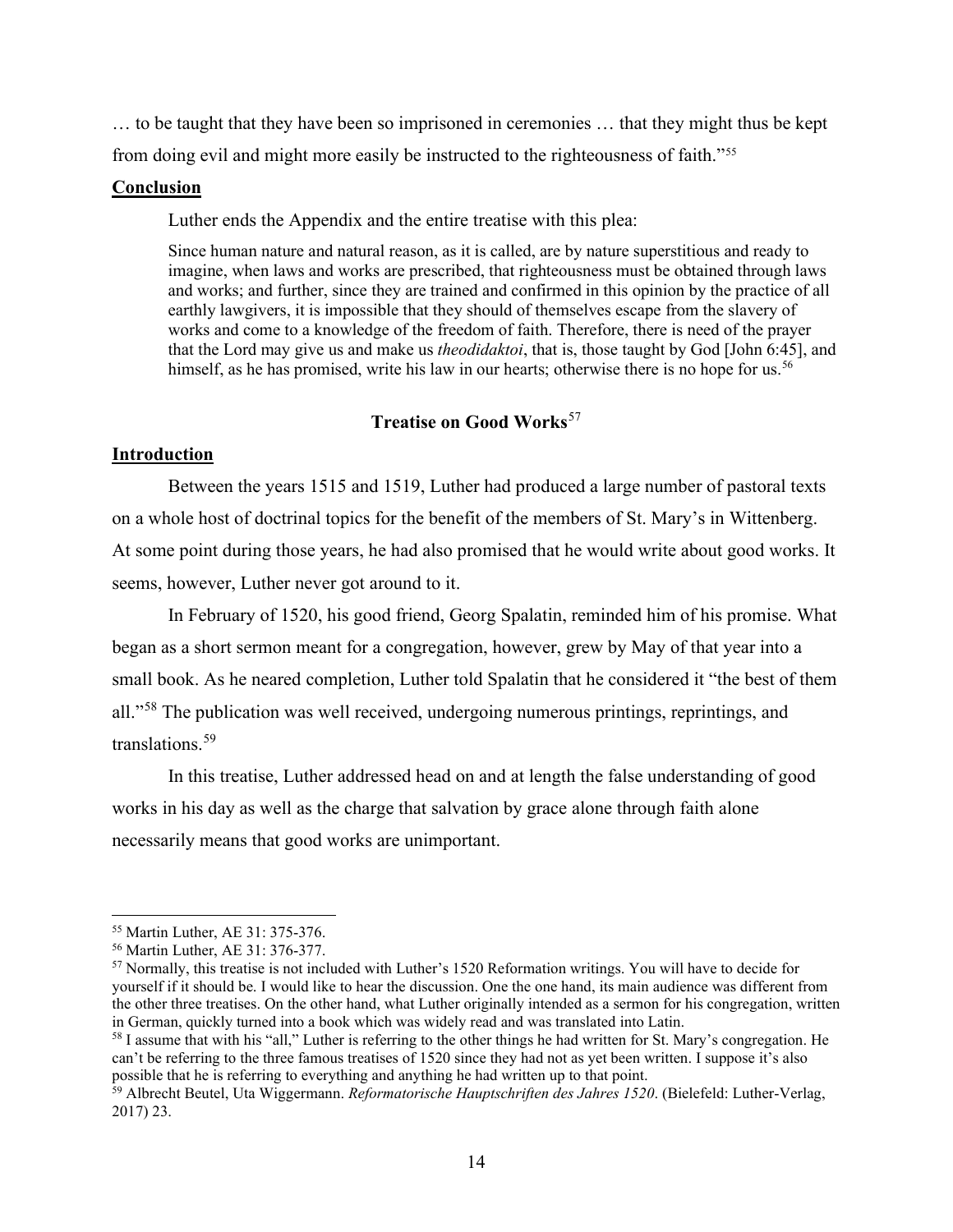… to be taught that they have been so imprisoned in ceremonies … that they might thus be kept from doing evil and might more easily be instructed to the righteousness of faith."[55]

**Conclusion**

Luther ends the Appendix and the entire treatise with this plea:

> Since human nature and natural reason, as it is called, are by nature superstitious and ready to imagine, when laws and works are prescribed, that righteousness must be obtained through laws and works; and further, since they are trained and confirmed in this opinion by the practice of all earthly lawgivers, it is impossible that they should of themselves escape from the slavery of works and come to a knowledge of the freedom of faith. Therefore, there is need of the prayer that the Lord may give us and make us *theodidaktoi*, that is, those taught by God [John 6:45], and himself, as he has promised, write his law in our hearts; otherwise there is no hope for us.[56]

## Treatise on Good Works[57]

**Introduction**

Between the years 1515 and 1519, Luther had produced a large number of pastoral texts on a whole host of doctrinal topics for the benefit of the members of St. Mary's in Wittenberg. At some point during those years, he had also promised that he would write about good works. It seems, however, Luther never got around to it.

In February of 1520, his good friend, Georg Spalatin, reminded him of his promise. What began as a short sermon meant for a congregation, however, grew by May of that year into a small book. As he neared completion, Luther told Spalatin that he considered it "the best of them all."[58] The publication was well received, undergoing numerous printings, reprintings, and translations.[59]

In this treatise, Luther addressed head on and at length the false understanding of good works in his day as well as the charge that salvation by grace alone through faith alone necessarily means that good works are unimportant.

---

[55] Martin Luther, AE 31: 375-376.

[56] Martin Luther, AE 31: 376-377.

[57] Normally, this treatise is not included with Luther's 1520 Reformation writings. You will have to decide for yourself if it should be. I would like to hear the discussion. One the one hand, its main audience was different from the other three treatises. On the other hand, what Luther originally intended as a sermon for his congregation, written in German, quickly turned into a book which was widely read and was translated into Latin.

[58] I assume that with his "all," Luther is referring to the other things he had written for St. Mary's congregation. He can't be referring to the three famous treatises of 1520 since they had not as yet been written. I suppose it's also possible that he is referring to everything and anything he had written up to that point.

[59] Albrecht Beutel, Uta Wiggermann. *Reformatorische Hauptschriften des Jahres 1520*. (Bielefeld: Luther-Verlag, 2017) 23.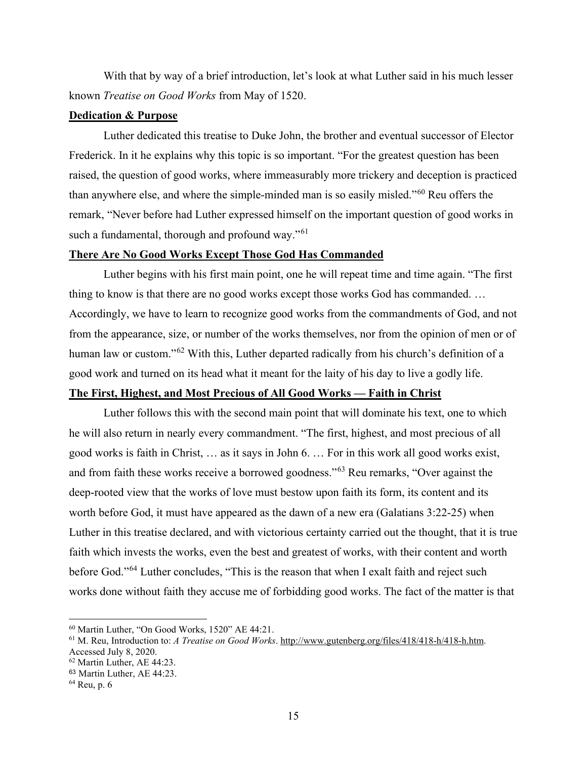With that by way of a brief introduction, let's look at what Luther said in his much lesser known *Treatise on Good Works* from May of 1520.

**Dedication & Purpose**

Luther dedicated this treatise to Duke John, the brother and eventual successor of Elector Frederick. In it he explains why this topic is so important. "For the greatest question has been raised, the question of good works, where immeasurably more trickery and deception is practiced than anywhere else, and where the simple-minded man is so easily misled."[60] Reu offers the remark, "Never before had Luther expressed himself on the important question of good works in such a fundamental, thorough and profound way."[61]

**There Are No Good Works Except Those God Has Commanded**

Luther begins with his first main point, one he will repeat time and time again. "The first thing to know is that there are no good works except those works God has commanded. … Accordingly, we have to learn to recognize good works from the commandments of God, and not from the appearance, size, or number of the works themselves, nor from the opinion of men or of human law or custom."[62] With this, Luther departed radically from his church's definition of a good work and turned on its head what it meant for the laity of his day to live a godly life.

**The First, Highest, and Most Precious of All Good Works — Faith in Christ**

Luther follows this with the second main point that will dominate his text, one to which he will also return in nearly every commandment. "The first, highest, and most precious of all good works is faith in Christ, … as it says in John 6. … For in this work all good works exist, and from faith these works receive a borrowed goodness."[63] Reu remarks, "Over against the deep-rooted view that the works of love must bestow upon faith its form, its content and its worth before God, it must have appeared as the dawn of a new era (Galatians 3:22-25) when Luther in this treatise declared, and with victorious certainty carried out the thought, that it is true faith which invests the works, even the best and greatest of works, with their content and worth before God."[64] Luther concludes, "This is the reason that when I exalt faith and reject such works done without faith they accuse me of forbidding good works. The fact of the matter is that

---

[60] Martin Luther, "On Good Works, 1520" AE 44:21.

[61] M. Reu, Introduction to: *A Treatise on Good Works*. http://www.gutenberg.org/files/418/418-h/418-h.htm. Accessed July 8, 2020.

[62] Martin Luther, AE 44:23.

[63] Martin Luther, AE 44:23.

[64] Reu, p. 6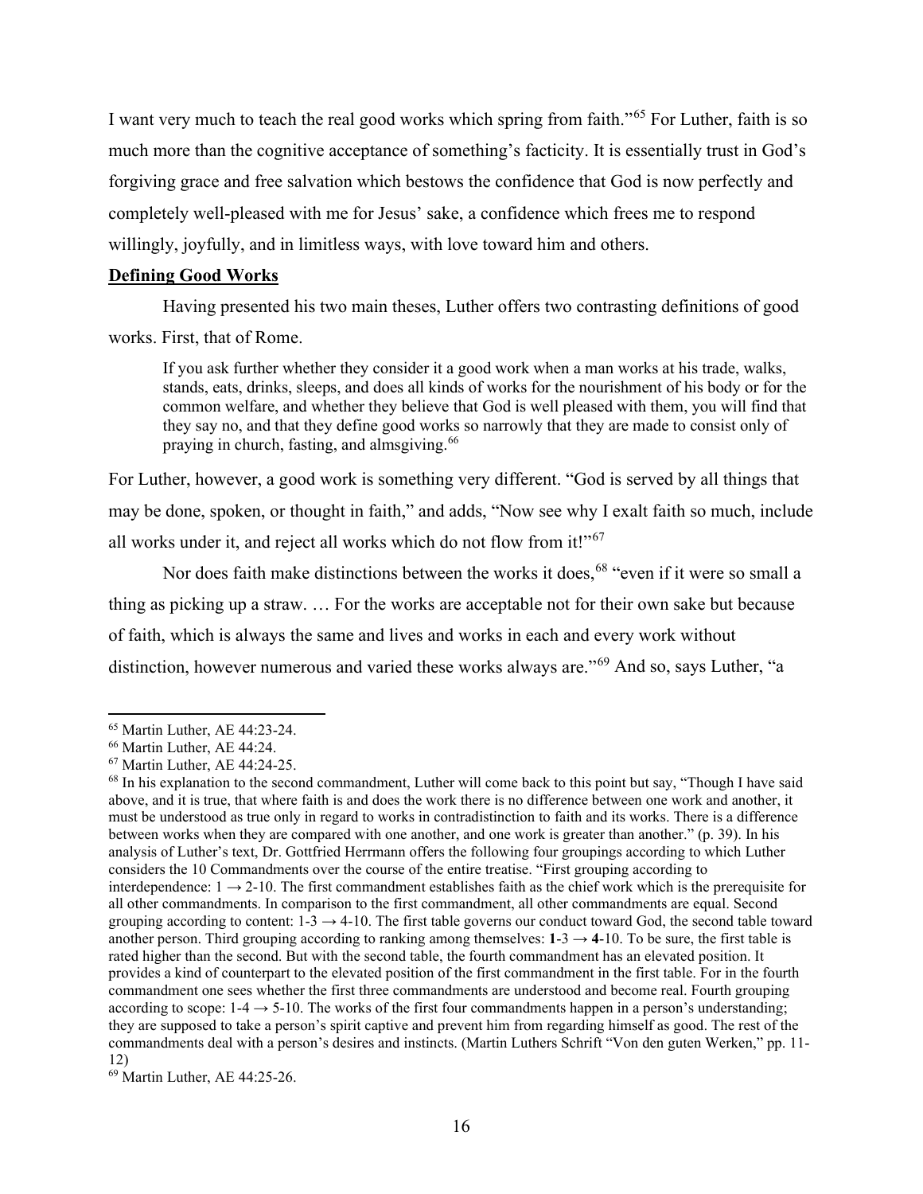I want very much to teach the real good works which spring from faith."[65] For Luther, faith is so much more than the cognitive acceptance of something's facticity. It is essentially trust in God's forgiving grace and free salvation which bestows the confidence that God is now perfectly and completely well-pleased with me for Jesus' sake, a confidence which frees me to respond willingly, joyfully, and in limitless ways, with love toward him and others.

**Defining Good Works**

Having presented his two main theses, Luther offers two contrasting definitions of good works. First, that of Rome.

> If you ask further whether they consider it a good work when a man works at his trade, walks, stands, eats, drinks, sleeps, and does all kinds of works for the nourishment of his body or for the common welfare, and whether they believe that God is well pleased with them, you will find that they say no, and that they define good works so narrowly that they are made to consist only of praying in church, fasting, and almsgiving.[66]

For Luther, however, a good work is something very different. "God is served by all things that may be done, spoken, or thought in faith," and adds, "Now see why I exalt faith so much, include all works under it, and reject all works which do not flow from it!"[67]

Nor does faith make distinctions between the works it does,[68] "even if it were so small a thing as picking up a straw. … For the works are acceptable not for their own sake but because of faith, which is always the same and lives and works in each and every work without distinction, however numerous and varied these works always are."[69] And so, says Luther, "a

---

[65] Martin Luther, AE 44:23-24.

[66] Martin Luther, AE 44:24.

[67] Martin Luther, AE 44:24-25.

[68] In his explanation to the second commandment, Luther will come back to this point but say, "Though I have said above, and it is true, that where faith is and does the work there is no difference between one work and another, it must be understood as true only in regard to works in contradistinction to faith and its works. There is a difference between works when they are compared with one another, and one work is greater than another." (p. 39). In his analysis of Luther's text, Dr. Gottfried Herrmann offers the following four groupings according to which Luther considers the 10 Commandments over the course of the entire treatise. "First grouping according to interdependence: 1 → 2-10. The first commandment establishes faith as the chief work which is the prerequisite for all other commandments. In comparison to the first commandment, all other commandments are equal. Second grouping according to content: 1-3 → 4-10. The first table governs our conduct toward God, the second table toward another person. Third grouping according to ranking among themselves: **1**-3 → **4**-10. To be sure, the first table is rated higher than the second. But with the second table, the fourth commandment has an elevated position. It provides a kind of counterpart to the elevated position of the first commandment in the first table. For in the fourth commandment one sees whether the first three commandments are understood and become real. Fourth grouping according to scope: 1-4 → 5-10. The works of the first four commandments happen in a person's understanding; they are supposed to take a person's spirit captive and prevent him from regarding himself as good. The rest of the commandments deal with a person's desires and instincts. (Martin Luthers Schrift "Von den guten Werken," pp. 11-12)

[69] Martin Luther, AE 44:25-26.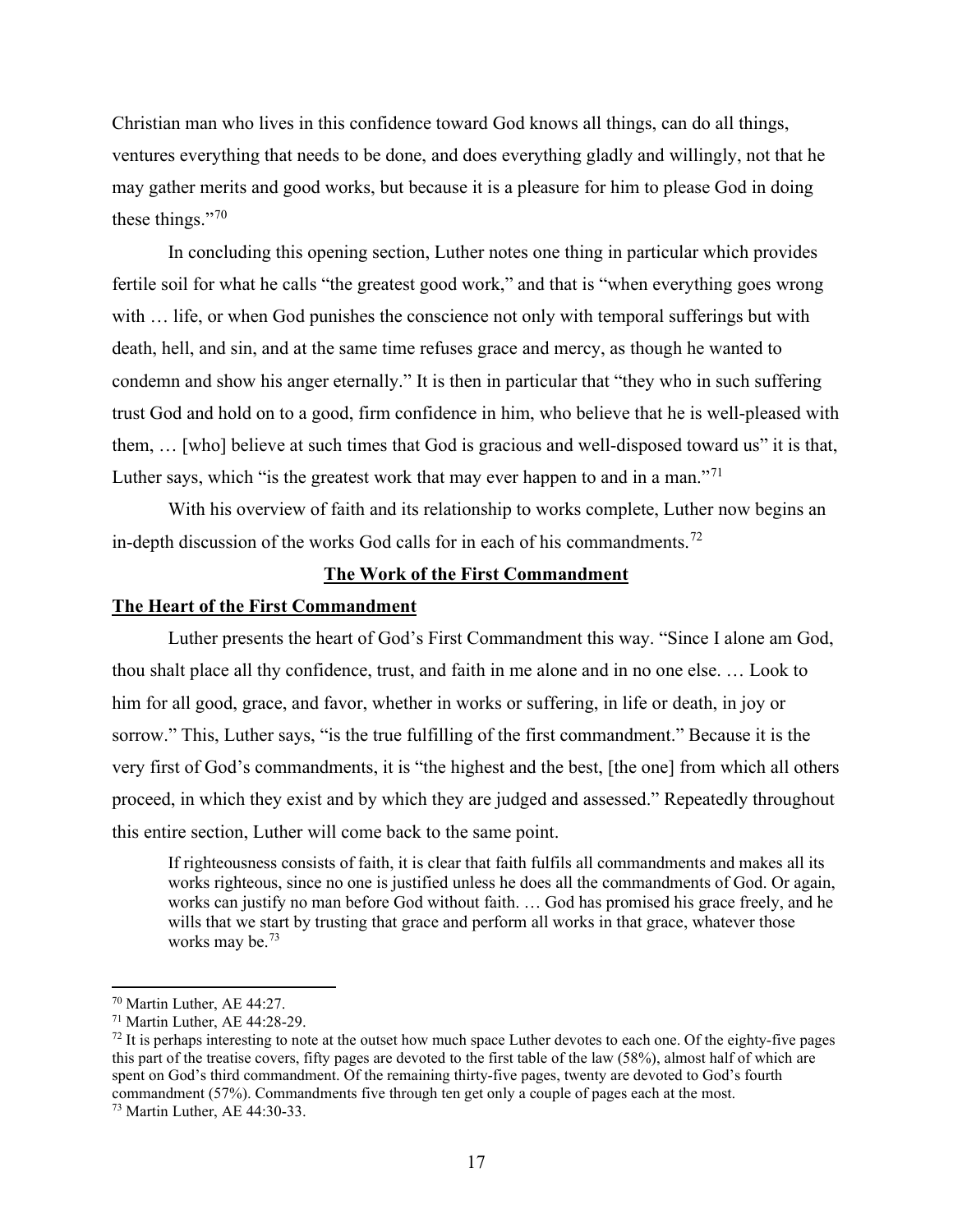Christian man who lives in this confidence toward God knows all things, can do all things, ventures everything that needs to be done, and does everything gladly and willingly, not that he may gather merits and good works, but because it is a pleasure for him to please God in doing these things."[70]

In concluding this opening section, Luther notes one thing in particular which provides fertile soil for what he calls "the greatest good work," and that is "when everything goes wrong with … life, or when God punishes the conscience not only with temporal sufferings but with death, hell, and sin, and at the same time refuses grace and mercy, as though he wanted to condemn and show his anger eternally." It is then in particular that "they who in such suffering trust God and hold on to a good, firm confidence in him, who believe that he is well-pleased with them, … [who] believe at such times that God is gracious and well-disposed toward us" it is that, Luther says, which "is the greatest work that may ever happen to and in a man."[71]

With his overview of faith and its relationship to works complete, Luther now begins an in-depth discussion of the works God calls for in each of his commandments.[72]

## The Work of the First Commandment

### The Heart of the First Commandment

Luther presents the heart of God's First Commandment this way. "Since I alone am God, thou shalt place all thy confidence, trust, and faith in me alone and in no one else. … Look to him for all good, grace, and favor, whether in works or suffering, in life or death, in joy or sorrow." This, Luther says, "is the true fulfilling of the first commandment." Because it is the very first of God's commandments, it is "the highest and the best, [the one] from which all others proceed, in which they exist and by which they are judged and assessed." Repeatedly throughout this entire section, Luther will come back to the same point.

> If righteousness consists of faith, it is clear that faith fulfils all commandments and makes all its works righteous, since no one is justified unless he does all the commandments of God. Or again, works can justify no man before God without faith. … God has promised his grace freely, and he wills that we start by trusting that grace and perform all works in that grace, whatever those works may be.[73]

---

[70] Martin Luther, AE 44:27.

[71] Martin Luther, AE 44:28-29.

[72] It is perhaps interesting to note at the outset how much space Luther devotes to each one. Of the eighty-five pages this part of the treatise covers, fifty pages are devoted to the first table of the law (58%), almost half of which are spent on God's third commandment. Of the remaining thirty-five pages, twenty are devoted to God's fourth commandment (57%). Commandments five through ten get only a couple of pages each at the most.

[73] Martin Luther, AE 44:30-33.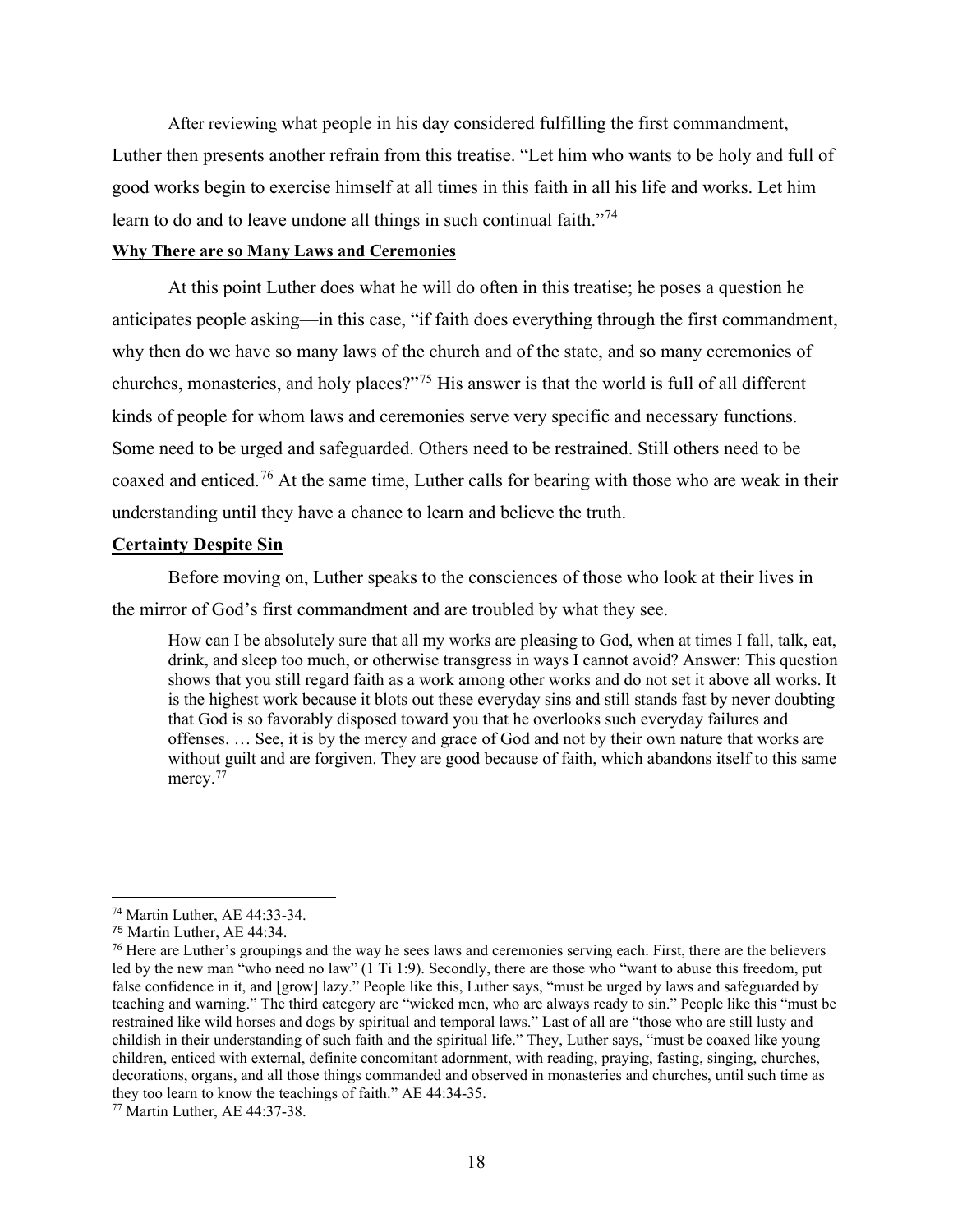After reviewing what people in his day considered fulfilling the first commandment, Luther then presents another refrain from this treatise. "Let him who wants to be holy and full of good works begin to exercise himself at all times in this faith in all his life and works. Let him learn to do and to leave undone all things in such continual faith."[74]

**Why There are so Many Laws and Ceremonies**

At this point Luther does what he will do often in this treatise; he poses a question he anticipates people asking—in this case, "if faith does everything through the first commandment, why then do we have so many laws of the church and of the state, and so many ceremonies of churches, monasteries, and holy places?"[75] His answer is that the world is full of all different kinds of people for whom laws and ceremonies serve very specific and necessary functions. Some need to be urged and safeguarded. Others need to be restrained. Still others need to be coaxed and enticed.[76] At the same time, Luther calls for bearing with those who are weak in their understanding until they have a chance to learn and believe the truth.

**Certainty Despite Sin**

Before moving on, Luther speaks to the consciences of those who look at their lives in the mirror of God's first commandment and are troubled by what they see.

> How can I be absolutely sure that all my works are pleasing to God, when at times I fall, talk, eat, drink, and sleep too much, or otherwise transgress in ways I cannot avoid? Answer: This question shows that you still regard faith as a work among other works and do not set it above all works. It is the highest work because it blots out these everyday sins and still stands fast by never doubting that God is so favorably disposed toward you that he overlooks such everyday failures and offenses. … See, it is by the mercy and grace of God and not by their own nature that works are without guilt and are forgiven. They are good because of faith, which abandons itself to this same mercy.[77]

---

[74] Martin Luther, AE 44:33-34.

[75] Martin Luther, AE 44:34.

[76] Here are Luther's groupings and the way he sees laws and ceremonies serving each. First, there are the believers led by the new man "who need no law" (1 Ti 1:9). Secondly, there are those who "want to abuse this freedom, put false confidence in it, and [grow] lazy." People like this, Luther says, "must be urged by laws and safeguarded by teaching and warning." The third category are "wicked men, who are always ready to sin." People like this "must be restrained like wild horses and dogs by spiritual and temporal laws." Last of all are "those who are still lusty and childish in their understanding of such faith and the spiritual life." They, Luther says, "must be coaxed like young children, enticed with external, definite concomitant adornment, with reading, praying, fasting, singing, churches, decorations, organs, and all those things commanded and observed in monasteries and churches, until such time as they too learn to know the teachings of faith." AE 44:34-35.

[77] Martin Luther, AE 44:37-38.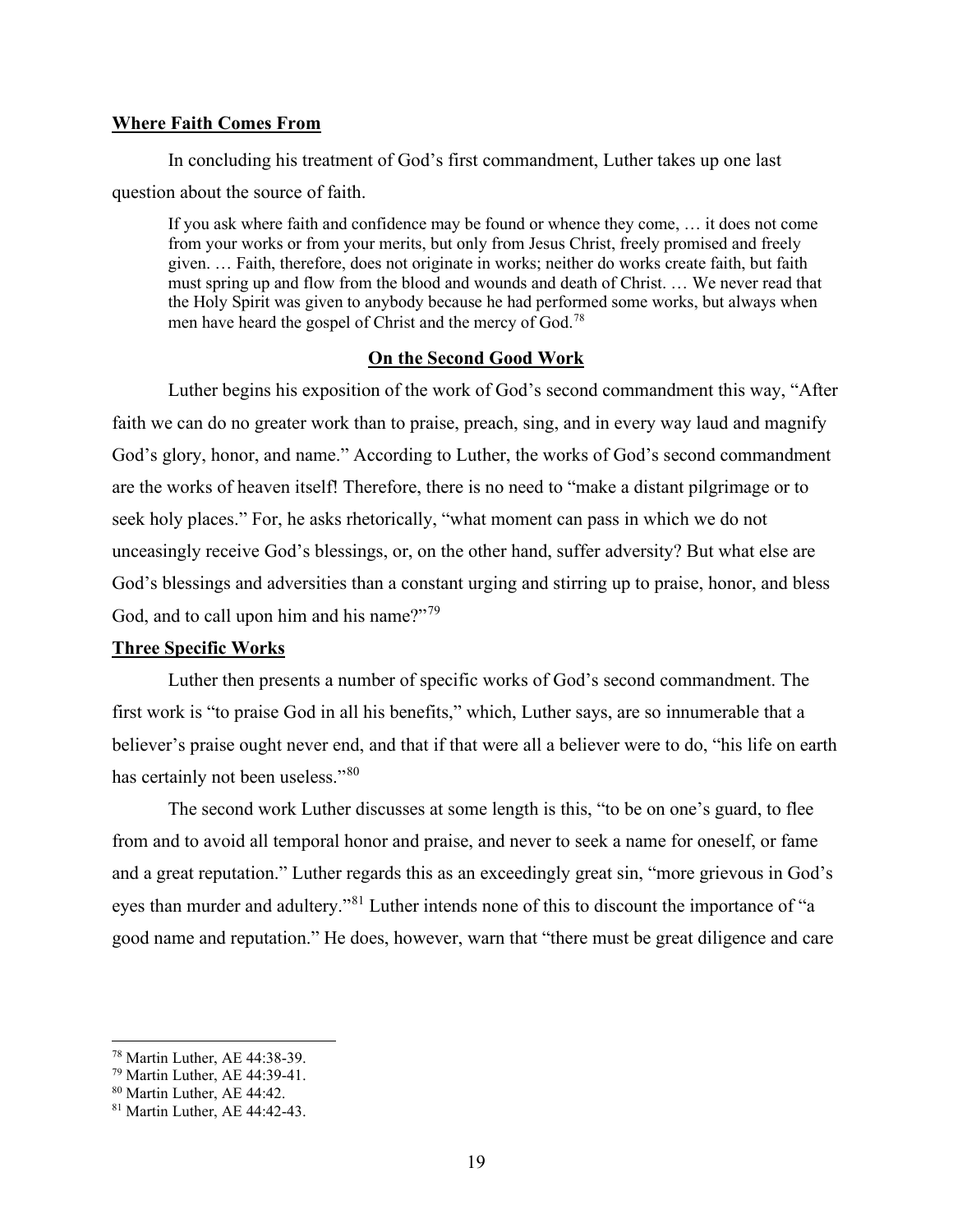**Where Faith Comes From**

In concluding his treatment of God's first commandment, Luther takes up one last question about the source of faith.

> If you ask where faith and confidence may be found or whence they come, … it does not come from your works or from your merits, but only from Jesus Christ, freely promised and freely given. … Faith, therefore, does not originate in works; neither do works create faith, but faith must spring up and flow from the blood and wounds and death of Christ. … We never read that the Holy Spirit was given to anybody because he had performed some works, but always when men have heard the gospel of Christ and the mercy of God.[78]

## On the Second Good Work

Luther begins his exposition of the work of God's second commandment this way, "After faith we can do no greater work than to praise, preach, sing, and in every way laud and magnify God's glory, honor, and name." According to Luther, the works of God's second commandment are the works of heaven itself! Therefore, there is no need to "make a distant pilgrimage or to seek holy places." For, he asks rhetorically, "what moment can pass in which we do not unceasingly receive God's blessings, or, on the other hand, suffer adversity? But what else are God's blessings and adversities than a constant urging and stirring up to praise, honor, and bless God, and to call upon him and his name?"[79]

**Three Specific Works**

Luther then presents a number of specific works of God's second commandment. The first work is "to praise God in all his benefits," which, Luther says, are so innumerable that a believer's praise ought never end, and that if that were all a believer were to do, "his life on earth has certainly not been useless."[80]

The second work Luther discusses at some length is this, "to be on one's guard, to flee from and to avoid all temporal honor and praise, and never to seek a name for oneself, or fame and a great reputation." Luther regards this as an exceedingly great sin, "more grievous in God's eyes than murder and adultery."[81] Luther intends none of this to discount the importance of "a good name and reputation." He does, however, warn that "there must be great diligence and care

---

[78] Martin Luther, AE 44:38-39.

[79] Martin Luther, AE 44:39-41.

[80] Martin Luther, AE 44:42.

[81] Martin Luther, AE 44:42-43.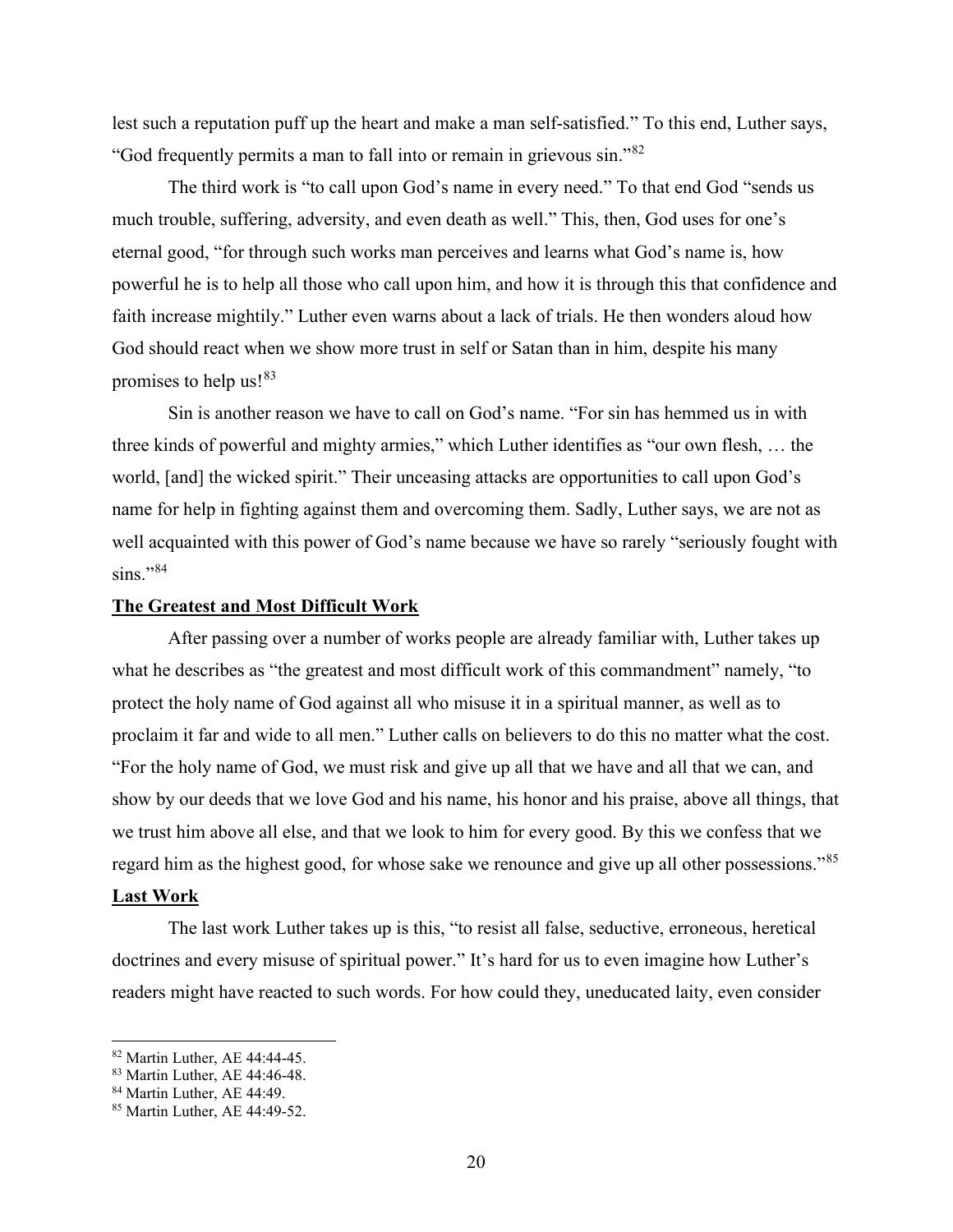lest such a reputation puff up the heart and make a man self-satisfied." To this end, Luther says, "God frequently permits a man to fall into or remain in grievous sin."[82]

The third work is "to call upon God's name in every need." To that end God "sends us much trouble, suffering, adversity, and even death as well." This, then, God uses for one's eternal good, "for through such works man perceives and learns what God's name is, how powerful he is to help all those who call upon him, and how it is through this that confidence and faith increase mightily." Luther even warns about a lack of trials. He then wonders aloud how God should react when we show more trust in self or Satan than in him, despite his many promises to help us![83]

Sin is another reason we have to call on God's name. "For sin has hemmed us in with three kinds of powerful and mighty armies," which Luther identifies as "our own flesh, … the world, [and] the wicked spirit." Their unceasing attacks are opportunities to call upon God's name for help in fighting against them and overcoming them. Sadly, Luther says, we are not as well acquainted with this power of God's name because we have so rarely "seriously fought with sins."[84]

**The Greatest and Most Difficult Work**

After passing over a number of works people are already familiar with, Luther takes up what he describes as "the greatest and most difficult work of this commandment" namely, "to protect the holy name of God against all who misuse it in a spiritual manner, as well as to proclaim it far and wide to all men." Luther calls on believers to do this no matter what the cost. "For the holy name of God, we must risk and give up all that we have and all that we can, and show by our deeds that we love God and his name, his honor and his praise, above all things, that we trust him above all else, and that we look to him for every good. By this we confess that we regard him as the highest good, for whose sake we renounce and give up all other possessions."[85]

**Last Work**

The last work Luther takes up is this, "to resist all false, seductive, erroneous, heretical doctrines and every misuse of spiritual power." It's hard for us to even imagine how Luther's readers might have reacted to such words. For how could they, uneducated laity, even consider

---

[82] Martin Luther, AE 44:44-45.

[83] Martin Luther, AE 44:46-48.

[84] Martin Luther, AE 44:49.

[85] Martin Luther, AE 44:49-52.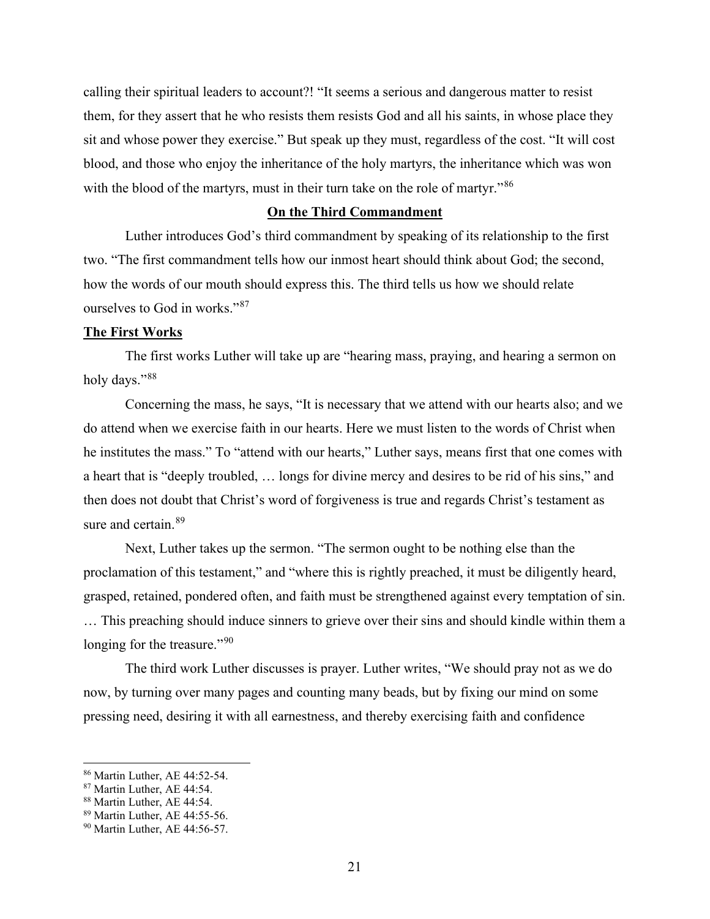calling their spiritual leaders to account?! "It seems a serious and dangerous matter to resist them, for they assert that he who resists them resists God and all his saints, in whose place they sit and whose power they exercise." But speak up they must, regardless of the cost. "It will cost blood, and those who enjoy the inheritance of the holy martyrs, the inheritance which was won with the blood of the martyrs, must in their turn take on the role of martyr."[86]

## **On the Third Commandment**

Luther introduces God's third commandment by speaking of its relationship to the first two. "The first commandment tells how our inmost heart should think about God; the second, how the words of our mouth should express this. The third tells us how we should relate ourselves to God in works."[87]

### **The First Works**

The first works Luther will take up are "hearing mass, praying, and hearing a sermon on holy days."[88]

Concerning the mass, he says, "It is necessary that we attend with our hearts also; and we do attend when we exercise faith in our hearts. Here we must listen to the words of Christ when he institutes the mass." To "attend with our hearts," Luther says, means first that one comes with a heart that is "deeply troubled, … longs for divine mercy and desires to be rid of his sins," and then does not doubt that Christ's word of forgiveness is true and regards Christ's testament as sure and certain.[89]

Next, Luther takes up the sermon. "The sermon ought to be nothing else than the proclamation of this testament," and "where this is rightly preached, it must be diligently heard, grasped, retained, pondered often, and faith must be strengthened against every temptation of sin. … This preaching should induce sinners to grieve over their sins and should kindle within them a longing for the treasure."[90]

The third work Luther discusses is prayer. Luther writes, "We should pray not as we do now, by turning over many pages and counting many beads, but by fixing our mind on some pressing need, desiring it with all earnestness, and thereby exercising faith and confidence

---

[86] Martin Luther, AE 44:52-54.
[87] Martin Luther, AE 44:54.
[88] Martin Luther, AE 44:54.
[89] Martin Luther, AE 44:55-56.
[90] Martin Luther, AE 44:56-57.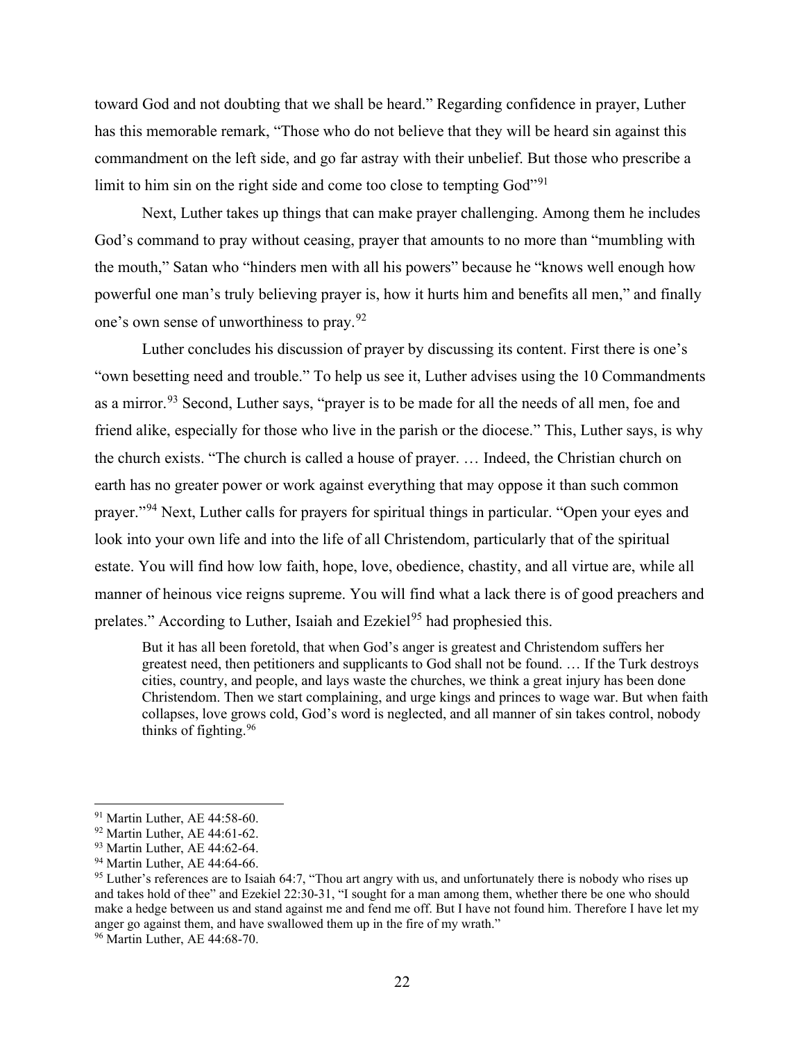toward God and not doubting that we shall be heard." Regarding confidence in prayer, Luther has this memorable remark, "Those who do not believe that they will be heard sin against this commandment on the left side, and go far astray with their unbelief. But those who prescribe a limit to him sin on the right side and come too close to tempting God"[91]

Next, Luther takes up things that can make prayer challenging. Among them he includes God's command to pray without ceasing, prayer that amounts to no more than "mumbling with the mouth," Satan who "hinders men with all his powers" because he "knows well enough how powerful one man's truly believing prayer is, how it hurts him and benefits all men," and finally one's own sense of unworthiness to pray.[92]

Luther concludes his discussion of prayer by discussing its content. First there is one's "own besetting need and trouble." To help us see it, Luther advises using the 10 Commandments as a mirror.[93] Second, Luther says, "prayer is to be made for all the needs of all men, foe and friend alike, especially for those who live in the parish or the diocese." This, Luther says, is why the church exists. "The church is called a house of prayer. … Indeed, the Christian church on earth has no greater power or work against everything that may oppose it than such common prayer."[94] Next, Luther calls for prayers for spiritual things in particular. "Open your eyes and look into your own life and into the life of all Christendom, particularly that of the spiritual estate. You will find how low faith, hope, love, obedience, chastity, and all virtue are, while all manner of heinous vice reigns supreme. You will find what a lack there is of good preachers and prelates." According to Luther, Isaiah and Ezekiel[95] had prophesied this.

> But it has all been foretold, that when God's anger is greatest and Christendom suffers her greatest need, then petitioners and supplicants to God shall not be found. … If the Turk destroys cities, country, and people, and lays waste the churches, we think a great injury has been done Christendom. Then we start complaining, and urge kings and princes to wage war. But when faith collapses, love grows cold, God's word is neglected, and all manner of sin takes control, nobody thinks of fighting.[96]

---

[91] Martin Luther, AE 44:58-60.

[92] Martin Luther, AE 44:61-62.

[93] Martin Luther, AE 44:62-64.

[94] Martin Luther, AE 44:64-66.

[95] Luther's references are to Isaiah 64:7, "Thou art angry with us, and unfortunately there is nobody who rises up and takes hold of thee" and Ezekiel 22:30-31, "I sought for a man among them, whether there be one who should make a hedge between us and stand against me and fend me off. But I have not found him. Therefore I have let my anger go against them, and have swallowed them up in the fire of my wrath."

[96] Martin Luther, AE 44:68-70.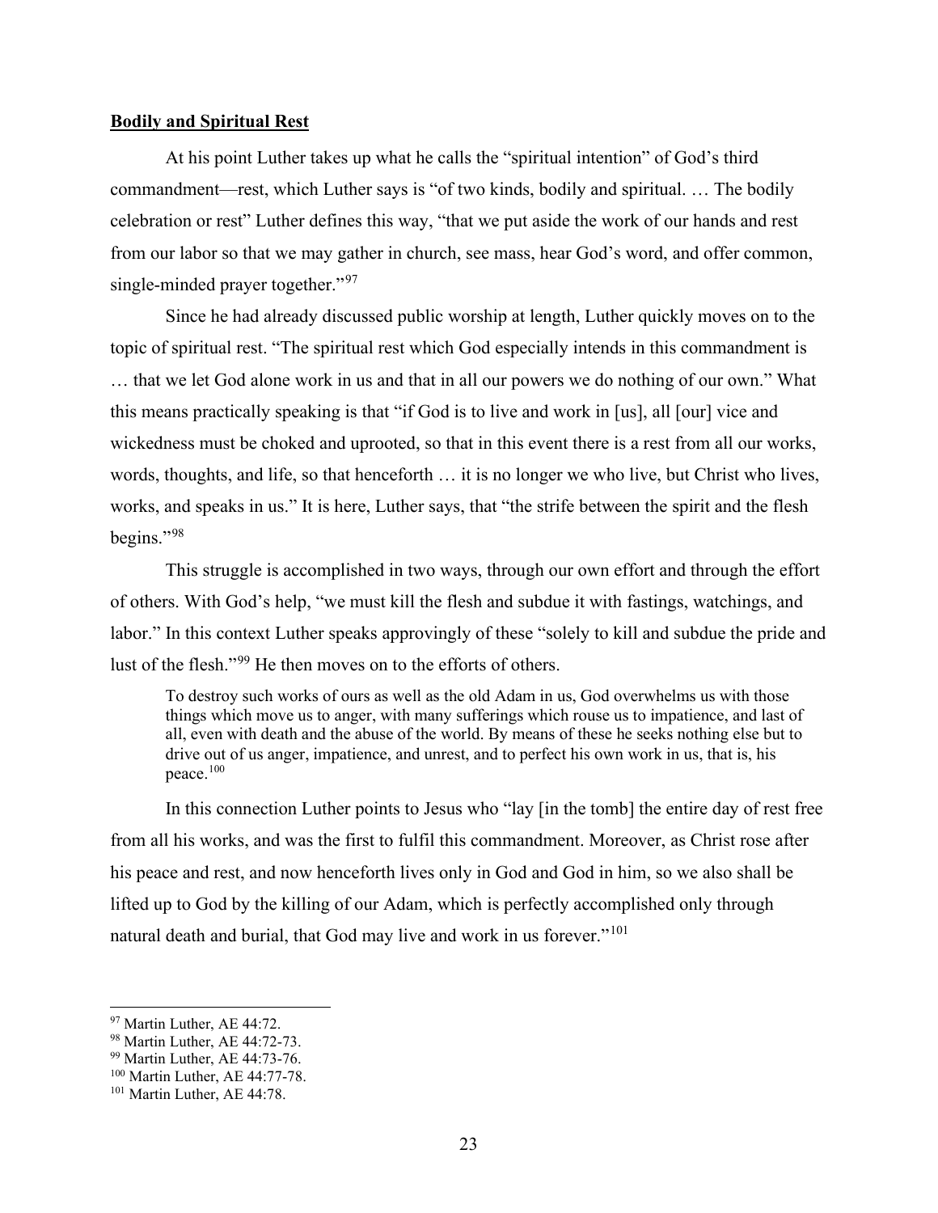**Bodily and Spiritual Rest**

At his point Luther takes up what he calls the "spiritual intention" of God's third commandment—rest, which Luther says is "of two kinds, bodily and spiritual. … The bodily celebration or rest" Luther defines this way, "that we put aside the work of our hands and rest from our labor so that we may gather in church, see mass, hear God's word, and offer common, single-minded prayer together."[97]

Since he had already discussed public worship at length, Luther quickly moves on to the topic of spiritual rest. "The spiritual rest which God especially intends in this commandment is … that we let God alone work in us and that in all our powers we do nothing of our own." What this means practically speaking is that "if God is to live and work in [us], all [our] vice and wickedness must be choked and uprooted, so that in this event there is a rest from all our works, words, thoughts, and life, so that henceforth … it is no longer we who live, but Christ who lives, works, and speaks in us." It is here, Luther says, that "the strife between the spirit and the flesh begins."[98]

This struggle is accomplished in two ways, through our own effort and through the effort of others. With God's help, "we must kill the flesh and subdue it with fastings, watchings, and labor." In this context Luther speaks approvingly of these "solely to kill and subdue the pride and lust of the flesh."[99] He then moves on to the efforts of others.

> To destroy such works of ours as well as the old Adam in us, God overwhelms us with those things which move us to anger, with many sufferings which rouse us to impatience, and last of all, even with death and the abuse of the world. By means of these he seeks nothing else but to drive out of us anger, impatience, and unrest, and to perfect his own work in us, that is, his peace.[100]

In this connection Luther points to Jesus who "lay [in the tomb] the entire day of rest free from all his works, and was the first to fulfil this commandment. Moreover, as Christ rose after his peace and rest, and now henceforth lives only in God and God in him, so we also shall be lifted up to God by the killing of our Adam, which is perfectly accomplished only through natural death and burial, that God may live and work in us forever."[101]

---

[97] Martin Luther, AE 44:72.
[98] Martin Luther, AE 44:72-73.
[99] Martin Luther, AE 44:73-76.
[100] Martin Luther, AE 44:77-78.
[101] Martin Luther, AE 44:78.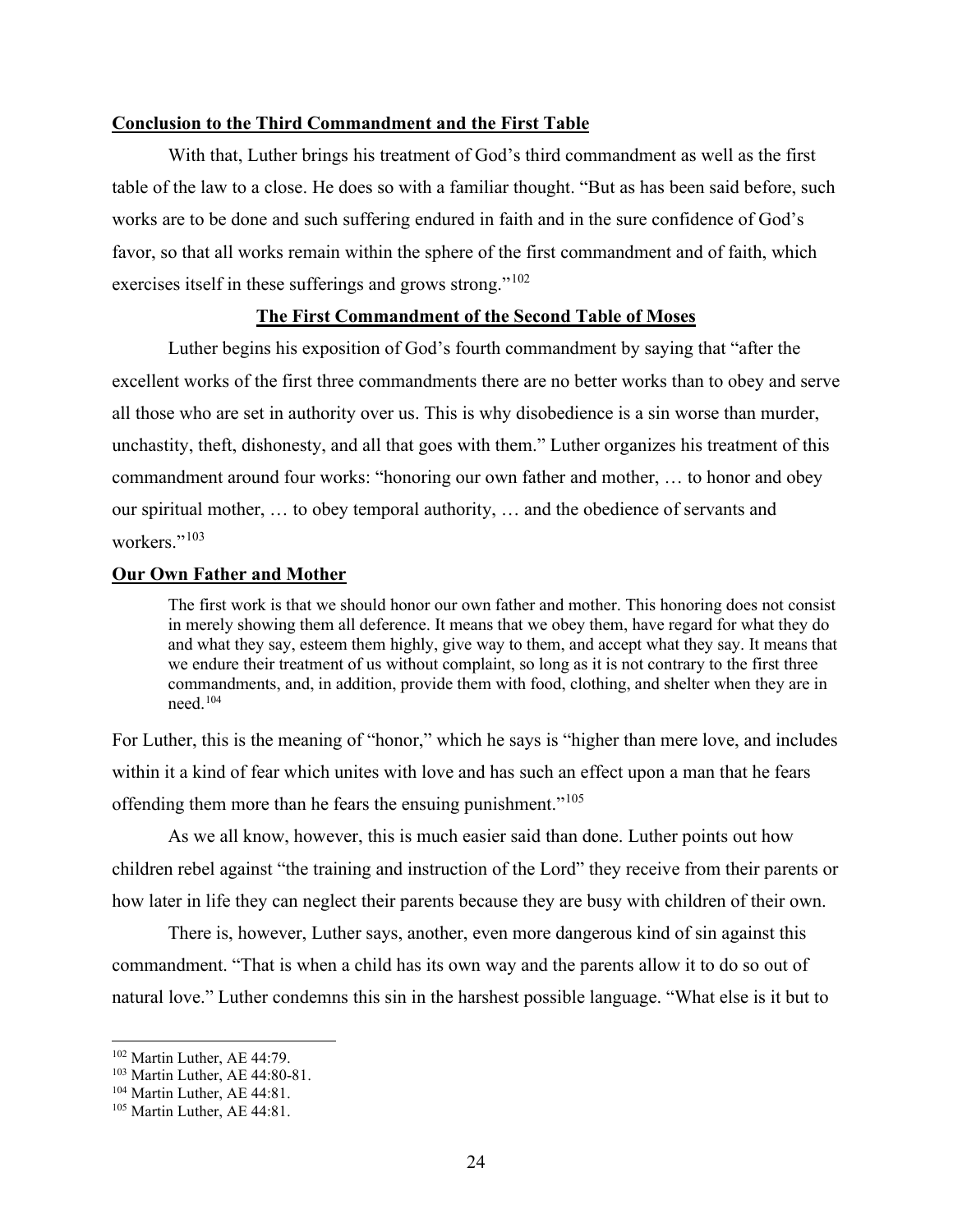**Conclusion to the Third Commandment and the First Table**

With that, Luther brings his treatment of God's third commandment as well as the first table of the law to a close. He does so with a familiar thought. "But as has been said before, such works are to be done and such suffering endured in faith and in the sure confidence of God's favor, so that all works remain within the sphere of the first commandment and of faith, which exercises itself in these sufferings and grows strong."[102]

**The First Commandment of the Second Table of Moses**

Luther begins his exposition of God's fourth commandment by saying that "after the excellent works of the first three commandments there are no better works than to obey and serve all those who are set in authority over us. This is why disobedience is a sin worse than murder, unchastity, theft, dishonesty, and all that goes with them." Luther organizes his treatment of this commandment around four works: "honoring our own father and mother, … to honor and obey our spiritual mother, … to obey temporal authority, … and the obedience of servants and workers."[103]

**Our Own Father and Mother**

> The first work is that we should honor our own father and mother. This honoring does not consist in merely showing them all deference. It means that we obey them, have regard for what they do and what they say, esteem them highly, give way to them, and accept what they say. It means that we endure their treatment of us without complaint, so long as it is not contrary to the first three commandments, and, in addition, provide them with food, clothing, and shelter when they are in need.[104]

For Luther, this is the meaning of "honor," which he says is "higher than mere love, and includes within it a kind of fear which unites with love and has such an effect upon a man that he fears offending them more than he fears the ensuing punishment."[105]

As we all know, however, this is much easier said than done. Luther points out how children rebel against "the training and instruction of the Lord" they receive from their parents or how later in life they can neglect their parents because they are busy with children of their own.

There is, however, Luther says, another, even more dangerous kind of sin against this commandment. "That is when a child has its own way and the parents allow it to do so out of natural love." Luther condemns this sin in the harshest possible language. "What else is it but to

---

[102] Martin Luther, AE 44:79.
[103] Martin Luther, AE 44:80-81.
[104] Martin Luther, AE 44:81.
[105] Martin Luther, AE 44:81.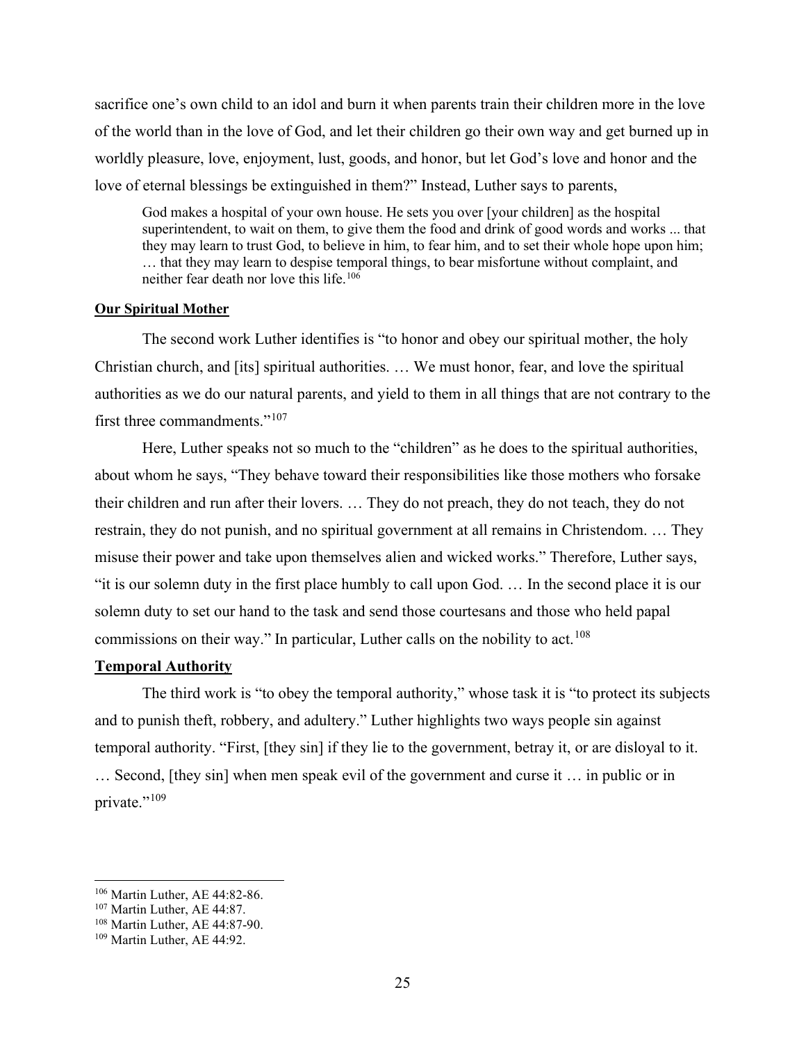sacrifice one's own child to an idol and burn it when parents train their children more in the love of the world than in the love of God, and let their children go their own way and get burned up in worldly pleasure, love, enjoyment, lust, goods, and honor, but let God's love and honor and the love of eternal blessings be extinguished in them?" Instead, Luther says to parents,

> God makes a hospital of your own house. He sets you over [your children] as the hospital superintendent, to wait on them, to give them the food and drink of good words and works ... that they may learn to trust God, to believe in him, to fear him, and to set their whole hope upon him; … that they may learn to despise temporal things, to bear misfortune without complaint, and neither fear death nor love this life.[106]

**Our Spiritual Mother**

The second work Luther identifies is "to honor and obey our spiritual mother, the holy Christian church, and [its] spiritual authorities. … We must honor, fear, and love the spiritual authorities as we do our natural parents, and yield to them in all things that are not contrary to the first three commandments."[107]

Here, Luther speaks not so much to the "children" as he does to the spiritual authorities, about whom he says, "They behave toward their responsibilities like those mothers who forsake their children and run after their lovers. … They do not preach, they do not teach, they do not restrain, they do not punish, and no spiritual government at all remains in Christendom. … They misuse their power and take upon themselves alien and wicked works." Therefore, Luther says, "it is our solemn duty in the first place humbly to call upon God. … In the second place it is our solemn duty to set our hand to the task and send those courtesans and those who held papal commissions on their way." In particular, Luther calls on the nobility to act.[108]

**Temporal Authority**

The third work is "to obey the temporal authority," whose task it is "to protect its subjects and to punish theft, robbery, and adultery." Luther highlights two ways people sin against temporal authority. "First, [they sin] if they lie to the government, betray it, or are disloyal to it. … Second, [they sin] when men speak evil of the government and curse it … in public or in private."[109]

---

[106] Martin Luther, AE 44:82-86.
[107] Martin Luther, AE 44:87.
[108] Martin Luther, AE 44:87-90.
[109] Martin Luther, AE 44:92.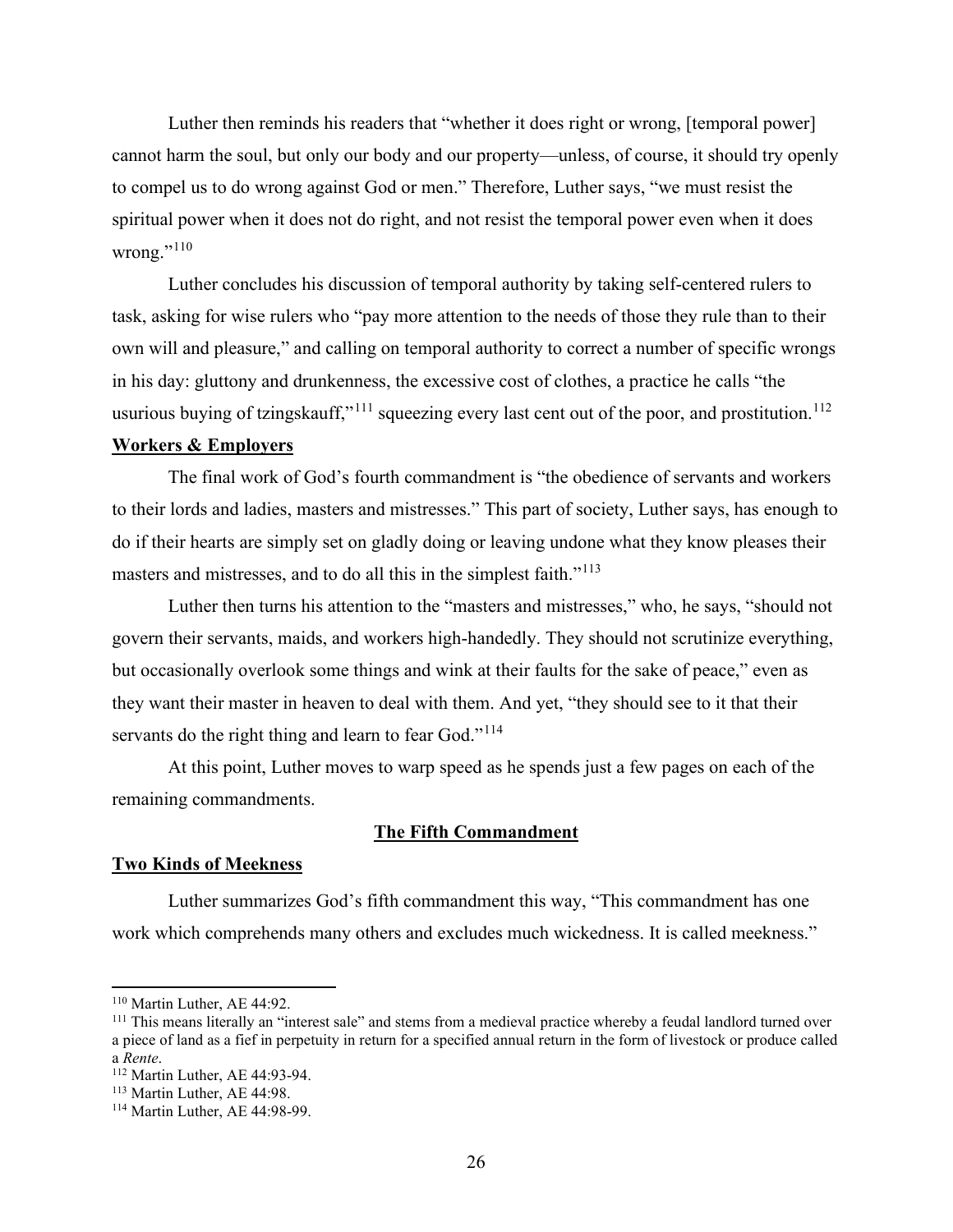Luther then reminds his readers that "whether it does right or wrong, [temporal power] cannot harm the soul, but only our body and our property—unless, of course, it should try openly to compel us to do wrong against God or men." Therefore, Luther says, "we must resist the spiritual power when it does not do right, and not resist the temporal power even when it does wrong."[110]

Luther concludes his discussion of temporal authority by taking self-centered rulers to task, asking for wise rulers who "pay more attention to the needs of those they rule than to their own will and pleasure," and calling on temporal authority to correct a number of specific wrongs in his day: gluttony and drunkenness, the excessive cost of clothes, a practice he calls "the usurious buying of tzingskauff,"[111] squeezing every last cent out of the poor, and prostitution.[112]

**Workers & Employers**

The final work of God's fourth commandment is "the obedience of servants and workers to their lords and ladies, masters and mistresses." This part of society, Luther says, has enough to do if their hearts are simply set on gladly doing or leaving undone what they know pleases their masters and mistresses, and to do all this in the simplest faith."[113]

Luther then turns his attention to the "masters and mistresses," who, he says, "should not govern their servants, maids, and workers high-handedly. They should not scrutinize everything, but occasionally overlook some things and wink at their faults for the sake of peace," even as they want their master in heaven to deal with them. And yet, "they should see to it that their servants do the right thing and learn to fear God."[114]

At this point, Luther moves to warp speed as he spends just a few pages on each of the remaining commandments.

## The Fifth Commandment

**Two Kinds of Meekness**

Luther summarizes God's fifth commandment this way, "This commandment has one work which comprehends many others and excludes much wickedness. It is called meekness."

---

[110] Martin Luther, AE 44:92.

[111] This means literally an "interest sale" and stems from a medieval practice whereby a feudal landlord turned over a piece of land as a fief in perpetuity in return for a specified annual return in the form of livestock or produce called a *Rente*.

[112] Martin Luther, AE 44:93-94.

[113] Martin Luther, AE 44:98.

[114] Martin Luther, AE 44:98-99.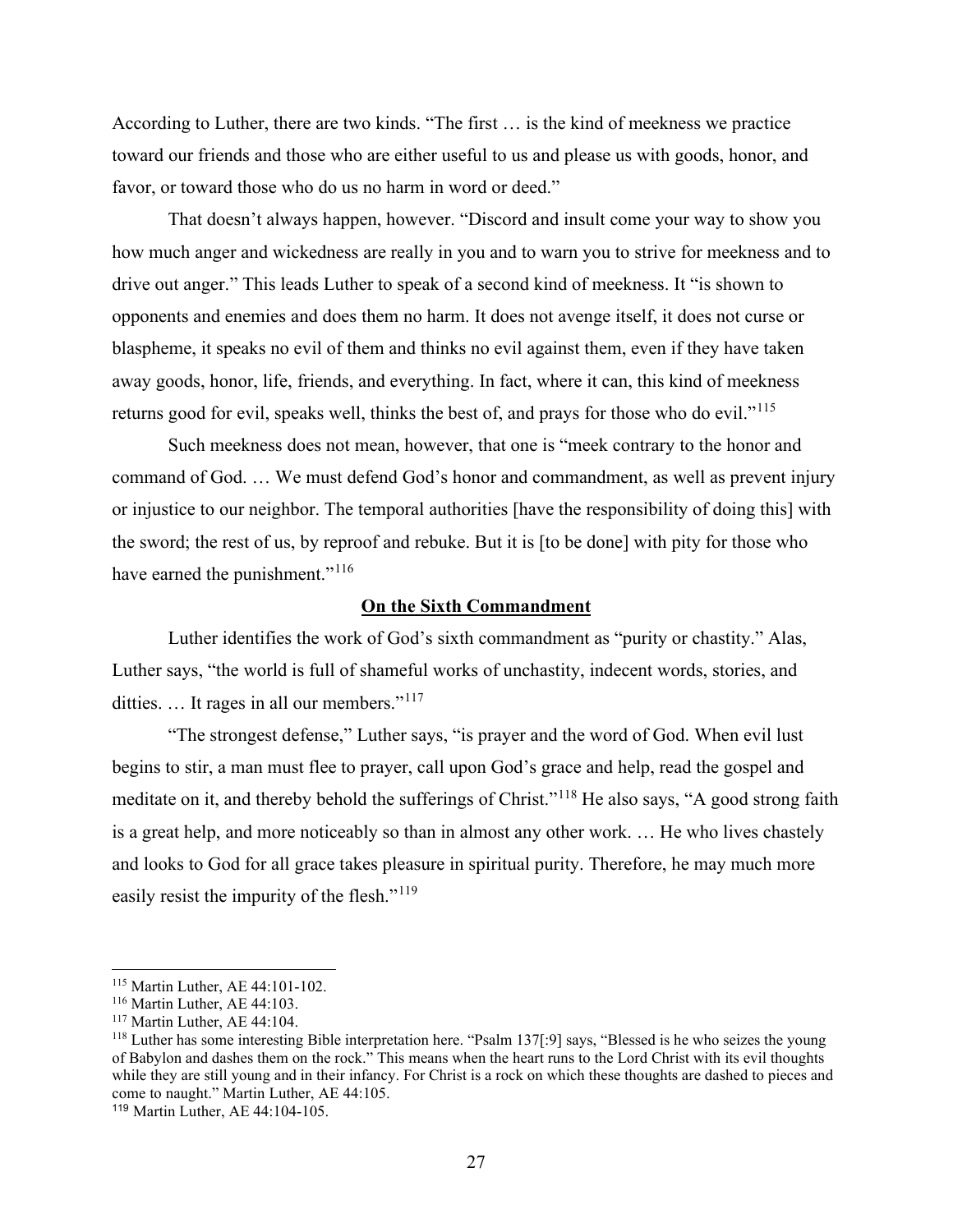According to Luther, there are two kinds. "The first … is the kind of meekness we practice toward our friends and those who are either useful to us and please us with goods, honor, and favor, or toward those who do us no harm in word or deed."

That doesn't always happen, however. "Discord and insult come your way to show you how much anger and wickedness are really in you and to warn you to strive for meekness and to drive out anger." This leads Luther to speak of a second kind of meekness. It "is shown to opponents and enemies and does them no harm. It does not avenge itself, it does not curse or blaspheme, it speaks no evil of them and thinks no evil against them, even if they have taken away goods, honor, life, friends, and everything. In fact, where it can, this kind of meekness returns good for evil, speaks well, thinks the best of, and prays for those who do evil."[115]

Such meekness does not mean, however, that one is "meek contrary to the honor and command of God. … We must defend God's honor and commandment, as well as prevent injury or injustice to our neighbor. The temporal authorities [have the responsibility of doing this] with the sword; the rest of us, by reproof and rebuke. But it is [to be done] with pity for those who have earned the punishment."[116]

## On the Sixth Commandment

Luther identifies the work of God's sixth commandment as "purity or chastity." Alas, Luther says, "the world is full of shameful works of unchastity, indecent words, stories, and ditties. … It rages in all our members."[117]

"The strongest defense," Luther says, "is prayer and the word of God. When evil lust begins to stir, a man must flee to prayer, call upon God's grace and help, read the gospel and meditate on it, and thereby behold the sufferings of Christ."[118] He also says, "A good strong faith is a great help, and more noticeably so than in almost any other work. … He who lives chastely and looks to God for all grace takes pleasure in spiritual purity. Therefore, he may much more easily resist the impurity of the flesh."[119]

---

[115] Martin Luther, AE 44:101-102.

[116] Martin Luther, AE 44:103.

[117] Martin Luther, AE 44:104.

[118] Luther has some interesting Bible interpretation here. "Psalm 137[:9] says, "Blessed is he who seizes the young of Babylon and dashes them on the rock." This means when the heart runs to the Lord Christ with its evil thoughts while they are still young and in their infancy. For Christ is a rock on which these thoughts are dashed to pieces and come to naught." Martin Luther, AE 44:105.

[119] Martin Luther, AE 44:104-105.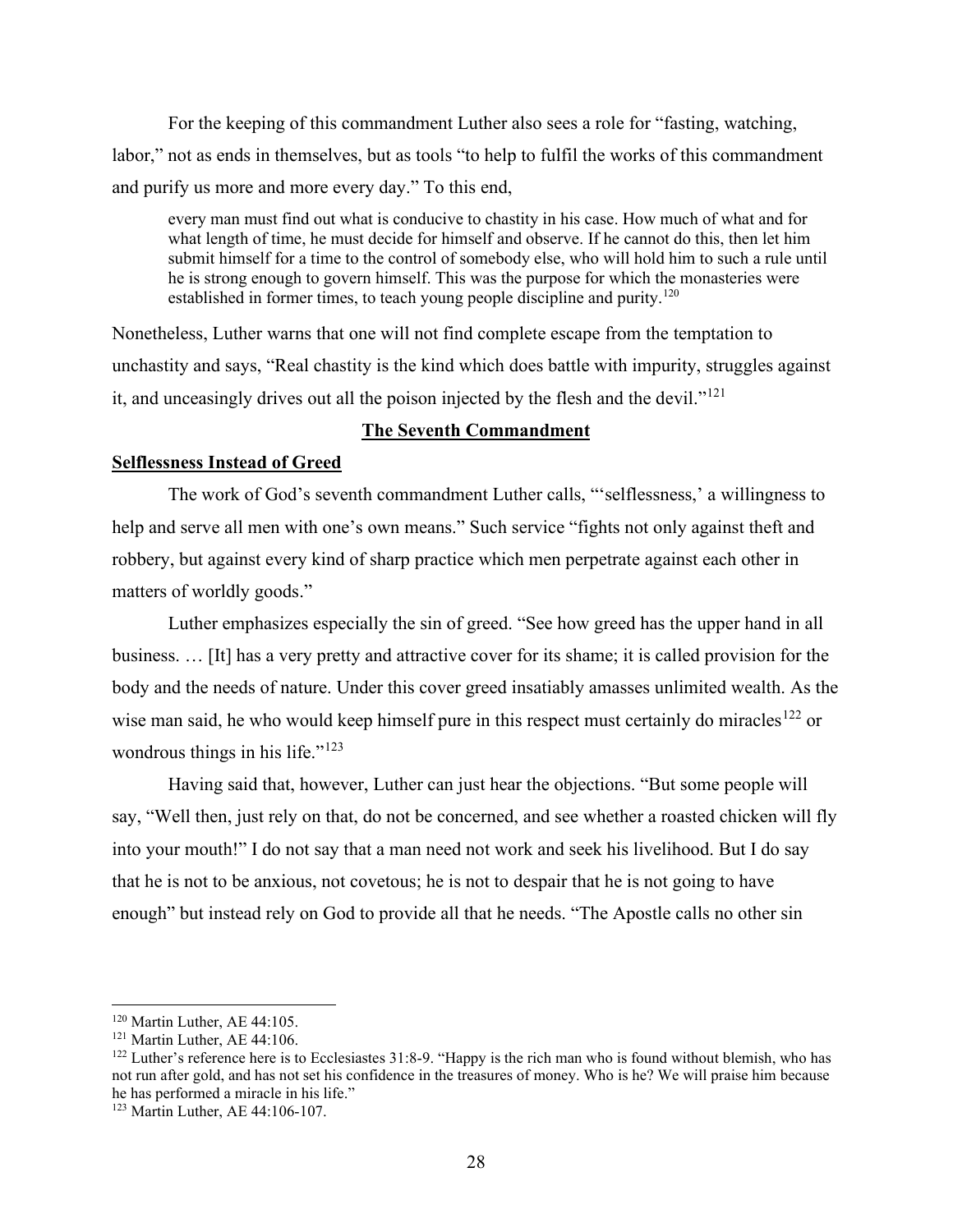For the keeping of this commandment Luther also sees a role for "fasting, watching, labor," not as ends in themselves, but as tools "to help to fulfil the works of this commandment and purify us more and more every day." To this end,

> every man must find out what is conducive to chastity in his case. How much of what and for what length of time, he must decide for himself and observe. If he cannot do this, then let him submit himself for a time to the control of somebody else, who will hold him to such a rule until he is strong enough to govern himself. This was the purpose for which the monasteries were established in former times, to teach young people discipline and purity.[120]

Nonetheless, Luther warns that one will not find complete escape from the temptation to unchastity and says, "Real chastity is the kind which does battle with impurity, struggles against it, and unceasingly drives out all the poison injected by the flesh and the devil."[121]

## The Seventh Commandment

### Selflessness Instead of Greed

The work of God's seventh commandment Luther calls, "'selflessness,' a willingness to help and serve all men with one's own means." Such service "fights not only against theft and robbery, but against every kind of sharp practice which men perpetrate against each other in matters of worldly goods."

Luther emphasizes especially the sin of greed. "See how greed has the upper hand in all business. … [It] has a very pretty and attractive cover for its shame; it is called provision for the body and the needs of nature. Under this cover greed insatiably amasses unlimited wealth. As the wise man said, he who would keep himself pure in this respect must certainly do miracles[122] or wondrous things in his life."[123]

Having said that, however, Luther can just hear the objections. "But some people will say, "Well then, just rely on that, do not be concerned, and see whether a roasted chicken will fly into your mouth!" I do not say that a man need not work and seek his livelihood. But I do say that he is not to be anxious, not covetous; he is not to despair that he is not going to have enough" but instead rely on God to provide all that he needs. "The Apostle calls no other sin

---

[120] Martin Luther, AE 44:105.

[121] Martin Luther, AE 44:106.

[122] Luther's reference here is to Ecclesiastes 31:8-9. "Happy is the rich man who is found without blemish, who has not run after gold, and has not set his confidence in the treasures of money. Who is he? We will praise him because he has performed a miracle in his life."

[123] Martin Luther, AE 44:106-107.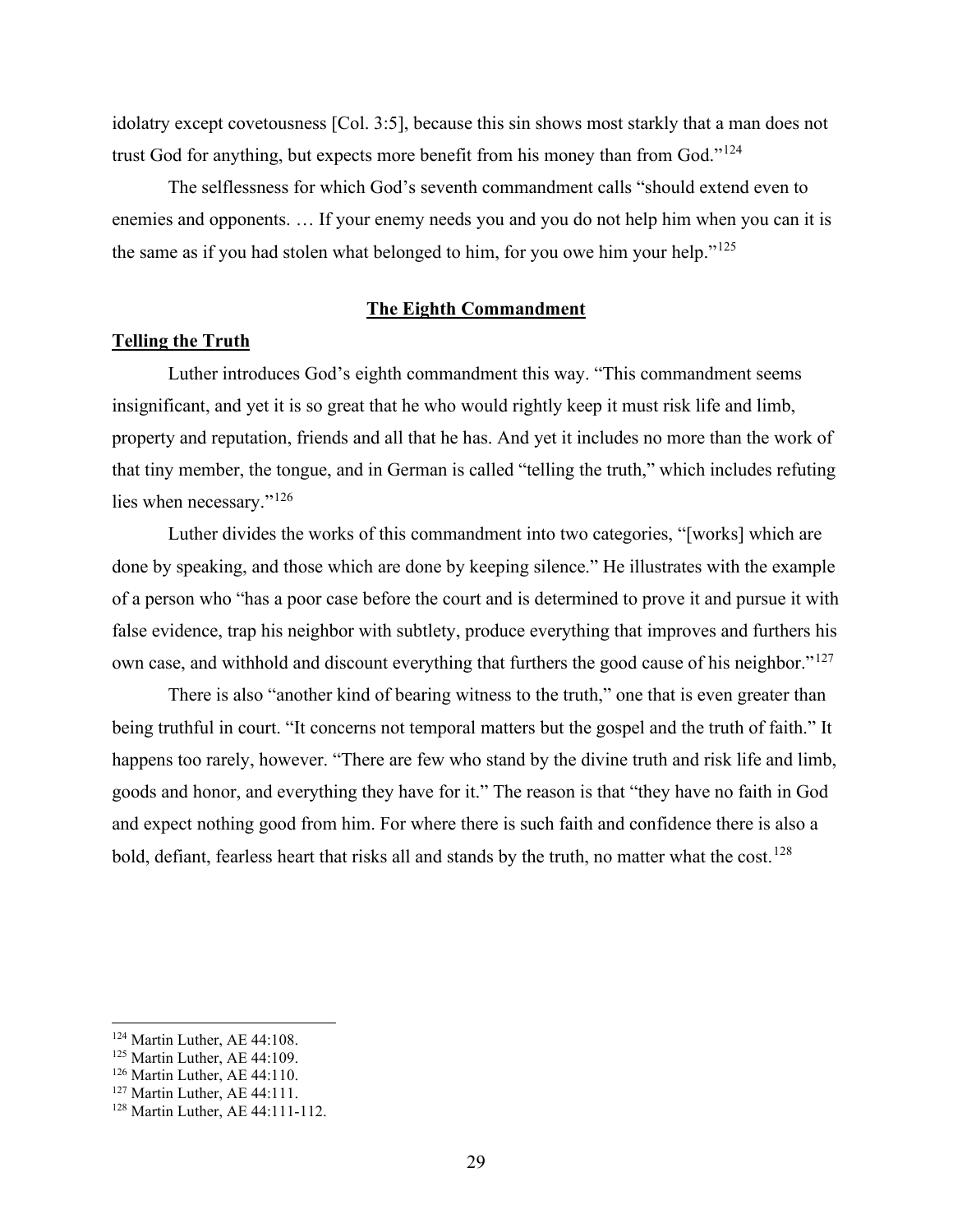idolatry except covetousness [Col. 3:5], because this sin shows most starkly that a man does not trust God for anything, but expects more benefit from his money than from God."[124]

The selflessness for which God's seventh commandment calls "should extend even to enemies and opponents. … If your enemy needs you and you do not help him when you can it is the same as if you had stolen what belonged to him, for you owe him your help."[125]

## The Eighth Commandment

### Telling the Truth

Luther introduces God's eighth commandment this way. "This commandment seems insignificant, and yet it is so great that he who would rightly keep it must risk life and limb, property and reputation, friends and all that he has. And yet it includes no more than the work of that tiny member, the tongue, and in German is called "telling the truth," which includes refuting lies when necessary."[126]

Luther divides the works of this commandment into two categories, "[works] which are done by speaking, and those which are done by keeping silence." He illustrates with the example of a person who "has a poor case before the court and is determined to prove it and pursue it with false evidence, trap his neighbor with subtlety, produce everything that improves and furthers his own case, and withhold and discount everything that furthers the good cause of his neighbor."[127]

There is also "another kind of bearing witness to the truth," one that is even greater than being truthful in court. "It concerns not temporal matters but the gospel and the truth of faith." It happens too rarely, however. "There are few who stand by the divine truth and risk life and limb, goods and honor, and everything they have for it." The reason is that "they have no faith in God and expect nothing good from him. For where there is such faith and confidence there is also a bold, defiant, fearless heart that risks all and stands by the truth, no matter what the cost.[128]

---

[124] Martin Luther, AE 44:108.
[125] Martin Luther, AE 44:109.
[126] Martin Luther, AE 44:110.
[127] Martin Luther, AE 44:111.
[128] Martin Luther, AE 44:111-112.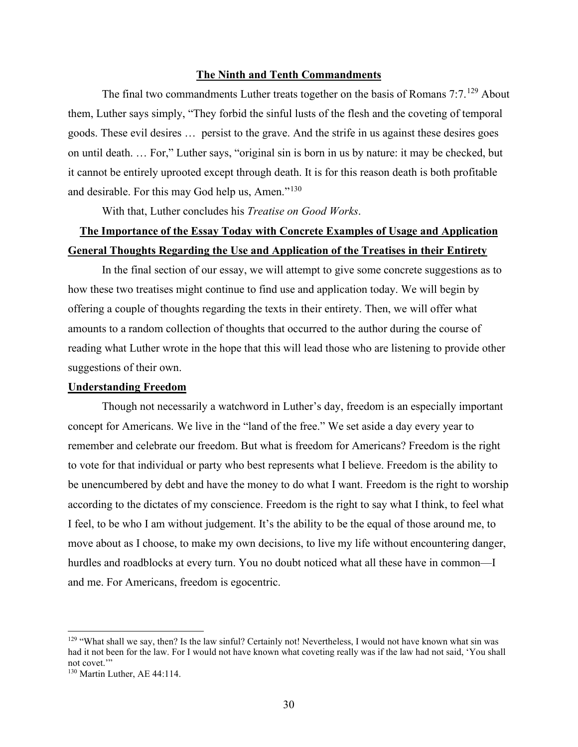## The Ninth and Tenth Commandments

The final two commandments Luther treats together on the basis of Romans 7:7.[129] About them, Luther says simply, "They forbid the sinful lusts of the flesh and the coveting of temporal goods. These evil desires … persist to the grave. And the strife in us against these desires goes on until death. … For," Luther says, "original sin is born in us by nature: it may be checked, but it cannot be entirely uprooted except through death. It is for this reason death is both profitable and desirable. For this may God help us, Amen."[130]

With that, Luther concludes his *Treatise on Good Works*.

## The Importance of the Essay Today with Concrete Examples of Usage and Application

## General Thoughts Regarding the Use and Application of the Treatises in their Entirety

In the final section of our essay, we will attempt to give some concrete suggestions as to how these two treatises might continue to find use and application today. We will begin by offering a couple of thoughts regarding the texts in their entirety. Then, we will offer what amounts to a random collection of thoughts that occurred to the author during the course of reading what Luther wrote in the hope that this will lead those who are listening to provide other suggestions of their own.

### Understanding Freedom

Though not necessarily a watchword in Luther's day, freedom is an especially important concept for Americans. We live in the "land of the free." We set aside a day every year to remember and celebrate our freedom. But what is freedom for Americans? Freedom is the right to vote for that individual or party who best represents what I believe. Freedom is the ability to be unencumbered by debt and have the money to do what I want. Freedom is the right to worship according to the dictates of my conscience. Freedom is the right to say what I think, to feel what I feel, to be who I am without judgement. It's the ability to be the equal of those around me, to move about as I choose, to make my own decisions, to live my life without encountering danger, hurdles and roadblocks at every turn. You no doubt noticed what all these have in common—I and me. For Americans, freedom is egocentric.

---

[129] "What shall we say, then? Is the law sinful? Certainly not! Nevertheless, I would not have known what sin was had it not been for the law. For I would not have known what coveting really was if the law had not said, 'You shall not covet.'"

[130] Martin Luther, AE 44:114.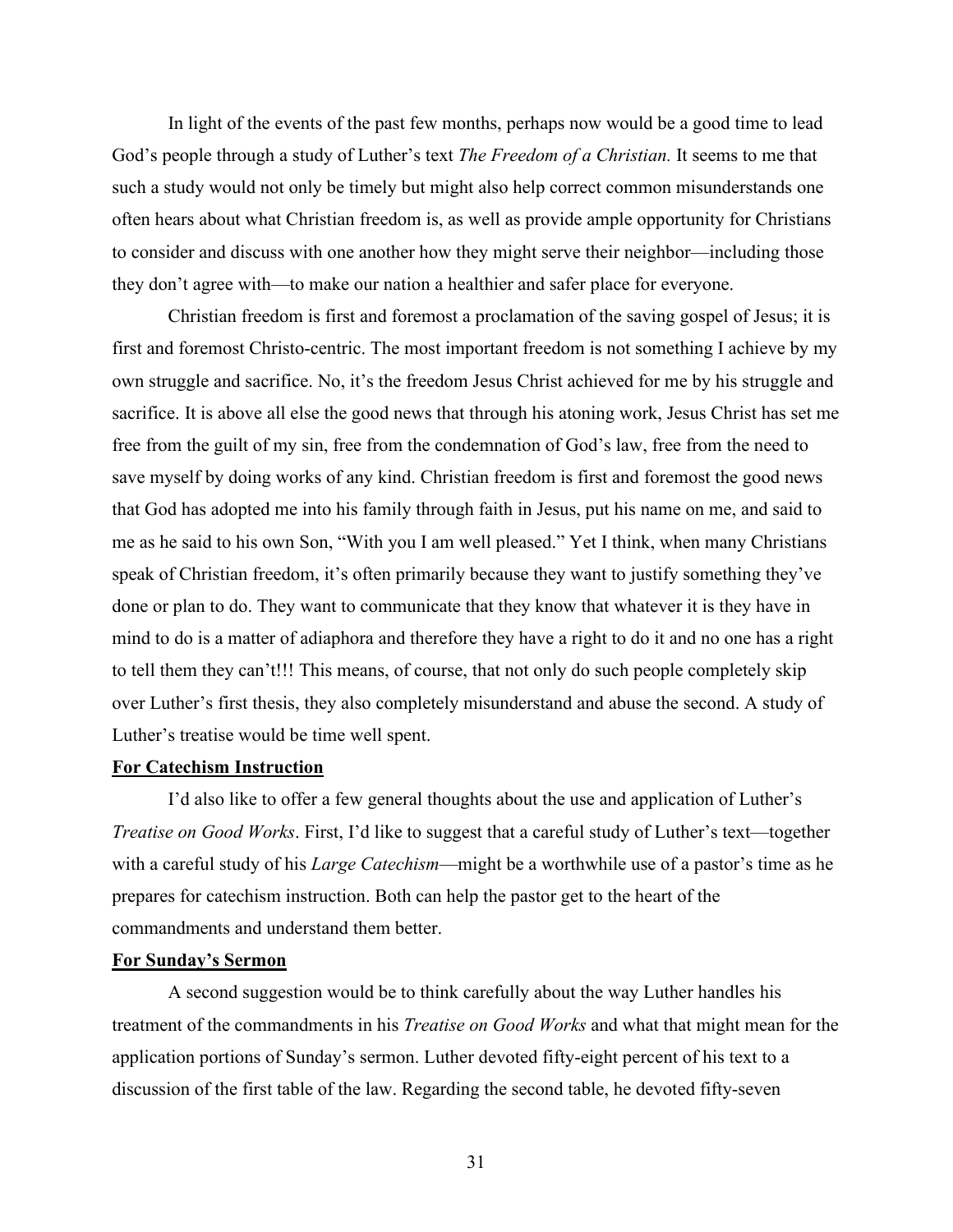In light of the events of the past few months, perhaps now would be a good time to lead God's people through a study of Luther's text *The Freedom of a Christian.* It seems to me that such a study would not only be timely but might also help correct common misunderstands one often hears about what Christian freedom is, as well as provide ample opportunity for Christians to consider and discuss with one another how they might serve their neighbor—including those they don't agree with—to make our nation a healthier and safer place for everyone.

Christian freedom is first and foremost a proclamation of the saving gospel of Jesus; it is first and foremost Christo-centric. The most important freedom is not something I achieve by my own struggle and sacrifice. No, it's the freedom Jesus Christ achieved for me by his struggle and sacrifice. It is above all else the good news that through his atoning work, Jesus Christ has set me free from the guilt of my sin, free from the condemnation of God's law, free from the need to save myself by doing works of any kind. Christian freedom is first and foremost the good news that God has adopted me into his family through faith in Jesus, put his name on me, and said to me as he said to his own Son, "With you I am well pleased." Yet I think, when many Christians speak of Christian freedom, it's often primarily because they want to justify something they've done or plan to do. They want to communicate that they know that whatever it is they have in mind to do is a matter of adiaphora and therefore they have a right to do it and no one has a right to tell them they can't!!! This means, of course, that not only do such people completely skip over Luther's first thesis, they also completely misunderstand and abuse the second. A study of Luther's treatise would be time well spent.

**For Catechism Instruction**

I'd also like to offer a few general thoughts about the use and application of Luther's *Treatise on Good Works*. First, I'd like to suggest that a careful study of Luther's text—together with a careful study of his *Large Catechism*—might be a worthwhile use of a pastor's time as he prepares for catechism instruction. Both can help the pastor get to the heart of the commandments and understand them better.

**For Sunday's Sermon**

A second suggestion would be to think carefully about the way Luther handles his treatment of the commandments in his *Treatise on Good Works* and what that might mean for the application portions of Sunday's sermon. Luther devoted fifty-eight percent of his text to a discussion of the first table of the law. Regarding the second table, he devoted fifty-seven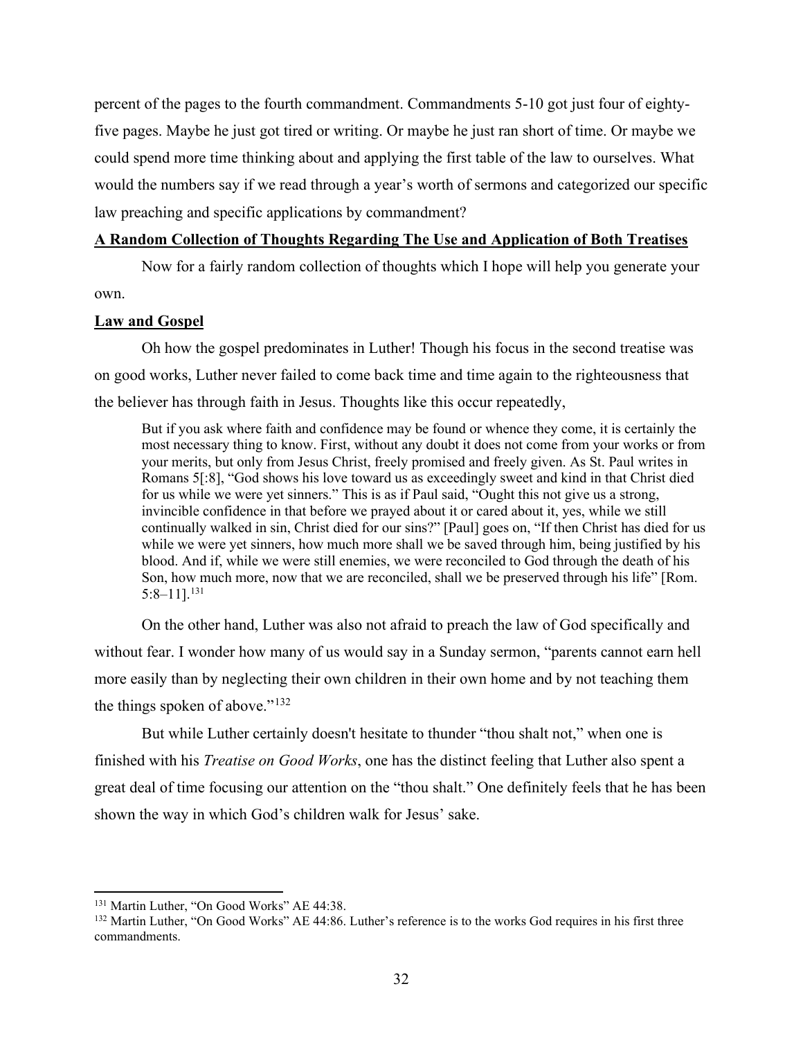percent of the pages to the fourth commandment. Commandments 5-10 got just four of eighty-five pages. Maybe he just got tired or writing. Or maybe he just ran short of time. Or maybe we could spend more time thinking about and applying the first table of the law to ourselves. What would the numbers say if we read through a year's worth of sermons and categorized our specific law preaching and specific applications by commandment?

## A Random Collection of Thoughts Regarding The Use and Application of Both Treatises

Now for a fairly random collection of thoughts which I hope will help you generate your own.

## Law and Gospel

Oh how the gospel predominates in Luther! Though his focus in the second treatise was on good works, Luther never failed to come back time and time again to the righteousness that the believer has through faith in Jesus. Thoughts like this occur repeatedly,

> But if you ask where faith and confidence may be found or whence they come, it is certainly the most necessary thing to know. First, without any doubt it does not come from your works or from your merits, but only from Jesus Christ, freely promised and freely given. As St. Paul writes in Romans 5[:8], "God shows his love toward us as exceedingly sweet and kind in that Christ died for us while we were yet sinners." This is as if Paul said, "Ought this not give us a strong, invincible confidence in that before we prayed about it or cared about it, yes, while we still continually walked in sin, Christ died for our sins?" [Paul] goes on, "If then Christ has died for us while we were yet sinners, how much more shall we be saved through him, being justified by his blood. And if, while we were still enemies, we were reconciled to God through the death of his Son, how much more, now that we are reconciled, shall we be preserved through his life" [Rom. 5:8–11].[131]

On the other hand, Luther was also not afraid to preach the law of God specifically and without fear. I wonder how many of us would say in a Sunday sermon, "parents cannot earn hell more easily than by neglecting their own children in their own home and by not teaching them the things spoken of above."[132]

But while Luther certainly doesn't hesitate to thunder "thou shalt not," when one is finished with his *Treatise on Good Works*, one has the distinct feeling that Luther also spent a great deal of time focusing our attention on the "thou shalt." One definitely feels that he has been shown the way in which God's children walk for Jesus' sake.

---

[131] Martin Luther, "On Good Works" AE 44:38.

[132] Martin Luther, "On Good Works" AE 44:86. Luther's reference is to the works God requires in his first three commandments.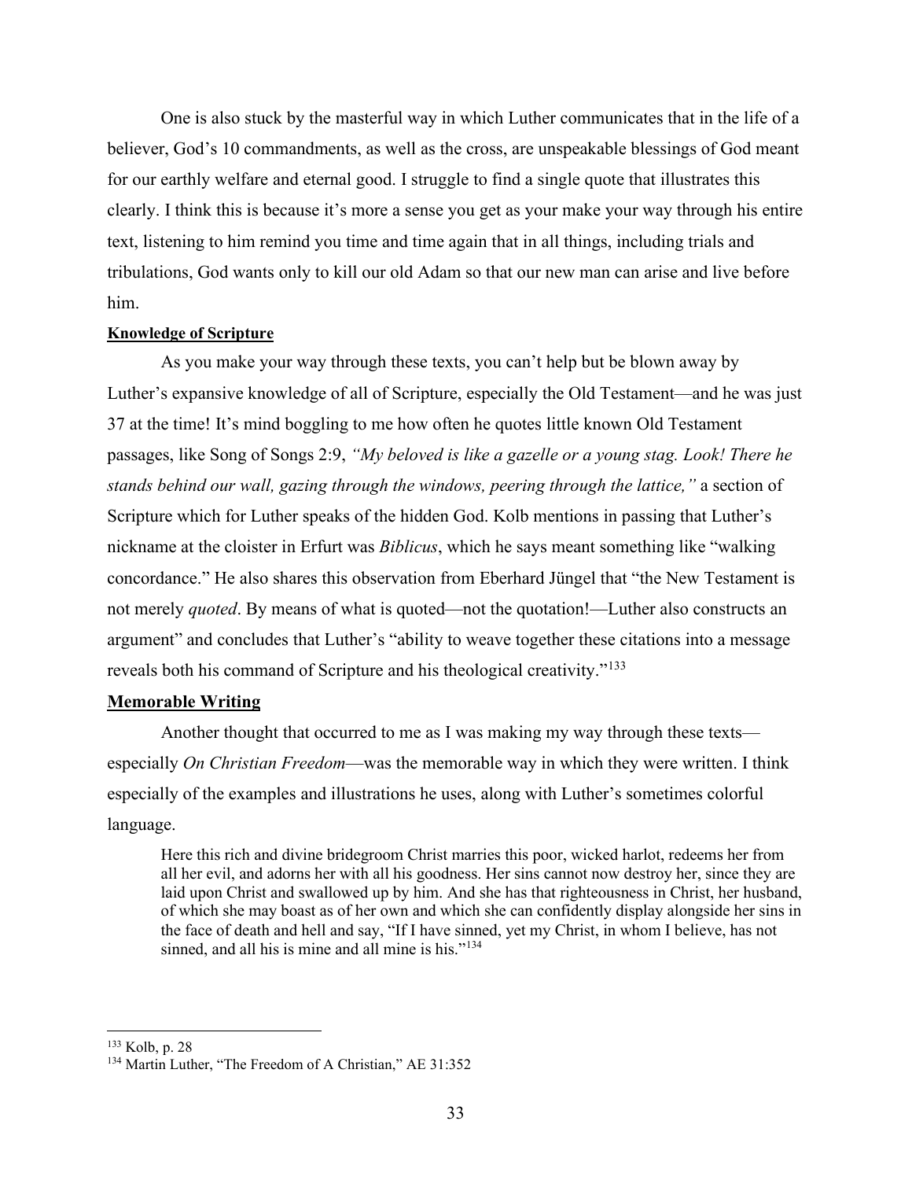One is also stuck by the masterful way in which Luther communicates that in the life of a believer, God's 10 commandments, as well as the cross, are unspeakable blessings of God meant for our earthly welfare and eternal good. I struggle to find a single quote that illustrates this clearly. I think this is because it's more a sense you get as your make your way through his entire text, listening to him remind you time and time again that in all things, including trials and tribulations, God wants only to kill our old Adam so that our new man can arise and live before him.

**Knowledge of Scripture**

As you make your way through these texts, you can't help but be blown away by Luther's expansive knowledge of all of Scripture, especially the Old Testament—and he was just 37 at the time! It's mind boggling to me how often he quotes little known Old Testament passages, like Song of Songs 2:9, *"My beloved is like a gazelle or a young stag. Look! There he stands behind our wall, gazing through the windows, peering through the lattice,"* a section of Scripture which for Luther speaks of the hidden God. Kolb mentions in passing that Luther's nickname at the cloister in Erfurt was *Biblicus*, which he says meant something like "walking concordance." He also shares this observation from Eberhard Jüngel that "the New Testament is not merely *quoted*. By means of what is quoted—not the quotation!—Luther also constructs an argument" and concludes that Luther's "ability to weave together these citations into a message reveals both his command of Scripture and his theological creativity."[133]

**Memorable Writing**

Another thought that occurred to me as I was making my way through these texts—especially *On Christian Freedom*—was the memorable way in which they were written. I think especially of the examples and illustrations he uses, along with Luther's sometimes colorful language.

> Here this rich and divine bridegroom Christ marries this poor, wicked harlot, redeems her from all her evil, and adorns her with all his goodness. Her sins cannot now destroy her, since they are laid upon Christ and swallowed up by him. And she has that righteousness in Christ, her husband, of which she may boast as of her own and which she can confidently display alongside her sins in the face of death and hell and say, "If I have sinned, yet my Christ, in whom I believe, has not sinned, and all his is mine and all mine is his."[134]

---

[133] Kolb, p. 28

[134] Martin Luther, "The Freedom of A Christian," AE 31:352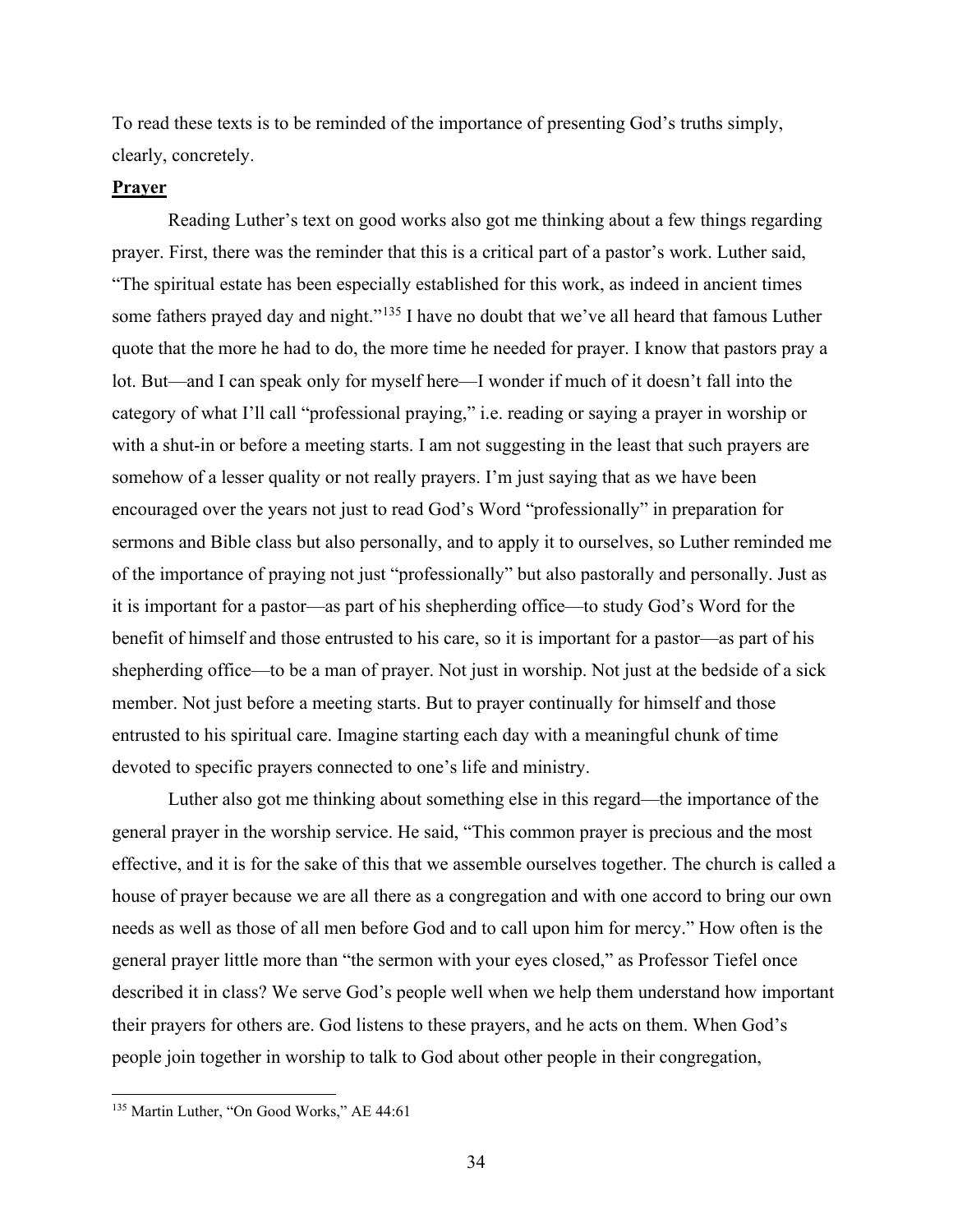To read these texts is to be reminded of the importance of presenting God's truths simply, clearly, concretely.

**Prayer**

Reading Luther's text on good works also got me thinking about a few things regarding prayer. First, there was the reminder that this is a critical part of a pastor's work. Luther said, "The spiritual estate has been especially established for this work, as indeed in ancient times some fathers prayed day and night."[135] I have no doubt that we've all heard that famous Luther quote that the more he had to do, the more time he needed for prayer. I know that pastors pray a lot. But—and I can speak only for myself here—I wonder if much of it doesn't fall into the category of what I'll call "professional praying," i.e. reading or saying a prayer in worship or with a shut-in or before a meeting starts. I am not suggesting in the least that such prayers are somehow of a lesser quality or not really prayers. I'm just saying that as we have been encouraged over the years not just to read God's Word "professionally" in preparation for sermons and Bible class but also personally, and to apply it to ourselves, so Luther reminded me of the importance of praying not just "professionally" but also pastorally and personally. Just as it is important for a pastor—as part of his shepherding office—to study God's Word for the benefit of himself and those entrusted to his care, so it is important for a pastor—as part of his shepherding office—to be a man of prayer. Not just in worship. Not just at the bedside of a sick member. Not just before a meeting starts. But to prayer continually for himself and those entrusted to his spiritual care. Imagine starting each day with a meaningful chunk of time devoted to specific prayers connected to one's life and ministry.

Luther also got me thinking about something else in this regard—the importance of the general prayer in the worship service. He said, "This common prayer is precious and the most effective, and it is for the sake of this that we assemble ourselves together. The church is called a house of prayer because we are all there as a congregation and with one accord to bring our own needs as well as those of all men before God and to call upon him for mercy." How often is the general prayer little more than "the sermon with your eyes closed," as Professor Tiefel once described it in class? We serve God's people well when we help them understand how important their prayers for others are. God listens to these prayers, and he acts on them. When God's people join together in worship to talk to God about other people in their congregation,

[135] Martin Luther, "On Good Works," AE 44:61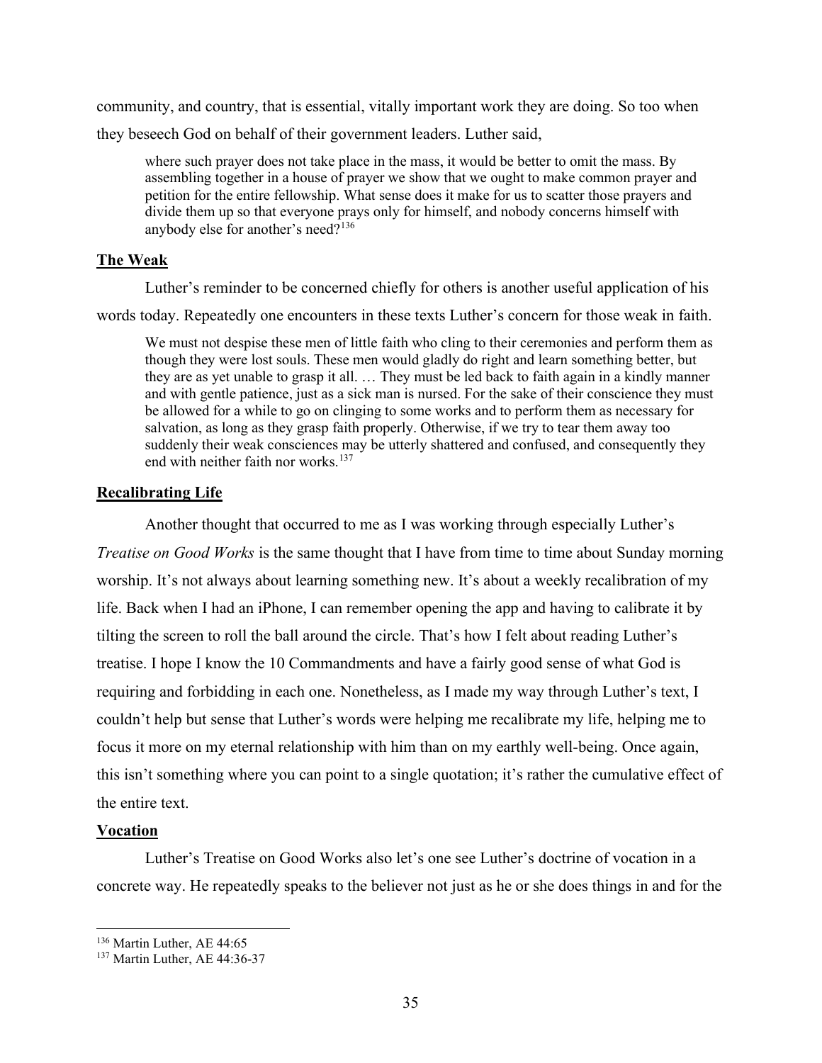community, and country, that is essential, vitally important work they are doing. So too when they beseech God on behalf of their government leaders. Luther said,

> where such prayer does not take place in the mass, it would be better to omit the mass. By assembling together in a house of prayer we show that we ought to make common prayer and petition for the entire fellowship. What sense does it make for us to scatter those prayers and divide them up so that everyone prays only for himself, and nobody concerns himself with anybody else for another's need?[136]

## The Weak

Luther's reminder to be concerned chiefly for others is another useful application of his words today. Repeatedly one encounters in these texts Luther's concern for those weak in faith.

> We must not despise these men of little faith who cling to their ceremonies and perform them as though they were lost souls. These men would gladly do right and learn something better, but they are as yet unable to grasp it all. … They must be led back to faith again in a kindly manner and with gentle patience, just as a sick man is nursed. For the sake of their conscience they must be allowed for a while to go on clinging to some works and to perform them as necessary for salvation, as long as they grasp faith properly. Otherwise, if we try to tear them away too suddenly their weak consciences may be utterly shattered and confused, and consequently they end with neither faith nor works.[137]

## Recalibrating Life

Another thought that occurred to me as I was working through especially Luther's *Treatise on Good Works* is the same thought that I have from time to time about Sunday morning worship. It's not always about learning something new. It's about a weekly recalibration of my life. Back when I had an iPhone, I can remember opening the app and having to calibrate it by tilting the screen to roll the ball around the circle. That's how I felt about reading Luther's treatise. I hope I know the 10 Commandments and have a fairly good sense of what God is requiring and forbidding in each one. Nonetheless, as I made my way through Luther's text, I couldn't help but sense that Luther's words were helping me recalibrate my life, helping me to focus it more on my eternal relationship with him than on my earthly well-being. Once again, this isn't something where you can point to a single quotation; it's rather the cumulative effect of the entire text.

## Vocation

Luther's Treatise on Good Works also let's one see Luther's doctrine of vocation in a concrete way. He repeatedly speaks to the believer not just as he or she does things in and for the

---

[136] Martin Luther, AE 44:65

[137] Martin Luther, AE 44:36-37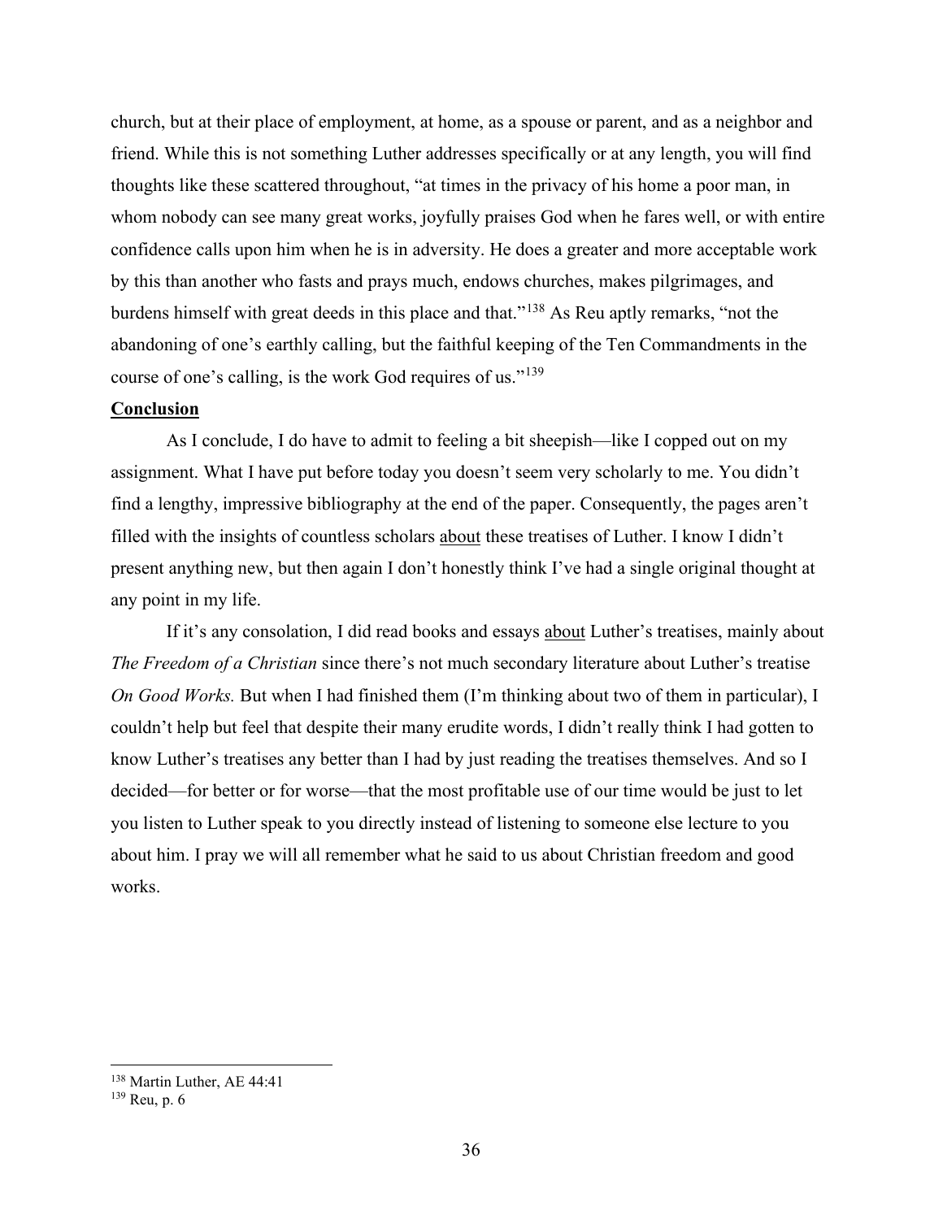church, but at their place of employment, at home, as a spouse or parent, and as a neighbor and friend. While this is not something Luther addresses specifically or at any length, you will find thoughts like these scattered throughout, "at times in the privacy of his home a poor man, in whom nobody can see many great works, joyfully praises God when he fares well, or with entire confidence calls upon him when he is in adversity. He does a greater and more acceptable work by this than another who fasts and prays much, endows churches, makes pilgrimages, and burdens himself with great deeds in this place and that."[138] As Reu aptly remarks, "not the abandoning of one's earthly calling, but the faithful keeping of the Ten Commandments in the course of one's calling, is the work God requires of us."[139]

**<u>Conclusion</u>**

As I conclude, I do have to admit to feeling a bit sheepish—like I copped out on my assignment. What I have put before today you doesn't seem very scholarly to me. You didn't find a lengthy, impressive bibliography at the end of the paper. Consequently, the pages aren't filled with the insights of countless scholars <u>about</u> these treatises of Luther. I know I didn't present anything new, but then again I don't honestly think I've had a single original thought at any point in my life.

If it's any consolation, I did read books and essays <u>about</u> Luther's treatises, mainly about *The Freedom of a Christian* since there's not much secondary literature about Luther's treatise *On Good Works.* But when I had finished them (I'm thinking about two of them in particular), I couldn't help but feel that despite their many erudite words, I didn't really think I had gotten to know Luther's treatises any better than I had by just reading the treatises themselves. And so I decided—for better or for worse—that the most profitable use of our time would be just to let you listen to Luther speak to you directly instead of listening to someone else lecture to you about him. I pray we will all remember what he said to us about Christian freedom and good works.

---

[138] Martin Luther, AE 44:41

[139] Reu, p. 6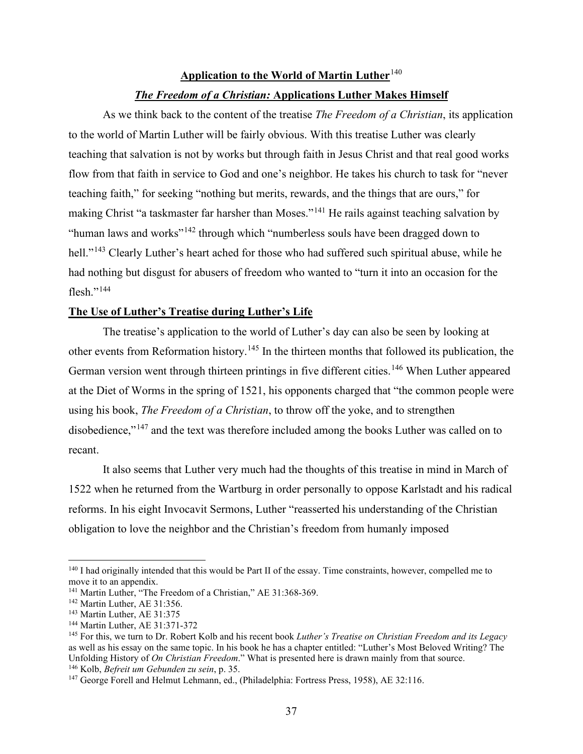## Application to the World of Martin Luther[140]

### *The Freedom of a Christian:* Applications Luther Makes Himself

As we think back to the content of the treatise *The Freedom of a Christian*, its application to the world of Martin Luther will be fairly obvious. With this treatise Luther was clearly teaching that salvation is not by works but through faith in Jesus Christ and that real good works flow from that faith in service to God and one's neighbor. He takes his church to task for "never teaching faith," for seeking "nothing but merits, rewards, and the things that are ours," for making Christ "a taskmaster far harsher than Moses."[141] He rails against teaching salvation by "human laws and works"[142] through which "numberless souls have been dragged down to hell."[143] Clearly Luther's heart ached for those who had suffered such spiritual abuse, while he had nothing but disgust for abusers of freedom who wanted to "turn it into an occasion for the flesh."[144]

### The Use of Luther's Treatise during Luther's Life

The treatise's application to the world of Luther's day can also be seen by looking at other events from Reformation history.[145] In the thirteen months that followed its publication, the German version went through thirteen printings in five different cities.[146] When Luther appeared at the Diet of Worms in the spring of 1521, his opponents charged that "the common people were using his book, *The Freedom of a Christian*, to throw off the yoke, and to strengthen disobedience,"[147] and the text was therefore included among the books Luther was called on to recant.

It also seems that Luther very much had the thoughts of this treatise in mind in March of 1522 when he returned from the Wartburg in order personally to oppose Karlstadt and his radical reforms. In his eight Invocavit Sermons, Luther "reasserted his understanding of the Christian obligation to love the neighbor and the Christian's freedom from humanly imposed

---

[140] I had originally intended that this would be Part II of the essay. Time constraints, however, compelled me to move it to an appendix.

[141] Martin Luther, "The Freedom of a Christian," AE 31:368-369.

[142] Martin Luther, AE 31:356.

[143] Martin Luther, AE 31:375

[144] Martin Luther, AE 31:371-372

[145] For this, we turn to Dr. Robert Kolb and his recent book *Luther's Treatise on Christian Freedom and its Legacy* as well as his essay on the same topic. In his book he has a chapter entitled: "Luther's Most Beloved Writing? The Unfolding History of *On Christian Freedom*." What is presented here is drawn mainly from that source.

[146] Kolb, *Befreit um Gebunden zu sein*, p. 35.

[147] George Forell and Helmut Lehmann, ed., (Philadelphia: Fortress Press, 1958), AE 32:116.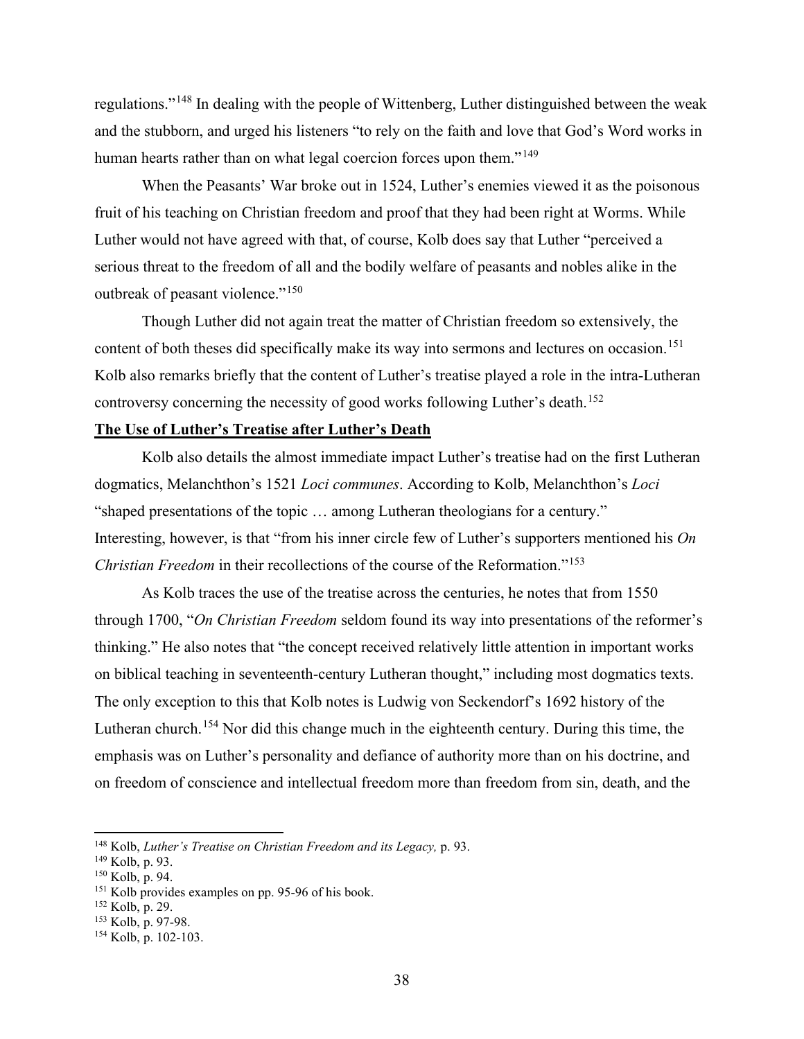regulations."[148] In dealing with the people of Wittenberg, Luther distinguished between the weak and the stubborn, and urged his listeners "to rely on the faith and love that God's Word works in human hearts rather than on what legal coercion forces upon them."[149]

When the Peasants' War broke out in 1524, Luther's enemies viewed it as the poisonous fruit of his teaching on Christian freedom and proof that they had been right at Worms. While Luther would not have agreed with that, of course, Kolb does say that Luther "perceived a serious threat to the freedom of all and the bodily welfare of peasants and nobles alike in the outbreak of peasant violence."[150]

Though Luther did not again treat the matter of Christian freedom so extensively, the content of both theses did specifically make its way into sermons and lectures on occasion.[151] Kolb also remarks briefly that the content of Luther's treatise played a role in the intra-Lutheran controversy concerning the necessity of good works following Luther's death.[152]

**The Use of Luther's Treatise after Luther's Death**

Kolb also details the almost immediate impact Luther's treatise had on the first Lutheran dogmatics, Melanchthon's 1521 *Loci communes*. According to Kolb, Melanchthon's *Loci* "shaped presentations of the topic … among Lutheran theologians for a century." Interesting, however, is that "from his inner circle few of Luther's supporters mentioned his *On Christian Freedom* in their recollections of the course of the Reformation."[153]

As Kolb traces the use of the treatise across the centuries, he notes that from 1550 through 1700, "*On Christian Freedom* seldom found its way into presentations of the reformer's thinking." He also notes that "the concept received relatively little attention in important works on biblical teaching in seventeenth-century Lutheran thought," including most dogmatics texts. The only exception to this that Kolb notes is Ludwig von Seckendorf's 1692 history of the Lutheran church.[154] Nor did this change much in the eighteenth century. During this time, the emphasis was on Luther's personality and defiance of authority more than on his doctrine, and on freedom of conscience and intellectual freedom more than freedom from sin, death, and the

---

[148] Kolb, *Luther's Treatise on Christian Freedom and its Legacy,* p. 93.
[149] Kolb, p. 93.
[150] Kolb, p. 94.
[151] Kolb provides examples on pp. 95-96 of his book.
[152] Kolb, p. 29.
[153] Kolb, p. 97-98.
[154] Kolb, p. 102-103.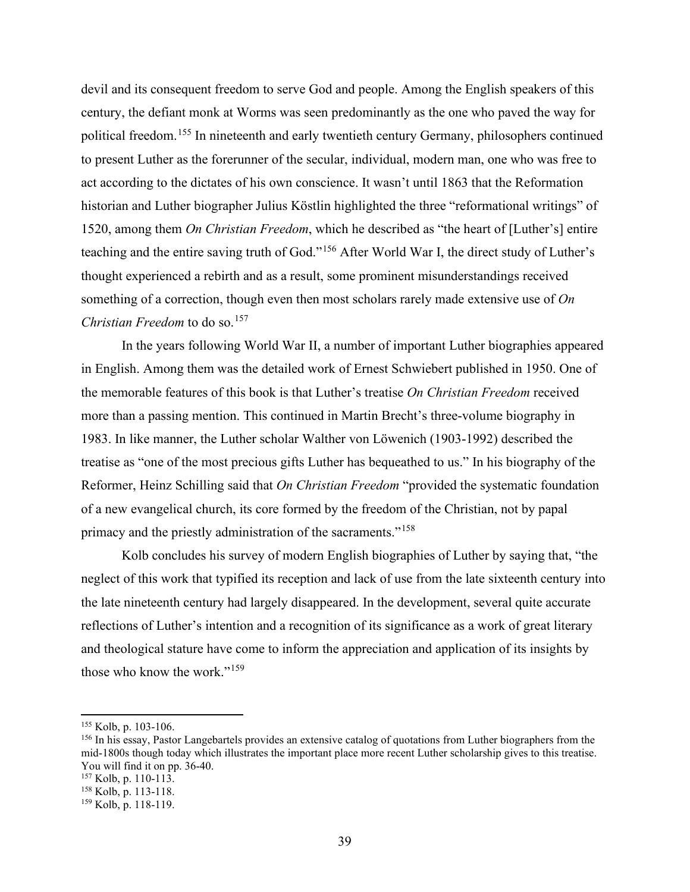devil and its consequent freedom to serve God and people. Among the English speakers of this century, the defiant monk at Worms was seen predominantly as the one who paved the way for political freedom.[155] In nineteenth and early twentieth century Germany, philosophers continued to present Luther as the forerunner of the secular, individual, modern man, one who was free to act according to the dictates of his own conscience. It wasn't until 1863 that the Reformation historian and Luther biographer Julius Köstlin highlighted the three "reformational writings" of 1520, among them *On Christian Freedom*, which he described as "the heart of [Luther's] entire teaching and the entire saving truth of God."[156] After World War I, the direct study of Luther's thought experienced a rebirth and as a result, some prominent misunderstandings received something of a correction, though even then most scholars rarely made extensive use of *On Christian Freedom* to do so.[157]

In the years following World War II, a number of important Luther biographies appeared in English. Among them was the detailed work of Ernest Schwiebert published in 1950. One of the memorable features of this book is that Luther's treatise *On Christian Freedom* received more than a passing mention. This continued in Martin Brecht's three-volume biography in 1983. In like manner, the Luther scholar Walther von Löwenich (1903-1992) described the treatise as "one of the most precious gifts Luther has bequeathed to us." In his biography of the Reformer, Heinz Schilling said that *On Christian Freedom* "provided the systematic foundation of a new evangelical church, its core formed by the freedom of the Christian, not by papal primacy and the priestly administration of the sacraments."[158]

Kolb concludes his survey of modern English biographies of Luther by saying that, "the neglect of this work that typified its reception and lack of use from the late sixteenth century into the late nineteenth century had largely disappeared. In the development, several quite accurate reflections of Luther's intention and a recognition of its significance as a work of great literary and theological stature have come to inform the appreciation and application of its insights by those who know the work."[159]

---

[155] Kolb, p. 103-106.

[156] In his essay, Pastor Langebartels provides an extensive catalog of quotations from Luther biographers from the mid-1800s though today which illustrates the important place more recent Luther scholarship gives to this treatise. You will find it on pp. 36-40.

[157] Kolb, p. 110-113.

[158] Kolb, p. 113-118.

[159] Kolb, p. 118-119.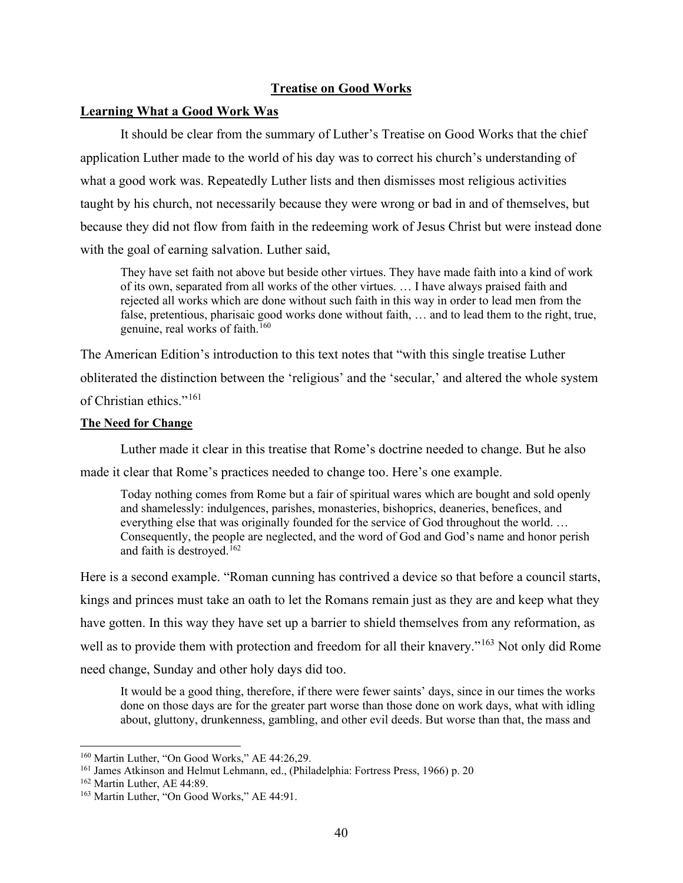## Treatise on Good Works

### Learning What a Good Work Was

It should be clear from the summary of Luther's Treatise on Good Works that the chief application Luther made to the world of his day was to correct his church's understanding of what a good work was. Repeatedly Luther lists and then dismisses most religious activities taught by his church, not necessarily because they were wrong or bad in and of themselves, but because they did not flow from faith in the redeeming work of Jesus Christ but were instead done with the goal of earning salvation. Luther said,

> They have set faith not above but beside other virtues. They have made faith into a kind of work of its own, separated from all works of the other virtues. … I have always praised faith and rejected all works which are done without such faith in this way in order to lead men from the false, pretentious, pharisaic good works done without faith, … and to lead them to the right, true, genuine, real works of faith.[160]

The American Edition's introduction to this text notes that "with this single treatise Luther obliterated the distinction between the 'religious' and the 'secular,' and altered the whole system of Christian ethics."[161]

### The Need for Change

Luther made it clear in this treatise that Rome's doctrine needed to change. But he also made it clear that Rome's practices needed to change too. Here's one example.

> Today nothing comes from Rome but a fair of spiritual wares which are bought and sold openly and shamelessly: indulgences, parishes, monasteries, bishoprics, deaneries, benefices, and everything else that was originally founded for the service of God throughout the world. … Consequently, the people are neglected, and the word of God and God's name and honor perish and faith is destroyed.[162]

Here is a second example. "Roman cunning has contrived a device so that before a council starts, kings and princes must take an oath to let the Romans remain just as they are and keep what they have gotten. In this way they have set up a barrier to shield themselves from any reformation, as well as to provide them with protection and freedom for all their knavery."[163] Not only did Rome need change, Sunday and other holy days did too.

> It would be a good thing, therefore, if there were fewer saints' days, since in our times the works done on those days are for the greater part worse than those done on work days, what with idling about, gluttony, drunkenness, gambling, and other evil deeds. But worse than that, the mass and

---

[160] Martin Luther, "On Good Works," AE 44:26,29.

[161] James Atkinson and Helmut Lehmann, ed., (Philadelphia: Fortress Press, 1966) p. 20

[162] Martin Luther, AE 44:89.

[163] Martin Luther, "On Good Works," AE 44:91.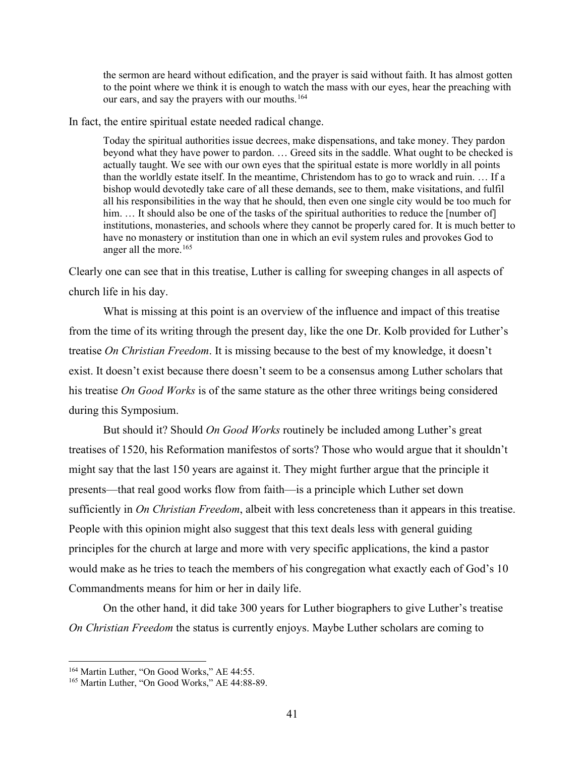> the sermon are heard without edification, and the prayer is said without faith. It has almost gotten to the point where we think it is enough to watch the mass with our eyes, hear the preaching with our ears, and say the prayers with our mouths.[164]

In fact, the entire spiritual estate needed radical change.

> Today the spiritual authorities issue decrees, make dispensations, and take money. They pardon beyond what they have power to pardon. … Greed sits in the saddle. What ought to be checked is actually taught. We see with our own eyes that the spiritual estate is more worldly in all points than the worldly estate itself. In the meantime, Christendom has to go to wrack and ruin. … If a bishop would devotedly take care of all these demands, see to them, make visitations, and fulfil all his responsibilities in the way that he should, then even one single city would be too much for him. … It should also be one of the tasks of the spiritual authorities to reduce the [number of] institutions, monasteries, and schools where they cannot be properly cared for. It is much better to have no monastery or institution than one in which an evil system rules and provokes God to anger all the more.[165]

Clearly one can see that in this treatise, Luther is calling for sweeping changes in all aspects of church life in his day.

What is missing at this point is an overview of the influence and impact of this treatise from the time of its writing through the present day, like the one Dr. Kolb provided for Luther's treatise *On Christian Freedom*. It is missing because to the best of my knowledge, it doesn't exist. It doesn't exist because there doesn't seem to be a consensus among Luther scholars that his treatise *On Good Works* is of the same stature as the other three writings being considered during this Symposium.

But should it? Should *On Good Works* routinely be included among Luther's great treatises of 1520, his Reformation manifestos of sorts? Those who would argue that it shouldn't might say that the last 150 years are against it. They might further argue that the principle it presents—that real good works flow from faith—is a principle which Luther set down sufficiently in *On Christian Freedom*, albeit with less concreteness than it appears in this treatise. People with this opinion might also suggest that this text deals less with general guiding principles for the church at large and more with very specific applications, the kind a pastor would make as he tries to teach the members of his congregation what exactly each of God's 10 Commandments means for him or her in daily life.

On the other hand, it did take 300 years for Luther biographers to give Luther's treatise *On Christian Freedom* the status is currently enjoys. Maybe Luther scholars are coming to

---

[164] Martin Luther, "On Good Works," AE 44:55.

[165] Martin Luther, "On Good Works," AE 44:88-89.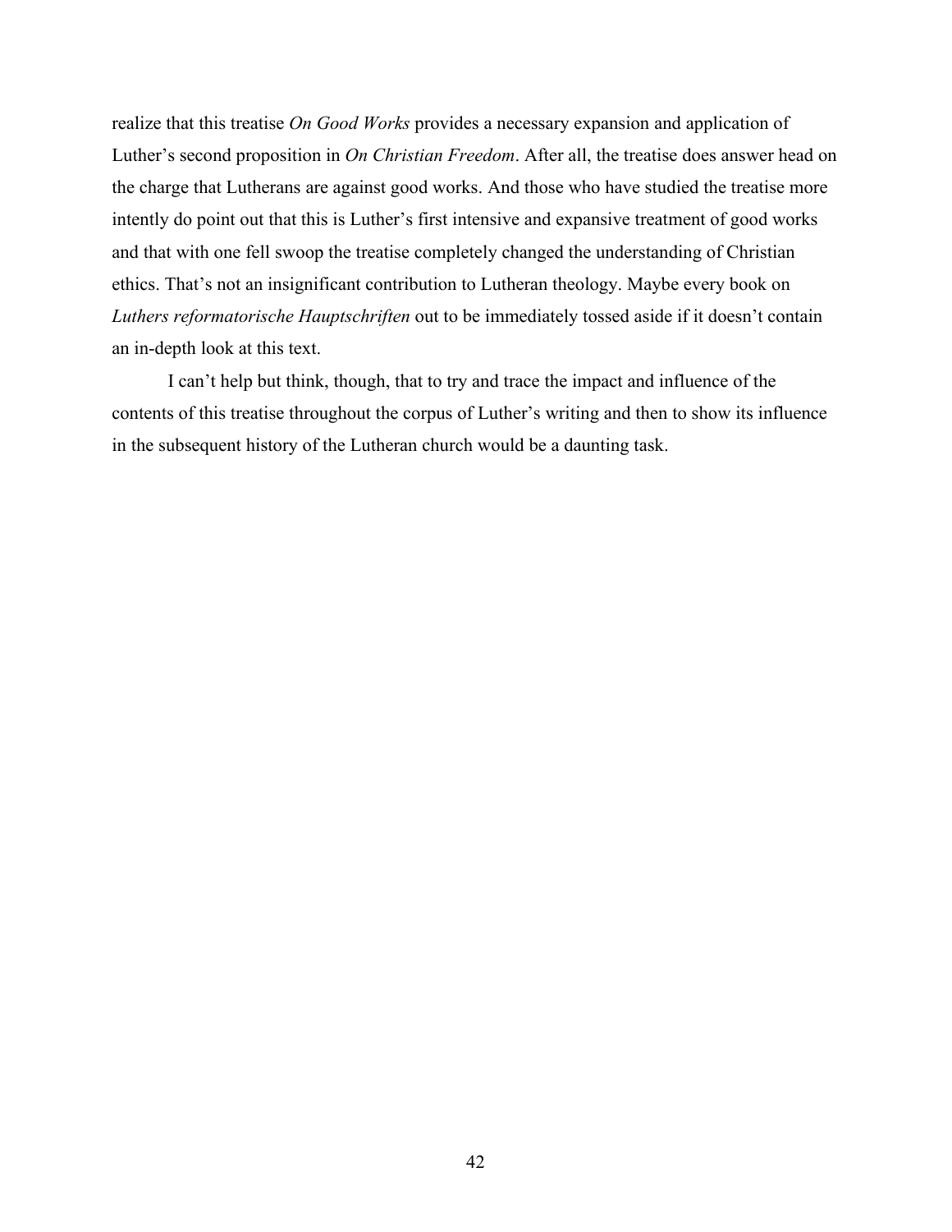realize that this treatise *On Good Works* provides a necessary expansion and application of Luther's second proposition in *On Christian Freedom*. After all, the treatise does answer head on the charge that Lutherans are against good works. And those who have studied the treatise more intently do point out that this is Luther's first intensive and expansive treatment of good works and that with one fell swoop the treatise completely changed the understanding of Christian ethics. That's not an insignificant contribution to Lutheran theology. Maybe every book on *Luthers reformatorische Hauptschriften* out to be immediately tossed aside if it doesn't contain an in-depth look at this text.

I can't help but think, though, that to try and trace the impact and influence of the contents of this treatise throughout the corpus of Luther's writing and then to show its influence in the subsequent history of the Lutheran church would be a daunting task.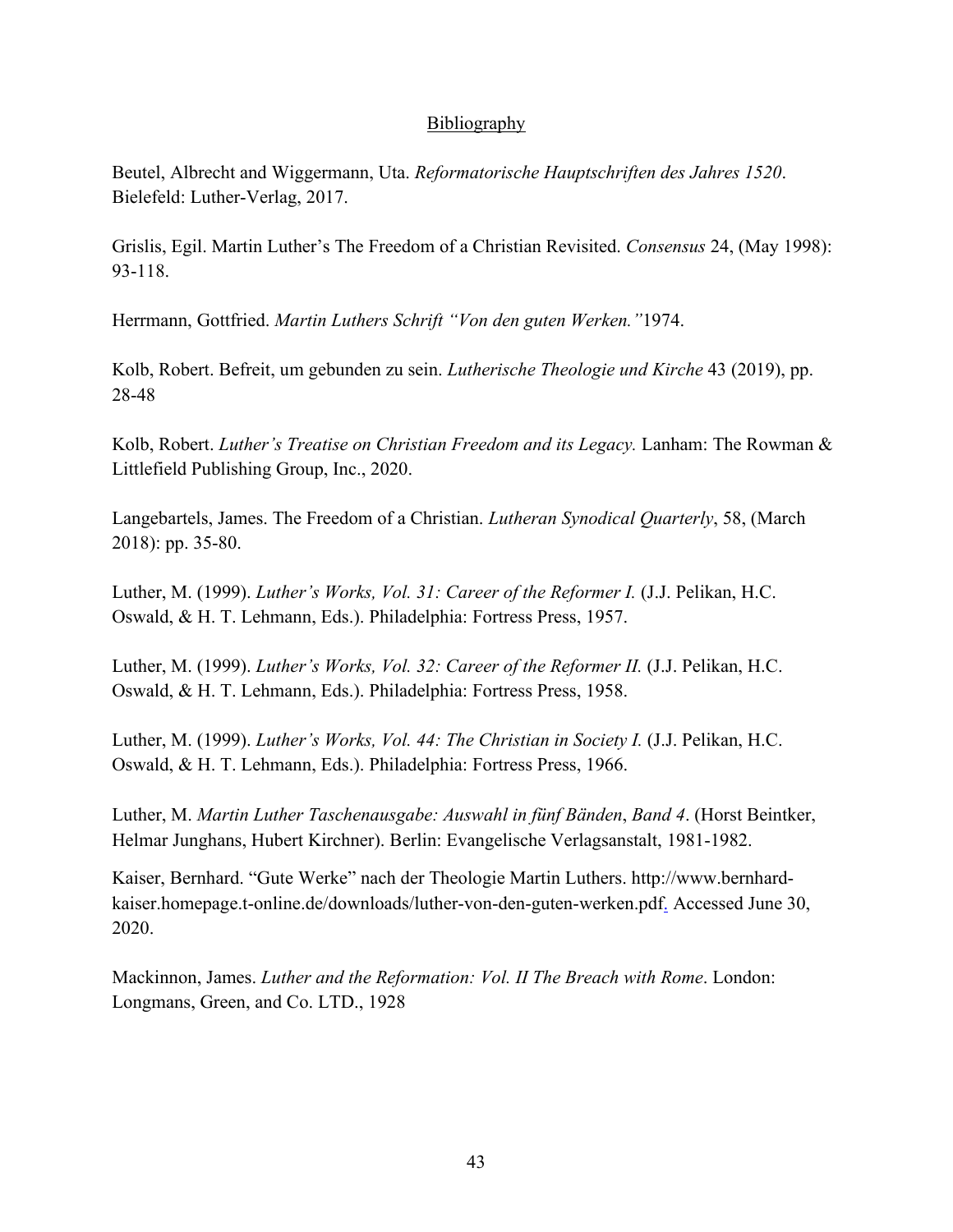# Bibliography

Beutel, Albrecht and Wiggermann, Uta. *Reformatorische Hauptschriften des Jahres 1520*. Bielefeld: Luther-Verlag, 2017.

Grislis, Egil. Martin Luther's The Freedom of a Christian Revisited. *Consensus* 24, (May 1998): 93-118.

Herrmann, Gottfried. *Martin Luthers Schrift "Von den guten Werken."* 1974.

Kolb, Robert. Befreit, um gebunden zu sein. *Lutherische Theologie und Kirche* 43 (2019), pp. 28-48

Kolb, Robert. *Luther's Treatise on Christian Freedom and its Legacy.* Lanham: The Rowman & Littlefield Publishing Group, Inc., 2020.

Langebartels, James. The Freedom of a Christian. *Lutheran Synodical Quarterly*, 58, (March 2018): pp. 35-80.

Luther, M. (1999). *Luther's Works, Vol. 31: Career of the Reformer I.* (J.J. Pelikan, H.C. Oswald, & H. T. Lehmann, Eds.). Philadelphia: Fortress Press, 1957.

Luther, M. (1999). *Luther's Works, Vol. 32: Career of the Reformer II.* (J.J. Pelikan, H.C. Oswald, & H. T. Lehmann, Eds.). Philadelphia: Fortress Press, 1958.

Luther, M. (1999). *Luther's Works, Vol. 44: The Christian in Society I.* (J.J. Pelikan, H.C. Oswald, & H. T. Lehmann, Eds.). Philadelphia: Fortress Press, 1966.

Luther, M. *Martin Luther Taschenausgabe: Auswahl in fünf Bänden*, *Band 4*. (Horst Beintker, Helmar Junghans, Hubert Kirchner). Berlin: Evangelische Verlagsanstalt, 1981-1982.

Kaiser, Bernhard. "Gute Werke" nach der Theologie Martin Luthers. http://www.bernhard-kaiser.homepage.t-online.de/downloads/luther-von-den-guten-werken.pdf. Accessed June 30, 2020.

Mackinnon, James. *Luther and the Reformation: Vol. II The Breach with Rome*. London: Longmans, Green, and Co. LTD., 1928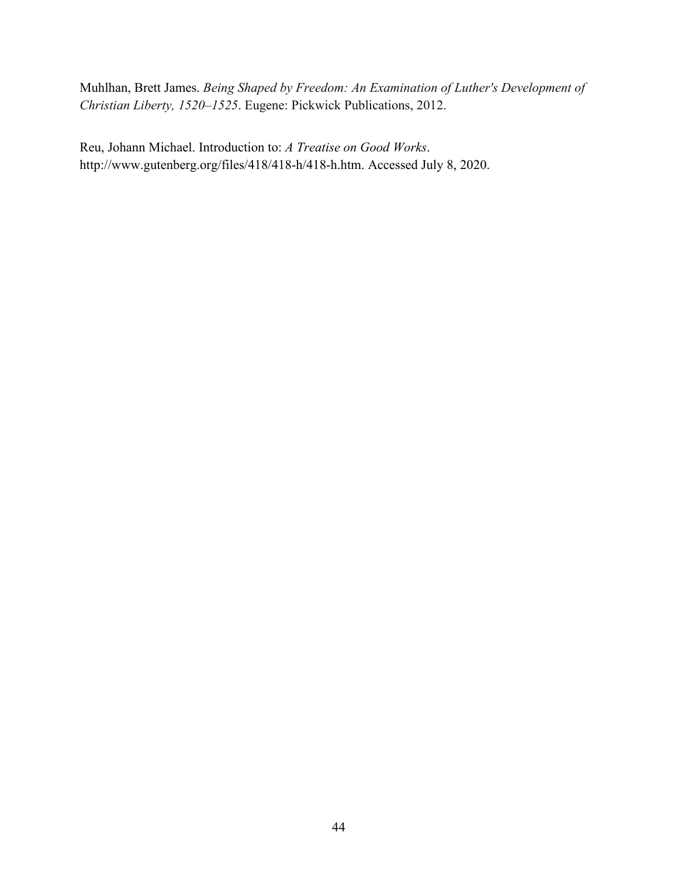Muhlhan, Brett James. *Being Shaped by Freedom: An Examination of Luther's Development of Christian Liberty, 1520–1525*. Eugene: Pickwick Publications, 2012.

Reu, Johann Michael. Introduction to: *A Treatise on Good Works*. http://www.gutenberg.org/files/418/418-h/418-h.htm. Accessed July 8, 2020.